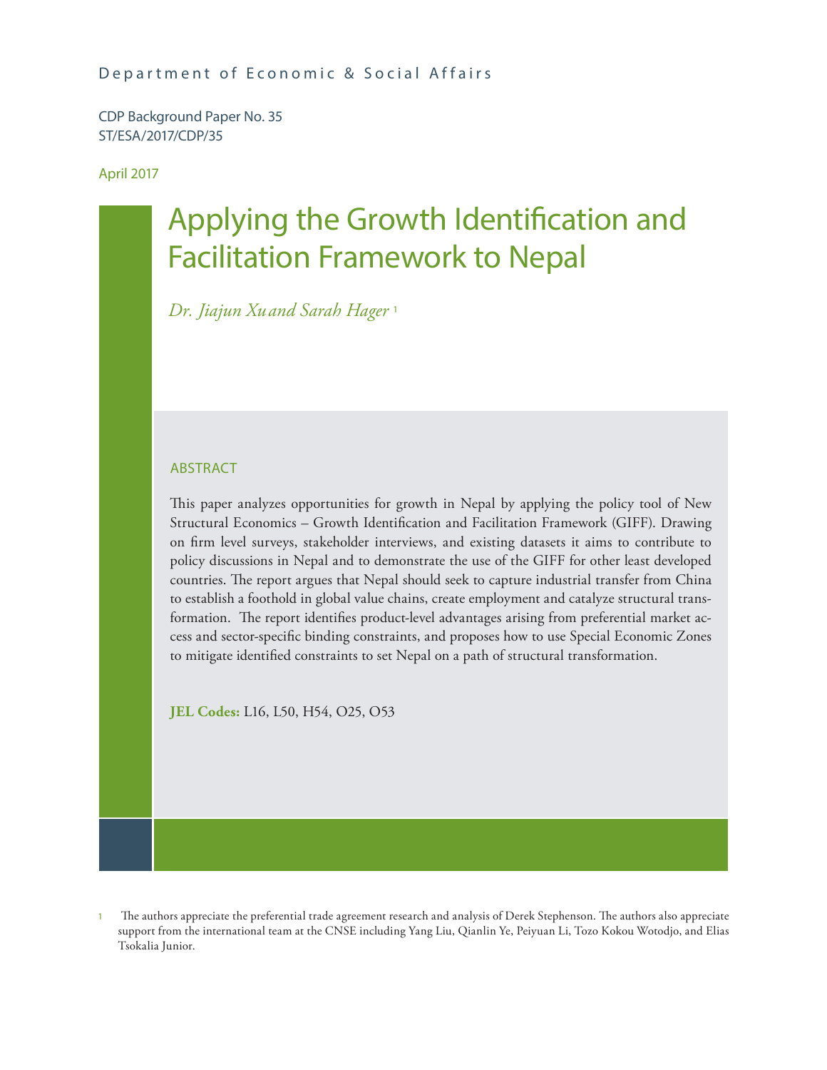Department of Economic & Social Affairs

CDP Background Paper No. 35
ST/ESA/2017/CDP/35

April 2017

# Applying the Growth Identification and Facilitation Framework to Nepal

*Dr. Jiajun Xu and Sarah Hager* [1]

## ABSTRACT

This paper analyzes opportunities for growth in Nepal by applying the policy tool of New Structural Economics – Growth Identification and Facilitation Framework (GIFF). Drawing on firm level surveys, stakeholder interviews, and existing datasets it aims to contribute to policy discussions in Nepal and to demonstrate the use of the GIFF for other least developed countries. The report argues that Nepal should seek to capture industrial transfer from China to establish a foothold in global value chains, create employment and catalyze structural transformation. The report identifies product-level advantages arising from preferential market access and sector-specific binding constraints, and proposes how to use Special Economic Zones to mitigate identified constraints to set Nepal on a path of structural transformation.

**JEL Codes:** L16, L50, H54, O25, O53

[1] The authors appreciate the preferential trade agreement research and analysis of Derek Stephenson. The authors also appreciate support from the international team at the CNSE including Yang Liu, Qianlin Ye, Peiyuan Li, Tozo Kokou Wotodjo, and Elias Tsokalia Junior.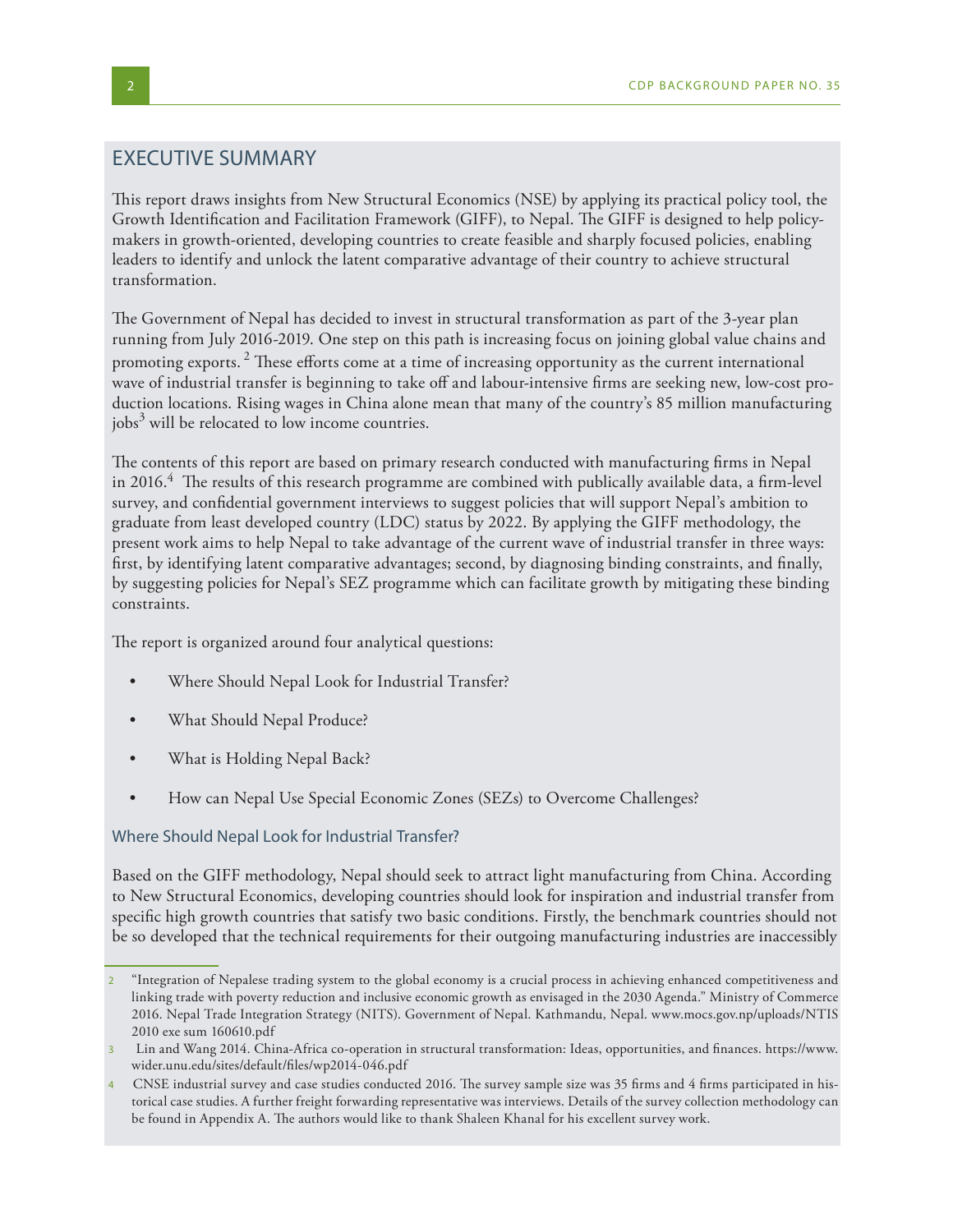## EXECUTIVE SUMMARY

This report draws insights from New Structural Economics (NSE) by applying its practical policy tool, the Growth Identification and Facilitation Framework (GIFF), to Nepal. The GIFF is designed to help policymakers in growth-oriented, developing countries to create feasible and sharply focused policies, enabling leaders to identify and unlock the latent comparative advantage of their country to achieve structural transformation.

The Government of Nepal has decided to invest in structural transformation as part of the 3-year plan running from July 2016-2019. One step on this path is increasing focus on joining global value chains and promoting exports.[2] These efforts come at a time of increasing opportunity as the current international wave of industrial transfer is beginning to take off and labour-intensive firms are seeking new, low-cost production locations. Rising wages in China alone mean that many of the country's 85 million manufacturing jobs[3] will be relocated to low income countries.

The contents of this report are based on primary research conducted with manufacturing firms in Nepal in 2016.[4] The results of this research programme are combined with publically available data, a firm-level survey, and confidential government interviews to suggest policies that will support Nepal's ambition to graduate from least developed country (LDC) status by 2022. By applying the GIFF methodology, the present work aims to help Nepal to take advantage of the current wave of industrial transfer in three ways: first, by identifying latent comparative advantages; second, by diagnosing binding constraints, and finally, by suggesting policies for Nepal's SEZ programme which can facilitate growth by mitigating these binding constraints.

The report is organized around four analytical questions:

- Where Should Nepal Look for Industrial Transfer?
- What Should Nepal Produce?
- What is Holding Nepal Back?
- How can Nepal Use Special Economic Zones (SEZs) to Overcome Challenges?

### Where Should Nepal Look for Industrial Transfer?

Based on the GIFF methodology, Nepal should seek to attract light manufacturing from China. According to New Structural Economics, developing countries should look for inspiration and industrial transfer from specific high growth countries that satisfy two basic conditions. Firstly, the benchmark countries should not be so developed that the technical requirements for their outgoing manufacturing industries are inaccessibly

---

2 "Integration of Nepalese trading system to the global economy is a crucial process in achieving enhanced competitiveness and linking trade with poverty reduction and inclusive economic growth as envisaged in the 2030 Agenda." Ministry of Commerce 2016. Nepal Trade Integration Strategy (NITS). Government of Nepal. Kathmandu, Nepal. www.mocs.gov.np/uploads/NTIS 2010 exe sum 160610.pdf

3 Lin and Wang 2014. China-Africa co-operation in structural transformation: Ideas, opportunities, and finances. https://www.wider.unu.edu/sites/default/files/wp2014-046.pdf

4 CNSE industrial survey and case studies conducted 2016. The survey sample size was 35 firms and 4 firms participated in historical case studies. A further freight forwarding representative was interviews. Details of the survey collection methodology can be found in Appendix A. The authors would like to thank Shaleen Khanal for his excellent survey work.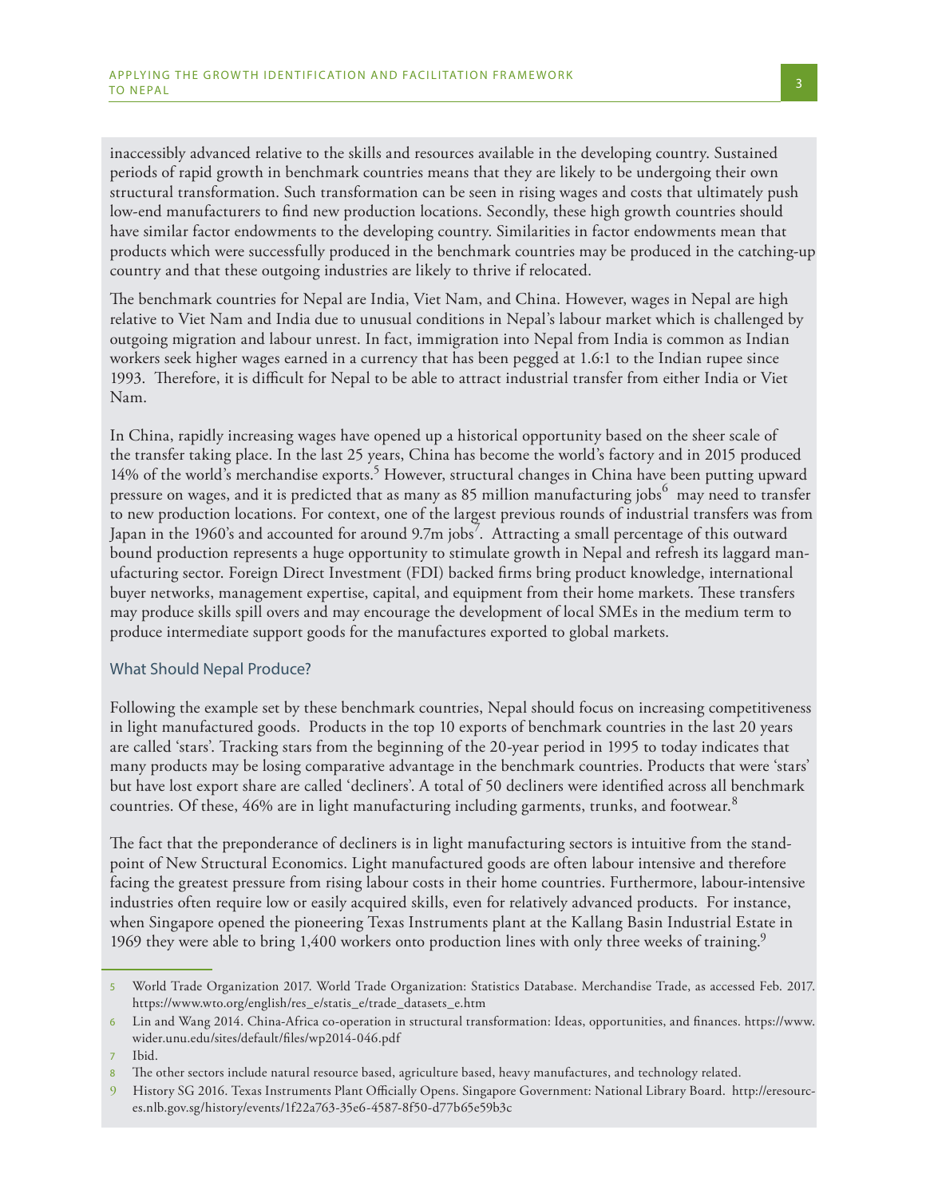inaccessibly advanced relative to the skills and resources available in the developing country. Sustained periods of rapid growth in benchmark countries means that they are likely to be undergoing their own structural transformation. Such transformation can be seen in rising wages and costs that ultimately push low-end manufacturers to find new production locations. Secondly, these high growth countries should have similar factor endowments to the developing country. Similarities in factor endowments mean that products which were successfully produced in the benchmark countries may be produced in the catching-up country and that these outgoing industries are likely to thrive if relocated.

The benchmark countries for Nepal are India, Viet Nam, and China. However, wages in Nepal are high relative to Viet Nam and India due to unusual conditions in Nepal's labour market which is challenged by outgoing migration and labour unrest. In fact, immigration into Nepal from India is common as Indian workers seek higher wages earned in a currency that has been pegged at 1.6:1 to the Indian rupee since 1993. Therefore, it is difficult for Nepal to be able to attract industrial transfer from either India or Viet Nam.

In China, rapidly increasing wages have opened up a historical opportunity based on the sheer scale of the transfer taking place. In the last 25 years, China has become the world's factory and in 2015 produced 14% of the world's merchandise exports.[5] However, structural changes in China have been putting upward pressure on wages, and it is predicted that as many as 85 million manufacturing jobs[6] may need to transfer to new production locations. For context, one of the largest previous rounds of industrial transfers was from Japan in the 1960's and accounted for around 9.7m jobs[7]. Attracting a small percentage of this outward bound production represents a huge opportunity to stimulate growth in Nepal and refresh its laggard manufacturing sector. Foreign Direct Investment (FDI) backed firms bring product knowledge, international buyer networks, management expertise, capital, and equipment from their home markets. These transfers may produce skills spill overs and may encourage the development of local SMEs in the medium term to produce intermediate support goods for the manufactures exported to global markets.

### What Should Nepal Produce?

Following the example set by these benchmark countries, Nepal should focus on increasing competitiveness in light manufactured goods. Products in the top 10 exports of benchmark countries in the last 20 years are called 'stars'. Tracking stars from the beginning of the 20-year period in 1995 to today indicates that many products may be losing comparative advantage in the benchmark countries. Products that were 'stars' but have lost export share are called 'decliners'. A total of 50 decliners were identified across all benchmark countries. Of these, 46% are in light manufacturing including garments, trunks, and footwear.[8]

The fact that the preponderance of decliners is in light manufacturing sectors is intuitive from the standpoint of New Structural Economics. Light manufactured goods are often labour intensive and therefore facing the greatest pressure from rising labour costs in their home countries. Furthermore, labour-intensive industries often require low or easily acquired skills, even for relatively advanced products. For instance, when Singapore opened the pioneering Texas Instruments plant at the Kallang Basin Industrial Estate in 1969 they were able to bring 1,400 workers onto production lines with only three weeks of training.[9]

---

5 World Trade Organization 2017. World Trade Organization: Statistics Database. Merchandise Trade, as accessed Feb. 2017. https://www.wto.org/english/res_e/statis_e/trade_datasets_e.htm

6 Lin and Wang 2014. China-Africa co-operation in structural transformation: Ideas, opportunities, and finances. https://www.wider.unu.edu/sites/default/files/wp2014-046.pdf

7 Ibid.

8 The other sectors include natural resource based, agriculture based, heavy manufactures, and technology related.

9 History SG 2016. Texas Instruments Plant Officially Opens. Singapore Government: National Library Board. http://eresources.nlb.gov.sg/history/events/1f22a763-35e6-4587-8f50-d77b65e59b3c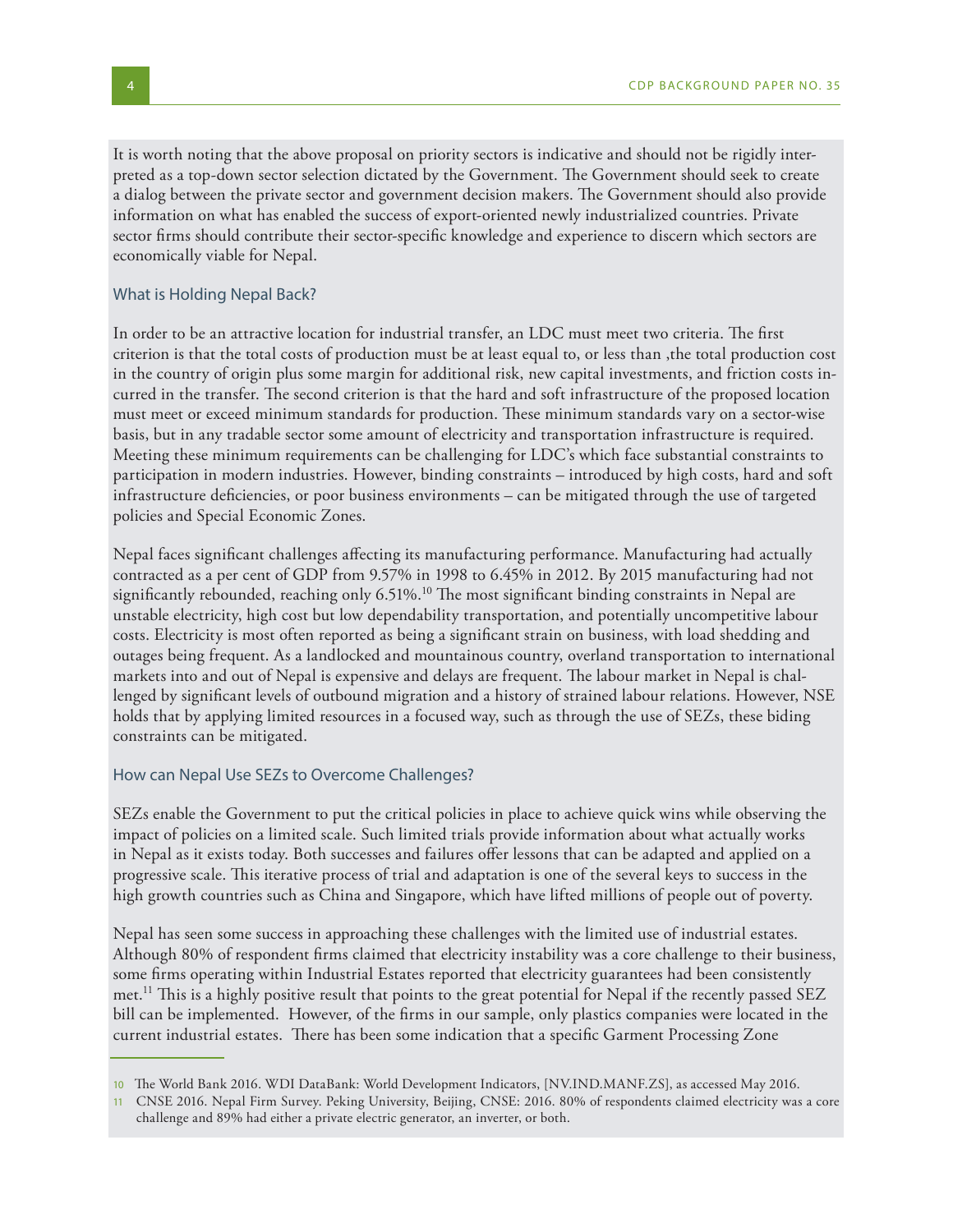It is worth noting that the above proposal on priority sectors is indicative and should not be rigidly interpreted as a top-down sector selection dictated by the Government. The Government should seek to create a dialog between the private sector and government decision makers. The Government should also provide information on what has enabled the success of export-oriented newly industrialized countries. Private sector firms should contribute their sector-specific knowledge and experience to discern which sectors are economically viable for Nepal.

### What is Holding Nepal Back?

In order to be an attractive location for industrial transfer, an LDC must meet two criteria. The first criterion is that the total costs of production must be at least equal to, or less than ,the total production cost in the country of origin plus some margin for additional risk, new capital investments, and friction costs incurred in the transfer. The second criterion is that the hard and soft infrastructure of the proposed location must meet or exceed minimum standards for production. These minimum standards vary on a sector-wise basis, but in any tradable sector some amount of electricity and transportation infrastructure is required. Meeting these minimum requirements can be challenging for LDC's which face substantial constraints to participation in modern industries. However, binding constraints – introduced by high costs, hard and soft infrastructure deficiencies, or poor business environments – can be mitigated through the use of targeted policies and Special Economic Zones.

Nepal faces significant challenges affecting its manufacturing performance. Manufacturing had actually contracted as a per cent of GDP from 9.57% in 1998 to 6.45% in 2012. By 2015 manufacturing had not significantly rebounded, reaching only 6.51%.[10] The most significant binding constraints in Nepal are unstable electricity, high cost but low dependability transportation, and potentially uncompetitive labour costs. Electricity is most often reported as being a significant strain on business, with load shedding and outages being frequent. As a landlocked and mountainous country, overland transportation to international markets into and out of Nepal is expensive and delays are frequent. The labour market in Nepal is challenged by significant levels of outbound migration and a history of strained labour relations. However, NSE holds that by applying limited resources in a focused way, such as through the use of SEZs, these biding constraints can be mitigated.

### How can Nepal Use SEZs to Overcome Challenges?

SEZs enable the Government to put the critical policies in place to achieve quick wins while observing the impact of policies on a limited scale. Such limited trials provide information about what actually works in Nepal as it exists today. Both successes and failures offer lessons that can be adapted and applied on a progressive scale. This iterative process of trial and adaptation is one of the several keys to success in the high growth countries such as China and Singapore, which have lifted millions of people out of poverty.

Nepal has seen some success in approaching these challenges with the limited use of industrial estates. Although 80% of respondent firms claimed that electricity instability was a core challenge to their business, some firms operating within Industrial Estates reported that electricity guarantees had been consistently met.[11] This is a highly positive result that points to the great potential for Nepal if the recently passed SEZ bill can be implemented. However, of the firms in our sample, only plastics companies were located in the current industrial estates. There has been some indication that a specific Garment Processing Zone

---

10 The World Bank 2016. WDI DataBank: World Development Indicators, [NV.IND.MANF.ZS], as accessed May 2016.

11 CNSE 2016. Nepal Firm Survey. Peking University, Beijing, CNSE: 2016. 80% of respondents claimed electricity was a core challenge and 89% had either a private electric generator, an inverter, or both.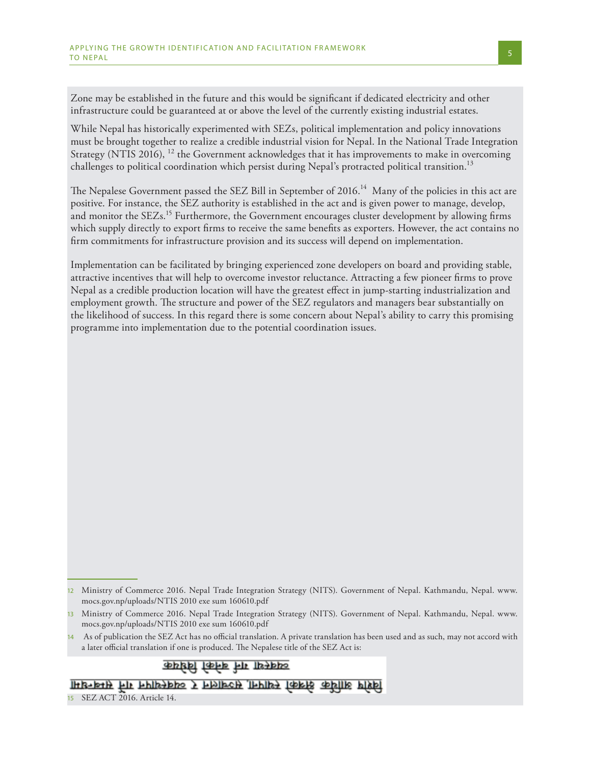Zone may be established in the future and this would be significant if dedicated electricity and other infrastructure could be guaranteed at or above the level of the currently existing industrial estates.

While Nepal has historically experimented with SEZs, political implementation and policy innovations must be brought together to realize a credible industrial vision for Nepal. In the National Trade Integration Strategy (NTIS 2016), [12] the Government acknowledges that it has improvements to make in overcoming challenges to political coordination which persist during Nepal's protracted political transition.[13]

The Nepalese Government passed the SEZ Bill in September of 2016.[14] Many of the policies in this act are positive. For instance, the SEZ authority is established in the act and is given power to manage, develop, and monitor the SEZs.[15] Furthermore, the Government encourages cluster development by allowing firms which supply directly to export firms to receive the same benefits as exporters. However, the act contains no firm commitments for infrastructure provision and its success will depend on implementation.

Implementation can be facilitated by bringing experienced zone developers on board and providing stable, attractive incentives that will help to overcome investor reluctance. Attracting a few pioneer firms to prove Nepal as a credible production location will have the greatest effect in jump-starting industrialization and employment growth. The structure and power of the SEZ regulators and managers bear substantially on the likelihood of success. In this regard there is some concern about Nepal's ability to carry this promising programme into implementation due to the potential coordination issues.

---

12 Ministry of Commerce 2016. Nepal Trade Integration Strategy (NITS). Government of Nepal. Kathmandu, Nepal. www.mocs.gov.np/uploads/NTIS 2010 exe sum 160610.pdf

13 Ministry of Commerce 2016. Nepal Trade Integration Strategy (NITS). Government of Nepal. Kathmandu, Nepal. www.mocs.gov.np/uploads/NTIS 2010 exe sum 160610.pdf

14 As of publication the SEZ Act has no official translation. A private translation has been used and as such, may not accord with a later official translation if one is produced. The Nepalese title of the SEZ Act is:

15 SEZ ACT 2016. Article 14.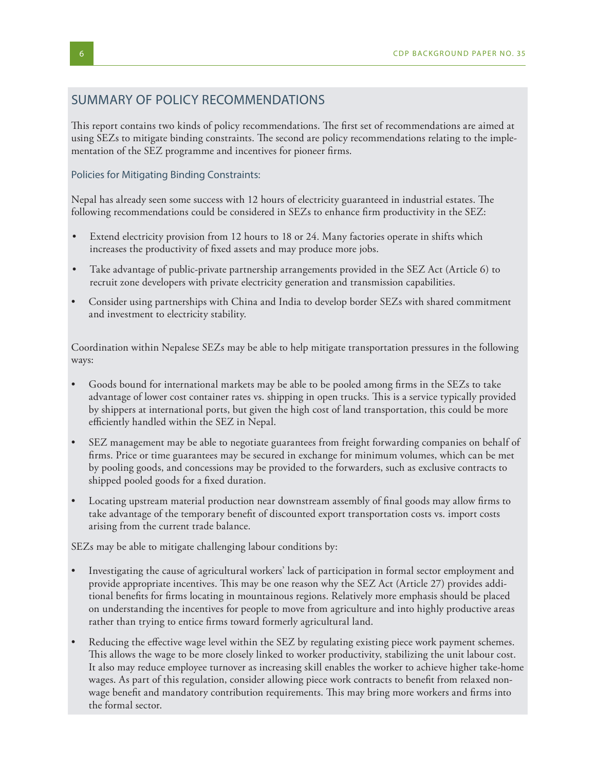## SUMMARY OF POLICY RECOMMENDATIONS

This report contains two kinds of policy recommendations. The first set of recommendations are aimed at using SEZs to mitigate binding constraints. The second are policy recommendations relating to the implementation of the SEZ programme and incentives for pioneer firms.

### Policies for Mitigating Binding Constraints:

Nepal has already seen some success with 12 hours of electricity guaranteed in industrial estates. The following recommendations could be considered in SEZs to enhance firm productivity in the SEZ:

- Extend electricity provision from 12 hours to 18 or 24. Many factories operate in shifts which increases the productivity of fixed assets and may produce more jobs.
- Take advantage of public-private partnership arrangements provided in the SEZ Act (Article 6) to recruit zone developers with private electricity generation and transmission capabilities.
- Consider using partnerships with China and India to develop border SEZs with shared commitment and investment to electricity stability.

Coordination within Nepalese SEZs may be able to help mitigate transportation pressures in the following ways:

- Goods bound for international markets may be able to be pooled among firms in the SEZs to take advantage of lower cost container rates vs. shipping in open trucks. This is a service typically provided by shippers at international ports, but given the high cost of land transportation, this could be more efficiently handled within the SEZ in Nepal.
- SEZ management may be able to negotiate guarantees from freight forwarding companies on behalf of firms. Price or time guarantees may be secured in exchange for minimum volumes, which can be met by pooling goods, and concessions may be provided to the forwarders, such as exclusive contracts to shipped pooled goods for a fixed duration.
- Locating upstream material production near downstream assembly of final goods may allow firms to take advantage of the temporary benefit of discounted export transportation costs vs. import costs arising from the current trade balance.

SEZs may be able to mitigate challenging labour conditions by:

- Investigating the cause of agricultural workers' lack of participation in formal sector employment and provide appropriate incentives. This may be one reason why the SEZ Act (Article 27) provides additional benefits for firms locating in mountainous regions. Relatively more emphasis should be placed on understanding the incentives for people to move from agriculture and into highly productive areas rather than trying to entice firms toward formerly agricultural land.
- Reducing the effective wage level within the SEZ by regulating existing piece work payment schemes. This allows the wage to be more closely linked to worker productivity, stabilizing the unit labour cost. It also may reduce employee turnover as increasing skill enables the worker to achieve higher take-home wages. As part of this regulation, consider allowing piece work contracts to benefit from relaxed non-wage benefit and mandatory contribution requirements. This may bring more workers and firms into the formal sector.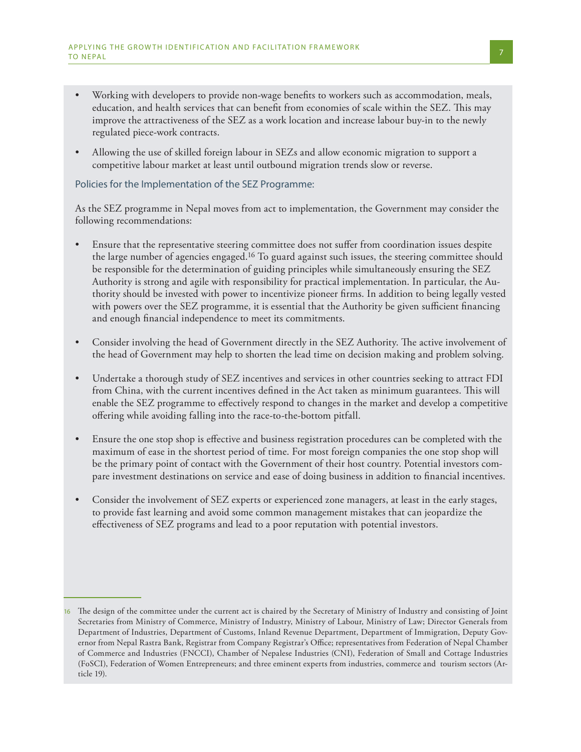- Working with developers to provide non-wage benefits to workers such as accommodation, meals, education, and health services that can benefit from economies of scale within the SEZ. This may improve the attractiveness of the SEZ as a work location and increase labour buy-in to the newly regulated piece-work contracts.

- Allowing the use of skilled foreign labour in SEZs and allow economic migration to support a competitive labour market at least until outbound migration trends slow or reverse.

### Policies for the Implementation of the SEZ Programme:

As the SEZ programme in Nepal moves from act to implementation, the Government may consider the following recommendations:

- Ensure that the representative steering committee does not suffer from coordination issues despite the large number of agencies engaged.[16] To guard against such issues, the steering committee should be responsible for the determination of guiding principles while simultaneously ensuring the SEZ Authority is strong and agile with responsibility for practical implementation. In particular, the Authority should be invested with power to incentivize pioneer firms. In addition to being legally vested with powers over the SEZ programme, it is essential that the Authority be given sufficient financing and enough financial independence to meet its commitments.

- Consider involving the head of Government directly in the SEZ Authority. The active involvement of the head of Government may help to shorten the lead time on decision making and problem solving.

- Undertake a thorough study of SEZ incentives and services in other countries seeking to attract FDI from China, with the current incentives defined in the Act taken as minimum guarantees. This will enable the SEZ programme to effectively respond to changes in the market and develop a competitive offering while avoiding falling into the race-to-the-bottom pitfall.

- Ensure the one stop shop is effective and business registration procedures can be completed with the maximum of ease in the shortest period of time. For most foreign companies the one stop shop will be the primary point of contact with the Government of their host country. Potential investors compare investment destinations on service and ease of doing business in addition to financial incentives.

- Consider the involvement of SEZ experts or experienced zone managers, at least in the early stages, to provide fast learning and avoid some common management mistakes that can jeopardize the effectiveness of SEZ programs and lead to a poor reputation with potential investors.

---

[16] The design of the committee under the current act is chaired by the Secretary of Ministry of Industry and consisting of Joint Secretaries from Ministry of Commerce, Ministry of Industry, Ministry of Labour, Ministry of Law; Director Generals from Department of Industries, Department of Customs, Inland Revenue Department, Department of Immigration, Deputy Governor from Nepal Rastra Bank, Registrar from Company Registrar's Office; representatives from Federation of Nepal Chamber of Commerce and Industries (FNCCI), Chamber of Nepalese Industries (CNI), Federation of Small and Cottage Industries (FoSCI), Federation of Women Entrepreneurs; and three eminent experts from industries, commerce and tourism sectors (Article 19).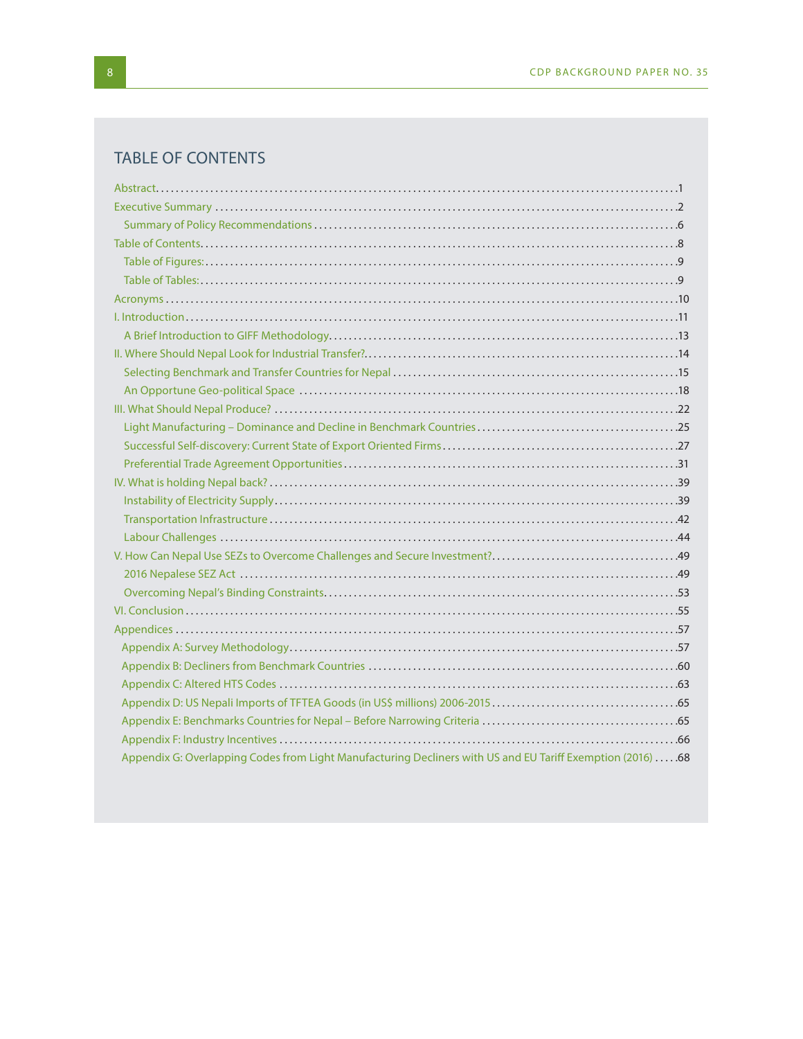# TABLE OF CONTENTS

Abstract....................................................................................................1

Executive Summary .....................................................................................2

- Summary of Policy Recommendations ..........................................................6

Table of Contents.........................................................................................8

- Table of Figures:.........................................................................................9
- Table of Tables:..........................................................................................9

Acronyms ...................................................................................................10

I. Introduction..............................................................................................11

- A Brief Introduction to GIFF Methodology.......................................................13

II. Where Should Nepal Look for Industrial Transfer?...............................................14

- Selecting Benchmark and Transfer Countries for Nepal .......................................15
- An Opportune Geo-political Space .................................................................18

III. What Should Nepal Produce? .......................................................................22

- Light Manufacturing – Dominance and Decline in Benchmark Countries.....................25
- Successful Self-discovery: Current State of Export Oriented Firms ...........................27
- Preferential Trade Agreement Opportunities.....................................................31

IV. What is holding Nepal back? ........................................................................39

- Instability of Electricity Supply.......................................................................39
- Transportation Infrastructure ........................................................................42
- Labour Challenges ......................................................................................44

V. How Can Nepal Use SEZs to Overcome Challenges and Secure Investment?....................49

- 2016 Nepalese SEZ Act ................................................................................49
- Overcoming Nepal's Binding Constraints...........................................................53

VI. Conclusion...............................................................................................55

Appendices .................................................................................................57

- Appendix A: Survey Methodology....................................................................57
- Appendix B: Decliners from Benchmark Countries ...............................................60
- Appendix C: Altered HTS Codes ......................................................................63
- Appendix D: US Nepali Imports of TFTEA Goods (in US$ millions) 2006-2015.....................65
- Appendix E: Benchmarks Countries for Nepal – Before Narrowing Criteria .......................65
- Appendix F: Industry Incentives .....................................................................66
- Appendix G: Overlapping Codes from Light Manufacturing Decliners with US and EU Tariff Exemption (2016) .....68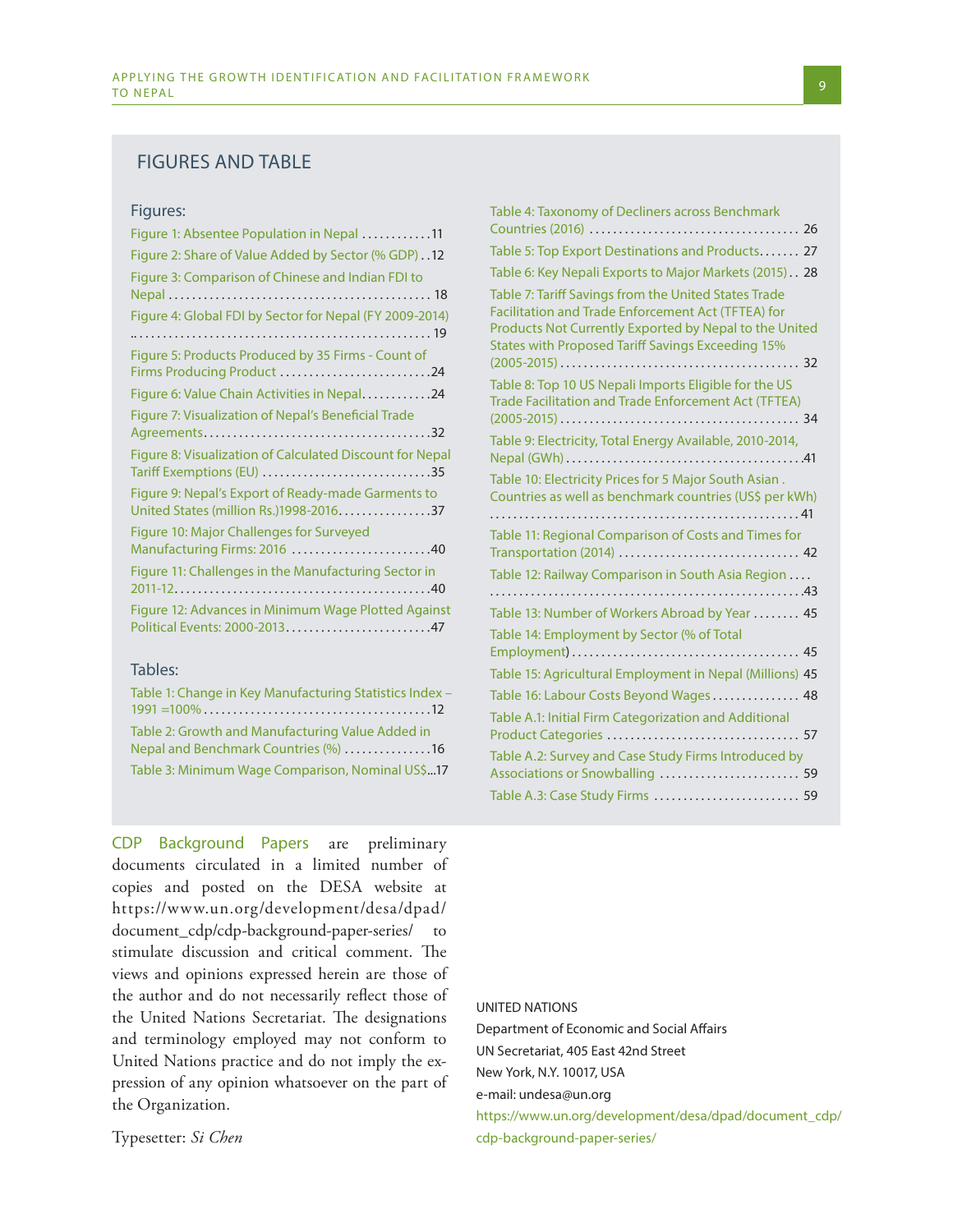## FIGURES AND TABLE

### Figures:

Figure 1: Absentee Population in Nepal ............11

Figure 2: Share of Value Added by Sector (% GDP) ..12

Figure 3: Comparison of Chinese and Indian FDI to Nepal ............................................ 18

Figure 4: Global FDI by Sector for Nepal (FY 2009-2014) .................................................. 19

Figure 5: Products Produced by 35 Firms - Count of Firms Producing Product ..........................24

Figure 6: Value Chain Activities in Nepal............24

Figure 7: Visualization of Nepal's Beneficial Trade Agreements......................................32

Figure 8: Visualization of Calculated Discount for Nepal Tariff Exemptions (EU) ............................35

Figure 9: Nepal's Export of Ready-made Garments to United States (million Rs.)1998-2016................37

Figure 10: Major Challenges for Surveyed Manufacturing Firms: 2016 ........................40

Figure 11: Challenges in the Manufacturing Sector in 2011-12...........................................40

Figure 12: Advances in Minimum Wage Plotted Against Political Events: 2000-2013.........................47

### Tables:

Table 1: Change in Key Manufacturing Statistics Index – 1991 =100% .......................................12

Table 2: Growth and Manufacturing Value Added in Nepal and Benchmark Countries (%) ...............16

Table 3: Minimum Wage Comparison, Nominal US$...17

Table 4: Taxonomy of Decliners across Benchmark Countries (2016) ................................... 26

Table 5: Top Export Destinations and Products....... 27

Table 6: Key Nepali Exports to Major Markets (2015).. 28

Table 7: Tariff Savings from the United States Trade Facilitation and Trade Enforcement Act (TFTEA) for Products Not Currently Exported by Nepal to the United States with Proposed Tariff Savings Exceeding 15% (2005-2015) ........................................ 32

Table 8: Top 10 US Nepali Imports Eligible for the US Trade Facilitation and Trade Enforcement Act (TFTEA) (2005-2015) ........................................ 34

Table 9: Electricity, Total Energy Available, 2010-2014, Nepal (GWh)........................................41

Table 10: Electricity Prices for 5 Major South Asian . Countries as well as benchmark countries (US$ per kWh) ..................................................... 41

Table 11: Regional Comparison of Costs and Times for Transportation (2014) .............................. 42

Table 12: Railway Comparison in South Asia Region .... .....................................................43

Table 13: Number of Workers Abroad by Year ........ 45

Table 14: Employment by Sector (% of Total Employment)...................................... 45

Table 15: Agricultural Employment in Nepal (Millions) 45

Table 16: Labour Costs Beyond Wages............... 48

Table A.1: Initial Firm Categorization and Additional Product Categories ................................ 57

Table A.2: Survey and Case Study Firms Introduced by Associations or Snowballing ........................ 59

Table A.3: Case Study Firms ......................... 59

CDP Background Papers are preliminary documents circulated in a limited number of copies and posted on the DESA website at https://www.un.org/development/desa/dpad/document_cdp/cdp-background-paper-series/ to stimulate discussion and critical comment. The views and opinions expressed herein are those of the author and do not necessarily reflect those of the United Nations Secretariat. The designations and terminology employed may not conform to United Nations practice and do not imply the expression of any opinion whatsoever on the part of the Organization.

Typesetter: *Si Chen*

UNITED NATIONS
Department of Economic and Social Affairs
UN Secretariat, 405 East 42nd Street
New York, N.Y. 10017, USA
e-mail: undesa@un.org
https://www.un.org/development/desa/dpad/document_cdp/cdp-background-paper-series/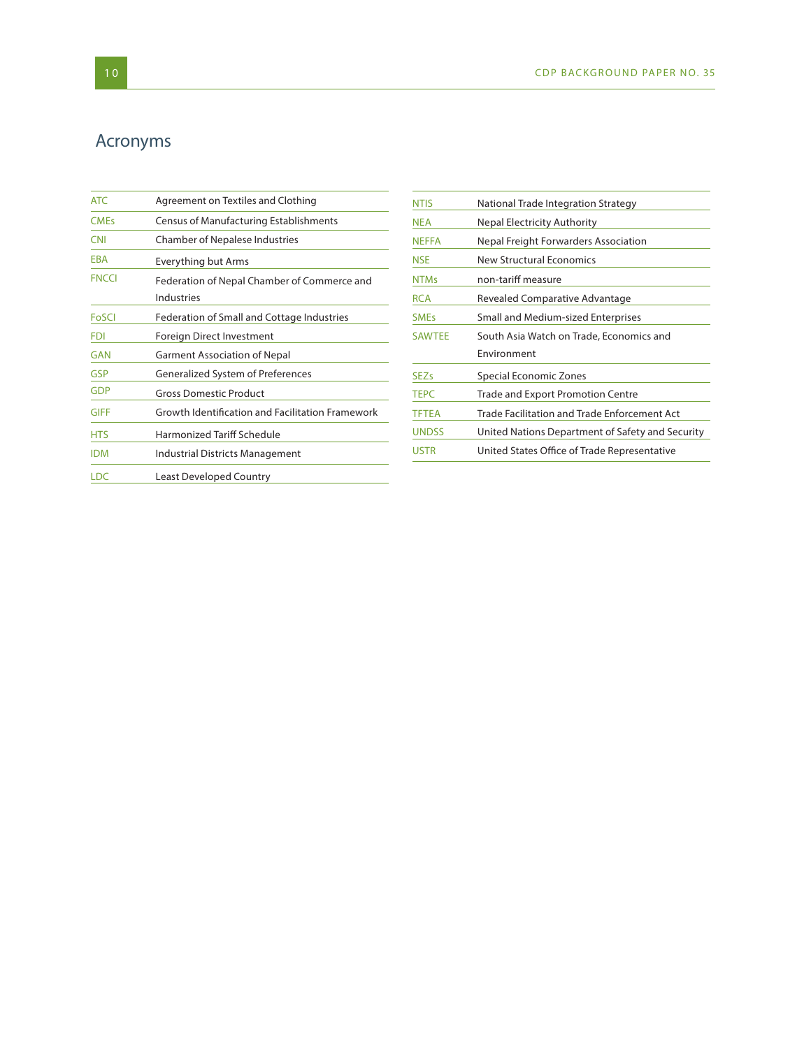# Acronyms

| | |
|---|---|
| ATC | Agreement on Textiles and Clothing |
| CMEs | Census of Manufacturing Establishments |
| CNI | Chamber of Nepalese Industries |
| EBA | Everything but Arms |
| FNCCI | Federation of Nepal Chamber of Commerce and Industries |
| FoSCI | Federation of Small and Cottage Industries |
| FDI | Foreign Direct Investment |
| GAN | Garment Association of Nepal |
| GSP | Generalized System of Preferences |
| GDP | Gross Domestic Product |
| GIFF | Growth Identification and Facilitation Framework |
| HTS | Harmonized Tariff Schedule |
| IDM | Industrial Districts Management |
| LDC | Least Developed Country |
| NTIS | National Trade Integration Strategy |
| NEA | Nepal Electricity Authority |
| NEFFA | Nepal Freight Forwarders Association |
| NSE | New Structural Economics |
| NTMs | non-tariff measure |
| RCA | Revealed Comparative Advantage |
| SMEs | Small and Medium-sized Enterprises |
| SAWTEE | South Asia Watch on Trade, Economics and Environment |
| SEZs | Special Economic Zones |
| TEPC | Trade and Export Promotion Centre |
| TFTEA | Trade Facilitation and Trade Enforcement Act |
| UNDSS | United Nations Department of Safety and Security |
| USTR | United States Office of Trade Representative |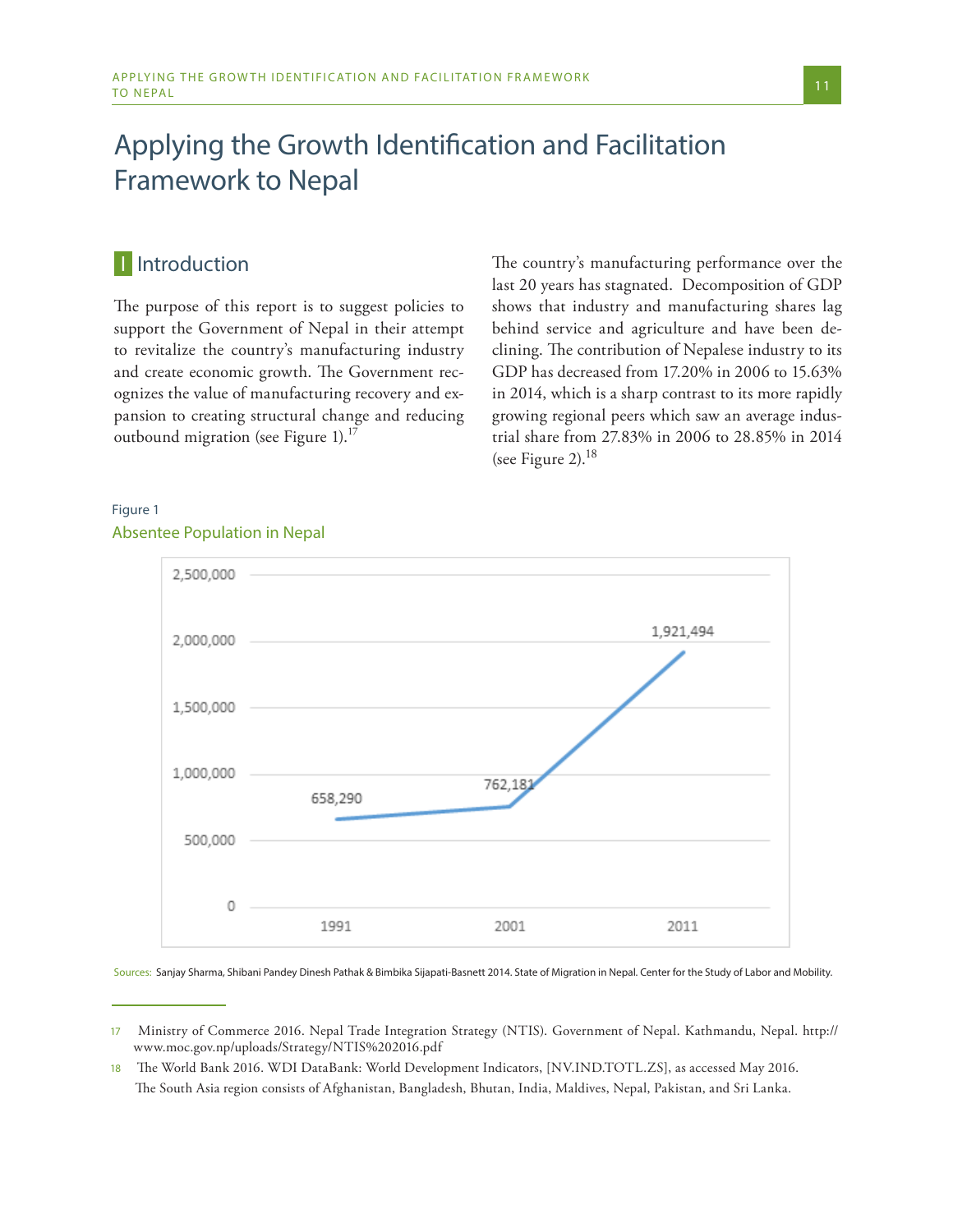# Applying the Growth Identification and Facilitation Framework to Nepal

## I Introduction

The purpose of this report is to suggest policies to support the Government of Nepal in their attempt to revitalize the country's manufacturing industry and create economic growth. The Government recognizes the value of manufacturing recovery and expansion to creating structural change and reducing outbound migration (see Figure 1).[17]

The country's manufacturing performance over the last 20 years has stagnated. Decomposition of GDP shows that industry and manufacturing shares lag behind service and agriculture and have been declining. The contribution of Nepalese industry to its GDP has decreased from 17.20% in 2006 to 15.63% in 2014, which is a sharp contrast to its more rapidly growing regional peers which saw an average industrial share from 27.83% in 2006 to 28.85% in 2014 (see Figure 2).[18]

Figure 1
Absentee Population in Nepal

| Year | Absentee Population |
|---|---|
| 1991 | 658,290 |
| 2001 | 762,181 |
| 2011 | 1,921,494 |

Sources: Sanjay Sharma, Shibani Pandey Dinesh Pathak & Bimbika Sijapati-Basnett 2014. State of Migration in Nepal. Center for the Study of Labor and Mobility.

---

17 Ministry of Commerce 2016. Nepal Trade Integration Strategy (NTIS). Government of Nepal. Kathmandu, Nepal. http://www.moc.gov.np/uploads/Strategy/NTIS%202016.pdf

18 The World Bank 2016. WDI DataBank: World Development Indicators, [NV.IND.TOTL.ZS], as accessed May 2016. The South Asia region consists of Afghanistan, Bangladesh, Bhutan, India, Maldives, Nepal, Pakistan, and Sri Lanka.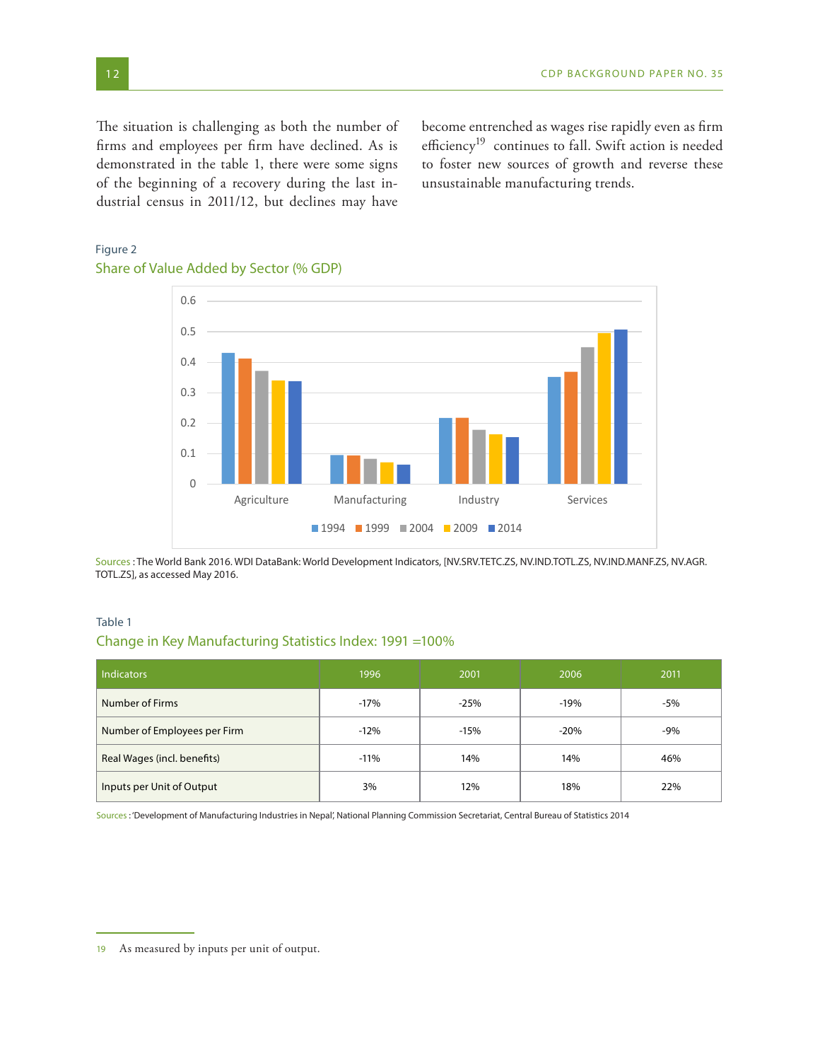The situation is challenging as both the number of firms and employees per firm have declined. As is demonstrated in the table 1, there were some signs of the beginning of a recovery during the last industrial census in 2011/12, but declines may have become entrenched as wages rise rapidly even as firm efficiency[19] continues to fall. Swift action is needed to foster new sources of growth and reverse these unsustainable manufacturing trends.

Figure 2

## Share of Value Added by Sector (% GDP)

Sources : The World Bank 2016. WDI DataBank: World Development Indicators, [NV.SRV.TETC.ZS, NV.IND.TOTL.ZS, NV.IND.MANF.ZS, NV.AGR.TOTL.ZS], as accessed May 2016.

Table 1

## Change in Key Manufacturing Statistics Index: 1991 =100%

| Indicators | 1996 | 2001 | 2006 | 2011 |
|---|---|---|---|---|
| Number of Firms | -17% | -25% | -19% | -5% |
| Number of Employees per Firm | -12% | -15% | -20% | -9% |
| Real Wages (incl. benefits) | -11% | 14% | 14% | 46% |
| Inputs per Unit of Output | 3% | 12% | 18% | 22% |

Sources : 'Development of Manufacturing Industries in Nepal', National Planning Commission Secretariat, Central Bureau of Statistics 2014

---

19 As measured by inputs per unit of output.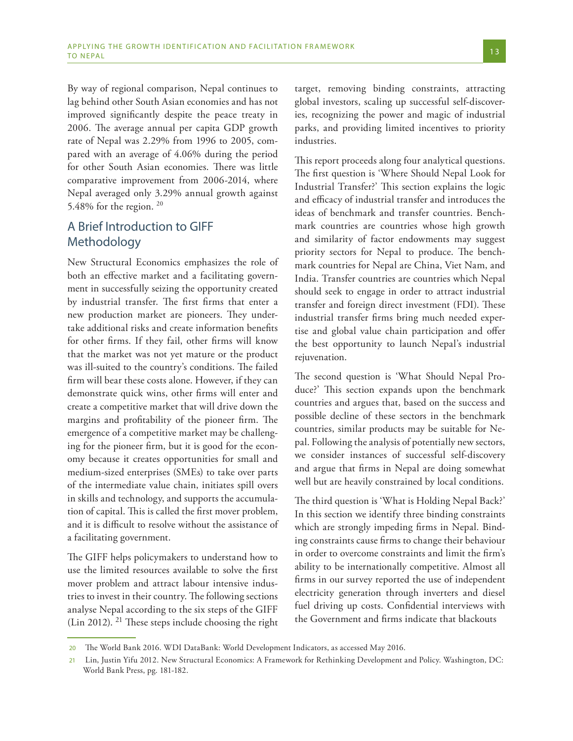By way of regional comparison, Nepal continues to lag behind other South Asian economies and has not improved significantly despite the peace treaty in 2006. The average annual per capita GDP growth rate of Nepal was 2.29% from 1996 to 2005, compared with an average of 4.06% during the period for other South Asian economies. There was little comparative improvement from 2006-2014, where Nepal averaged only 3.29% annual growth against 5.48% for the region. [20]

## A Brief Introduction to GIFF Methodology

New Structural Economics emphasizes the role of both an effective market and a facilitating government in successfully seizing the opportunity created by industrial transfer. The first firms that enter a new production market are pioneers. They undertake additional risks and create information benefits for other firms. If they fail, other firms will know that the market was not yet mature or the product was ill-suited to the country's conditions. The failed firm will bear these costs alone. However, if they can demonstrate quick wins, other firms will enter and create a competitive market that will drive down the margins and profitability of the pioneer firm. The emergence of a competitive market may be challenging for the pioneer firm, but it is good for the economy because it creates opportunities for small and medium-sized enterprises (SMEs) to take over parts of the intermediate value chain, initiates spill overs in skills and technology, and supports the accumulation of capital. This is called the first mover problem, and it is difficult to resolve without the assistance of a facilitating government.

The GIFF helps policymakers to understand how to use the limited resources available to solve the first mover problem and attract labour intensive industries to invest in their country. The following sections analyse Nepal according to the six steps of the GIFF (Lin 2012). [21] These steps include choosing the right target, removing binding constraints, attracting global investors, scaling up successful self-discoveries, recognizing the power and magic of industrial parks, and providing limited incentives to priority industries.

This report proceeds along four analytical questions. The first question is 'Where Should Nepal Look for Industrial Transfer?' This section explains the logic and efficacy of industrial transfer and introduces the ideas of benchmark and transfer countries. Benchmark countries are countries whose high growth and similarity of factor endowments may suggest priority sectors for Nepal to produce. The benchmark countries for Nepal are China, Viet Nam, and India. Transfer countries are countries which Nepal should seek to engage in order to attract industrial transfer and foreign direct investment (FDI). These industrial transfer firms bring much needed expertise and global value chain participation and offer the best opportunity to launch Nepal's industrial rejuvenation.

The second question is 'What Should Nepal Produce?' This section expands upon the benchmark countries and argues that, based on the success and possible decline of these sectors in the benchmark countries, similar products may be suitable for Nepal. Following the analysis of potentially new sectors, we consider instances of successful self-discovery and argue that firms in Nepal are doing somewhat well but are heavily constrained by local conditions.

The third question is 'What is Holding Nepal Back?' In this section we identify three binding constraints which are strongly impeding firms in Nepal. Binding constraints cause firms to change their behaviour in order to overcome constraints and limit the firm's ability to be internationally competitive. Almost all firms in our survey reported the use of independent electricity generation through inverters and diesel fuel driving up costs. Confidential interviews with the Government and firms indicate that blackouts

---

20 The World Bank 2016. WDI DataBank: World Development Indicators, as accessed May 2016.

21 Lin, Justin Yifu 2012. New Structural Economics: A Framework for Rethinking Development and Policy. Washington, DC: World Bank Press, pg. 181-182.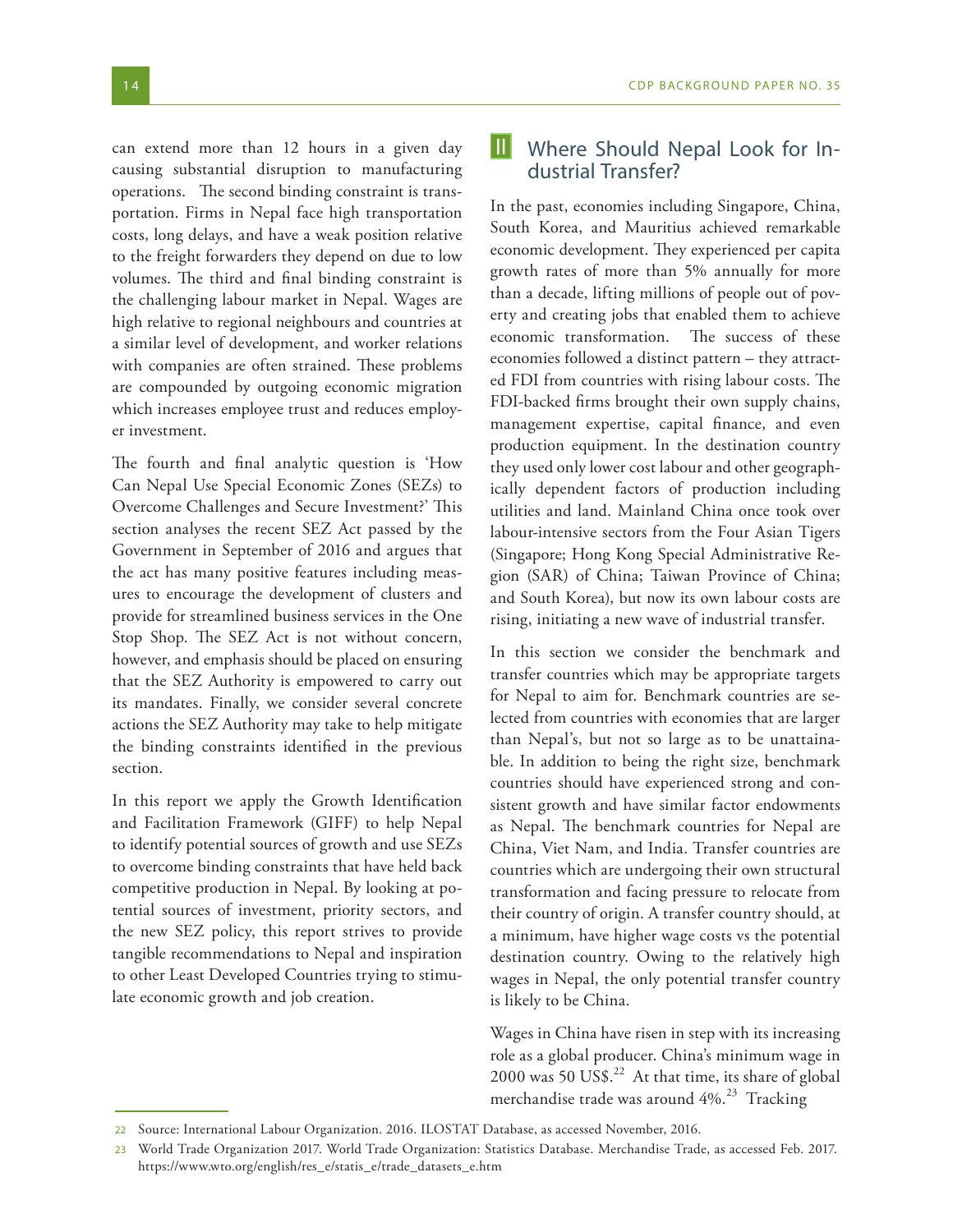can extend more than 12 hours in a given day causing substantial disruption to manufacturing operations. The second binding constraint is transportation. Firms in Nepal face high transportation costs, long delays, and have a weak position relative to the freight forwarders they depend on due to low volumes. The third and final binding constraint is the challenging labour market in Nepal. Wages are high relative to regional neighbours and countries at a similar level of development, and worker relations with companies are often strained. These problems are compounded by outgoing economic migration which increases employee trust and reduces employer investment.

The fourth and final analytic question is 'How Can Nepal Use Special Economic Zones (SEZs) to Overcome Challenges and Secure Investment?' This section analyses the recent SEZ Act passed by the Government in September of 2016 and argues that the act has many positive features including measures to encourage the development of clusters and provide for streamlined business services in the One Stop Shop. The SEZ Act is not without concern, however, and emphasis should be placed on ensuring that the SEZ Authority is empowered to carry out its mandates. Finally, we consider several concrete actions the SEZ Authority may take to help mitigate the binding constraints identified in the previous section.

In this report we apply the Growth Identification and Facilitation Framework (GIFF) to help Nepal to identify potential sources of growth and use SEZs to overcome binding constraints that have held back competitive production in Nepal. By looking at potential sources of investment, priority sectors, and the new SEZ policy, this report strives to provide tangible recommendations to Nepal and inspiration to other Least Developed Countries trying to stimulate economic growth and job creation.

## II Where Should Nepal Look for Industrial Transfer?

In the past, economies including Singapore, China, South Korea, and Mauritius achieved remarkable economic development. They experienced per capita growth rates of more than 5% annually for more than a decade, lifting millions of people out of poverty and creating jobs that enabled them to achieve economic transformation. The success of these economies followed a distinct pattern – they attracted FDI from countries with rising labour costs. The FDI-backed firms brought their own supply chains, management expertise, capital finance, and even production equipment. In the destination country they used only lower cost labour and other geographically dependent factors of production including utilities and land. Mainland China once took over labour-intensive sectors from the Four Asian Tigers (Singapore; Hong Kong Special Administrative Region (SAR) of China; Taiwan Province of China; and South Korea), but now its own labour costs are rising, initiating a new wave of industrial transfer.

In this section we consider the benchmark and transfer countries which may be appropriate targets for Nepal to aim for. Benchmark countries are selected from countries with economies that are larger than Nepal's, but not so large as to be unattainable. In addition to being the right size, benchmark countries should have experienced strong and consistent growth and have similar factor endowments as Nepal. The benchmark countries for Nepal are China, Viet Nam, and India. Transfer countries are countries which are undergoing their own structural transformation and facing pressure to relocate from their country of origin. A transfer country should, at a minimum, have higher wage costs vs the potential destination country. Owing to the relatively high wages in Nepal, the only potential transfer country is likely to be China.

Wages in China have risen in step with its increasing role as a global producer. China's minimum wage in 2000 was 50 US$.[22] At that time, its share of global merchandise trade was around 4%.[23] Tracking

---

22 Source: International Labour Organization. 2016. ILOSTAT Database, as accessed November, 2016.

23 World Trade Organization 2017. World Trade Organization: Statistics Database. Merchandise Trade, as accessed Feb. 2017. https://www.wto.org/english/res_e/statis_e/trade_datasets_e.htm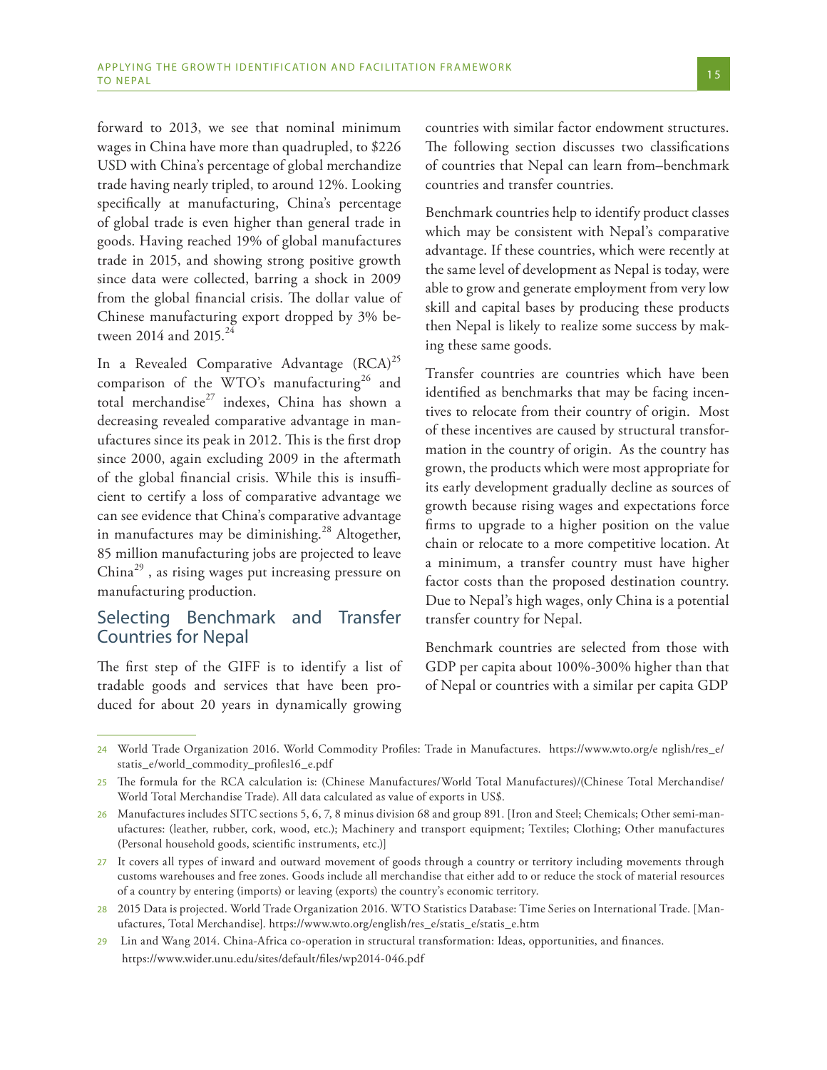forward to 2013, we see that nominal minimum wages in China have more than quadrupled, to $226 USD with China's percentage of global merchandize trade having nearly tripled, to around 12%. Looking specifically at manufacturing, China's percentage of global trade is even higher than general trade in goods. Having reached 19% of global manufactures trade in 2015, and showing strong positive growth since data were collected, barring a shock in 2009 from the global financial crisis. The dollar value of Chinese manufacturing export dropped by 3% between 2014 and 2015.[24]

In a Revealed Comparative Advantage (RCA)[25] comparison of the WTO's manufacturing[26] and total merchandise[27] indexes, China has shown a decreasing revealed comparative advantage in manufactures since its peak in 2012. This is the first drop since 2000, again excluding 2009 in the aftermath of the global financial crisis. While this is insufficient to certify a loss of comparative advantage we can see evidence that China's comparative advantage in manufactures may be diminishing.[28] Altogether, 85 million manufacturing jobs are projected to leave China[29] , as rising wages put increasing pressure on manufacturing production.

## Selecting Benchmark and Transfer Countries for Nepal

The first step of the GIFF is to identify a list of tradable goods and services that have been produced for about 20 years in dynamically growing countries with similar factor endowment structures. The following section discusses two classifications of countries that Nepal can learn from–benchmark countries and transfer countries.

Benchmark countries help to identify product classes which may be consistent with Nepal's comparative advantage. If these countries, which were recently at the same level of development as Nepal is today, were able to grow and generate employment from very low skill and capital bases by producing these products then Nepal is likely to realize some success by making these same goods.

Transfer countries are countries which have been identified as benchmarks that may be facing incentives to relocate from their country of origin. Most of these incentives are caused by structural transformation in the country of origin. As the country has grown, the products which were most appropriate for its early development gradually decline as sources of growth because rising wages and expectations force firms to upgrade to a higher position on the value chain or relocate to a more competitive location. At a minimum, a transfer country must have higher factor costs than the proposed destination country. Due to Nepal's high wages, only China is a potential transfer country for Nepal.

Benchmark countries are selected from those with GDP per capita about 100%-300% higher than that of Nepal or countries with a similar per capita GDP

---

24 World Trade Organization 2016. World Commodity Profiles: Trade in Manufactures. https://www.wto.org/e nglish/res_e/statis_e/world_commodity_profiles16_e.pdf

25 The formula for the RCA calculation is: (Chinese Manufactures/World Total Manufactures)/(Chinese Total Merchandise/World Total Merchandise Trade). All data calculated as value of exports in US$.

26 Manufactures includes SITC sections 5, 6, 7, 8 minus division 68 and group 891. [Iron and Steel; Chemicals; Other semi-manufactures: (leather, rubber, cork, wood, etc.); Machinery and transport equipment; Textiles; Clothing; Other manufactures (Personal household goods, scientific instruments, etc.)]

27 It covers all types of inward and outward movement of goods through a country or territory including movements through customs warehouses and free zones. Goods include all merchandise that either add to or reduce the stock of material resources of a country by entering (imports) or leaving (exports) the country's economic territory.

28 2015 Data is projected. World Trade Organization 2016. WTO Statistics Database: Time Series on International Trade. [Manufactures, Total Merchandise]. https://www.wto.org/english/res_e/statis_e/statis_e.htm

29 Lin and Wang 2014. China-Africa co-operation in structural transformation: Ideas, opportunities, and finances. https://www.wider.unu.edu/sites/default/files/wp2014-046.pdf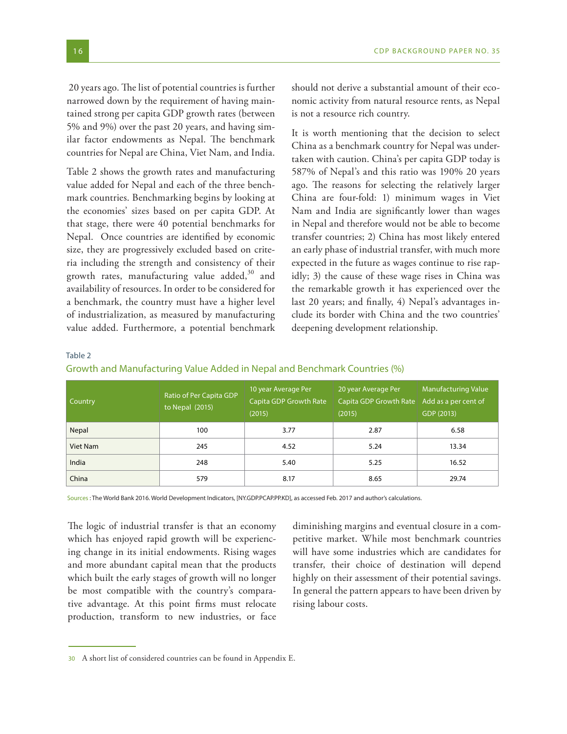20 years ago. The list of potential countries is further narrowed down by the requirement of having maintained strong per capita GDP growth rates (between 5% and 9%) over the past 20 years, and having similar factor endowments as Nepal. The benchmark countries for Nepal are China, Viet Nam, and India.

Table 2 shows the growth rates and manufacturing value added for Nepal and each of the three benchmark countries. Benchmarking begins by looking at the economies' sizes based on per capita GDP. At that stage, there were 40 potential benchmarks for Nepal. Once countries are identified by economic size, they are progressively excluded based on criteria including the strength and consistency of their growth rates, manufacturing value added,[30] and availability of resources. In order to be considered for a benchmark, the country must have a higher level of industrialization, as measured by manufacturing value added. Furthermore, a potential benchmark should not derive a substantial amount of their economic activity from natural resource rents, as Nepal is not a resource rich country.

It is worth mentioning that the decision to select China as a benchmark country for Nepal was undertaken with caution. China's per capita GDP today is 587% of Nepal's and this ratio was 190% 20 years ago. The reasons for selecting the relatively larger China are four-fold: 1) minimum wages in Viet Nam and India are significantly lower than wages in Nepal and therefore would not be able to become transfer countries; 2) China has most likely entered an early phase of industrial transfer, with much more expected in the future as wages continue to rise rapidly; 3) the cause of these wage rises in China was the remarkable growth it has experienced over the last 20 years; and finally, 4) Nepal's advantages include its border with China and the two countries' deepening development relationship.

Table 2

Growth and Manufacturing Value Added in Nepal and Benchmark Countries (%)

| Country | Ratio of Per Capita GDP to Nepal (2015) | 10 year Average Per Capita GDP Growth Rate (2015) | 20 year Average Per Capita GDP Growth Rate (2015) | Manufacturing Value Add as a per cent of GDP (2013) |
|---|---|---|---|---|
| Nepal | 100 | 3.77 | 2.87 | 6.58 |
| Viet Nam | 245 | 4.52 | 5.24 | 13.34 |
| India | 248 | 5.40 | 5.25 | 16.52 |
| China | 579 | 8.17 | 8.65 | 29.74 |

Sources: The World Bank 2016. World Development Indicators, [NY.GDP.PCAP.PP.KD], as accessed Feb. 2017 and author's calculations.

The logic of industrial transfer is that an economy which has enjoyed rapid growth will be experiencing change in its initial endowments. Rising wages and more abundant capital mean that the products which built the early stages of growth will no longer be most compatible with the country's comparative advantage. At this point firms must relocate production, transform to new industries, or face diminishing margins and eventual closure in a competitive market. While most benchmark countries will have some industries which are candidates for transfer, their choice of destination will depend highly on their assessment of their potential savings. In general the pattern appears to have been driven by rising labour costs.

30 A short list of considered countries can be found in Appendix E.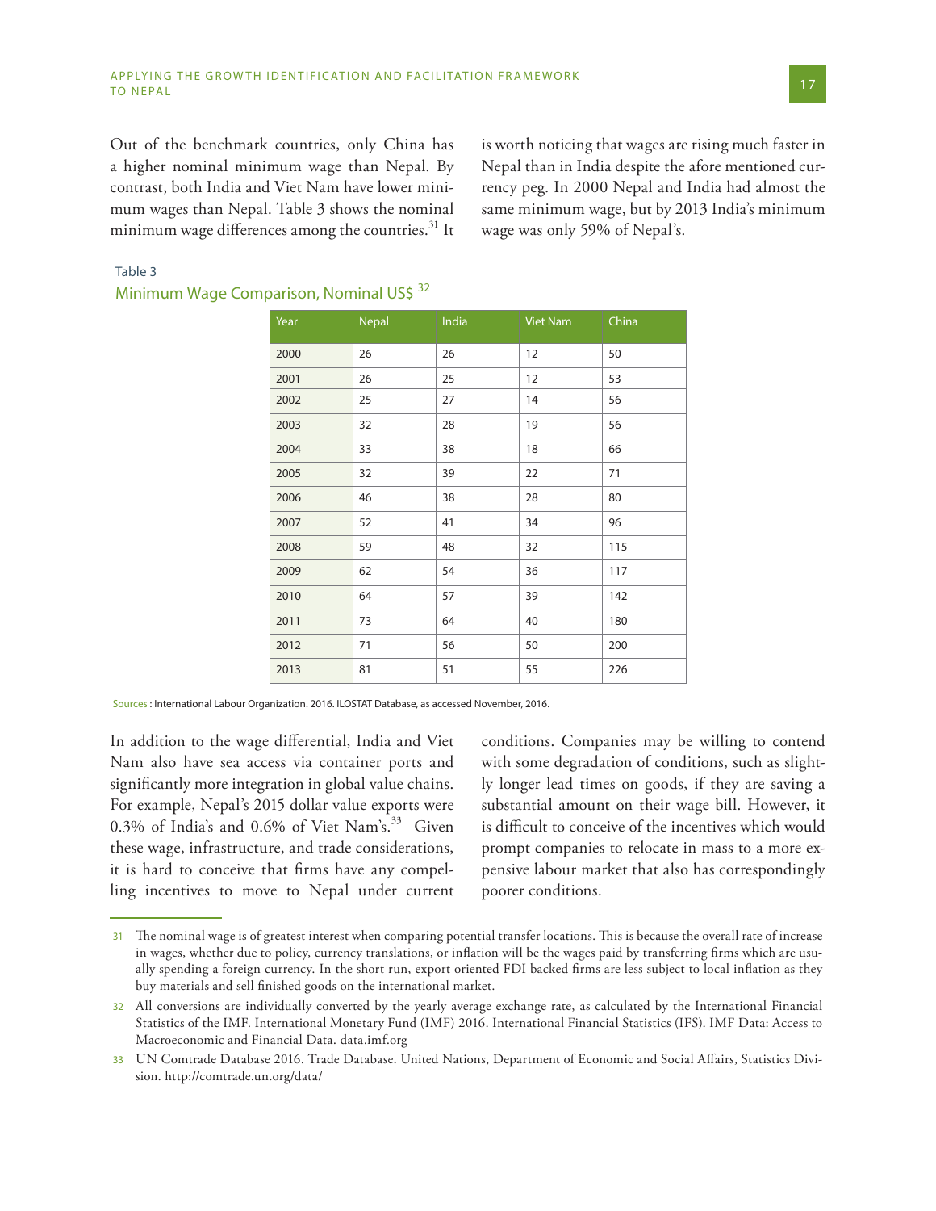Out of the benchmark countries, only China has a higher nominal minimum wage than Nepal. By contrast, both India and Viet Nam have lower minimum wages than Nepal. Table 3 shows the nominal minimum wage differences among the countries.[31] It is worth noticing that wages are rising much faster in Nepal than in India despite the afore mentioned currency peg. In 2000 Nepal and India had almost the same minimum wage, but by 2013 India's minimum wage was only 59% of Nepal's.

Table 3

Minimum Wage Comparison, Nominal US$ [32]

| Year | Nepal | India | Viet Nam | China |
|---|---|---|---|---|
| 2000 | 26 | 26 | 12 | 50 |
| 2001 | 26 | 25 | 12 | 53 |
| 2002 | 25 | 27 | 14 | 56 |
| 2003 | 32 | 28 | 19 | 56 |
| 2004 | 33 | 38 | 18 | 66 |
| 2005 | 32 | 39 | 22 | 71 |
| 2006 | 46 | 38 | 28 | 80 |
| 2007 | 52 | 41 | 34 | 96 |
| 2008 | 59 | 48 | 32 | 115 |
| 2009 | 62 | 54 | 36 | 117 |
| 2010 | 64 | 57 | 39 | 142 |
| 2011 | 73 | 64 | 40 | 180 |
| 2012 | 71 | 56 | 50 | 200 |
| 2013 | 81 | 51 | 55 | 226 |

Sources : International Labour Organization. 2016. ILOSTAT Database, as accessed November, 2016.

In addition to the wage differential, India and Viet Nam also have sea access via container ports and significantly more integration in global value chains. For example, Nepal's 2015 dollar value exports were 0.3% of India's and 0.6% of Viet Nam's.[33] Given these wage, infrastructure, and trade considerations, it is hard to conceive that firms have any compelling incentives to move to Nepal under current conditions. Companies may be willing to contend with some degradation of conditions, such as slightly longer lead times on goods, if they are saving a substantial amount on their wage bill. However, it is difficult to conceive of the incentives which would prompt companies to relocate in mass to a more expensive labour market that also has correspondingly poorer conditions.

---

31 The nominal wage is of greatest interest when comparing potential transfer locations. This is because the overall rate of increase in wages, whether due to policy, currency translations, or inflation will be the wages paid by transferring firms which are usually spending a foreign currency. In the short run, export oriented FDI backed firms are less subject to local inflation as they buy materials and sell finished goods on the international market.

32 All conversions are individually converted by the yearly average exchange rate, as calculated by the International Financial Statistics of the IMF. International Monetary Fund (IMF) 2016. International Financial Statistics (IFS). IMF Data: Access to Macroeconomic and Financial Data. data.imf.org

33 UN Comtrade Database 2016. Trade Database. United Nations, Department of Economic and Social Affairs, Statistics Division. http://comtrade.un.org/data/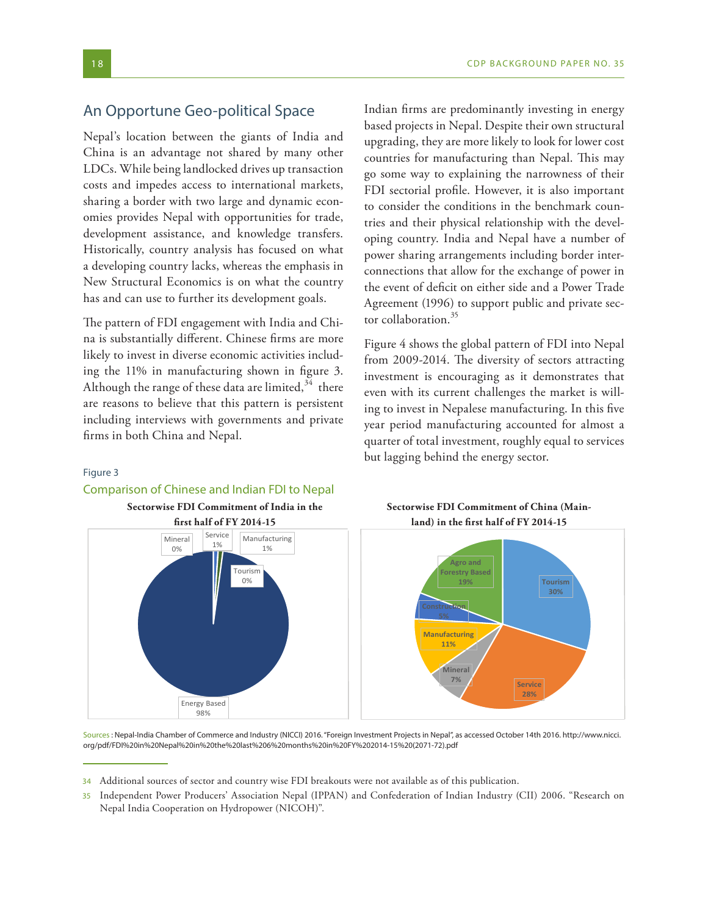## An Opportune Geo-political Space

Nepal's location between the giants of India and China is an advantage not shared by many other LDCs. While being landlocked drives up transaction costs and impedes access to international markets, sharing a border with two large and dynamic economies provides Nepal with opportunities for trade, development assistance, and knowledge transfers. Historically, country analysis has focused on what a developing country lacks, whereas the emphasis in New Structural Economics is on what the country has and can use to further its development goals.

The pattern of FDI engagement with India and China is substantially different. Chinese firms are more likely to invest in diverse economic activities including the 11% in manufacturing shown in figure 3. Although the range of these data are limited,[34] there are reasons to believe that this pattern is persistent including interviews with governments and private firms in both China and Nepal.

Indian firms are predominantly investing in energy based projects in Nepal. Despite their own structural upgrading, they are more likely to look for lower cost countries for manufacturing than Nepal. This may go some way to explaining the narrowness of their FDI sectorial profile. However, it is also important to consider the conditions in the benchmark countries and their physical relationship with the developing country. India and Nepal have a number of power sharing arrangements including border interconnections that allow for the exchange of power in the event of deficit on either side and a Power Trade Agreement (1996) to support public and private sector collaboration.[35]

Figure 4 shows the global pattern of FDI into Nepal from 2009-2014. The diversity of sectors attracting investment is encouraging as it demonstrates that even with its current challenges the market is willing to invest in Nepalese manufacturing. In this five year period manufacturing accounted for almost a quarter of total investment, roughly equal to services but lagging behind the energy sector.

Figure 3

Comparison of Chinese and Indian FDI to Nepal

**Sectorwise FDI Commitment of India in the first half of FY 2014-15**

| Sector | Share |
|---|---|
| Energy Based | 98% |
| Service | 1% |
| Manufacturing | 1% |
| Mineral | 0% |
| Tourism | 0% |

**Sectorwise FDI Commitment of China (Mainland) in the first half of FY 2014-15**

| Sector | Share |
|---|---|
| Tourism | 30% |
| Service | 28% |
| Agro and Forestry Based | 19% |
| Manufacturing | 11% |
| Mineral | 7% |
| Construction | 5% |

Sources : Nepal-India Chamber of Commerce and Industry (NICCI) 2016. "Foreign Investment Projects in Nepal", as accessed October 14th 2016. http://www.nicci.org/pdf/FDI%20in%20Nepal%20in%20the%20last%206%20months%20in%20FY%202014-15%20(2071-72).pdf

---

34 Additional sources of sector and country wise FDI breakouts were not available as of this publication.

35 Independent Power Producers' Association Nepal (IPPAN) and Confederation of Indian Industry (CII) 2006. "Research on Nepal India Cooperation on Hydropower (NICOH)".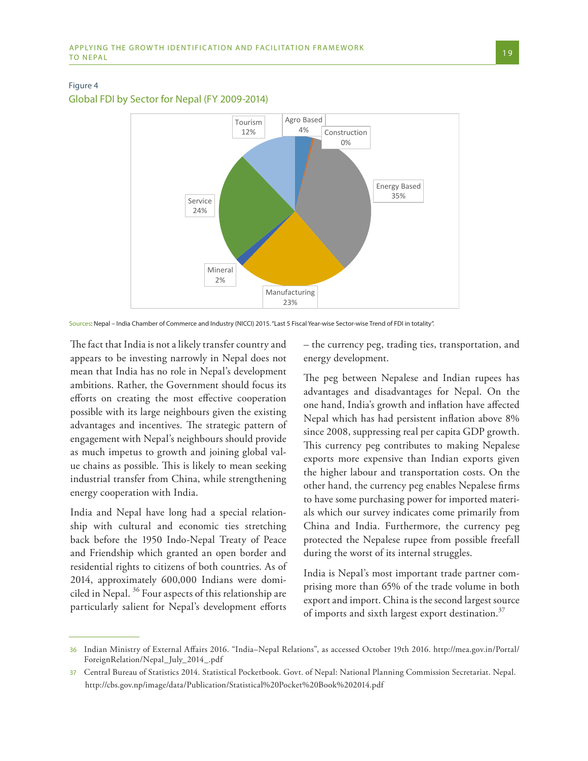Figure 4

Global FDI by Sector for Nepal (FY 2009-2014)

| Sector | Share |
|---|---|
| Agro Based | 4% |
| Construction | 0% |
| Energy Based | 35% |
| Manufacturing | 23% |
| Mineral | 2% |
| Service | 24% |
| Tourism | 12% |

Sources: Nepal – India Chamber of Commerce and Industry (NICCI) 2015. "Last 5 Fiscal Year-wise Sector-wise Trend of FDI in totality".

The fact that India is not a likely transfer country and appears to be investing narrowly in Nepal does not mean that India has no role in Nepal's development ambitions. Rather, the Government should focus its efforts on creating the most effective cooperation possible with its large neighbours given the existing advantages and incentives. The strategic pattern of engagement with Nepal's neighbours should provide as much impetus to growth and joining global value chains as possible. This is likely to mean seeking industrial transfer from China, while strengthening energy cooperation with India.

India and Nepal have long had a special relationship with cultural and economic ties stretching back before the 1950 Indo-Nepal Treaty of Peace and Friendship which granted an open border and residential rights to citizens of both countries. As of 2014, approximately 600,000 Indians were domiciled in Nepal.[36] Four aspects of this relationship are particularly salient for Nepal's development efforts – the currency peg, trading ties, transportation, and energy development.

The peg between Nepalese and Indian rupees has advantages and disadvantages for Nepal. On the one hand, India's growth and inflation have affected Nepal which has had persistent inflation above 8% since 2008, suppressing real per capita GDP growth. This currency peg contributes to making Nepalese exports more expensive than Indian exports given the higher labour and transportation costs. On the other hand, the currency peg enables Nepalese firms to have some purchasing power for imported materials which our survey indicates come primarily from China and India. Furthermore, the currency peg protected the Nepalese rupee from possible freefall during the worst of its internal struggles.

India is Nepal's most important trade partner comprising more than 65% of the trade volume in both export and import. China is the second largest source of imports and sixth largest export destination.[37]

---

36 Indian Ministry of External Affairs 2016. "India–Nepal Relations", as accessed October 19th 2016. http://mea.gov.in/Portal/ForeignRelation/Nepal_July_2014_.pdf

37 Central Bureau of Statistics 2014. Statistical Pocketbook. Govt. of Nepal: National Planning Commission Secretariat. Nepal. http://cbs.gov.np/image/data/Publication/Statistical%20Pocket%20Book%202014.pdf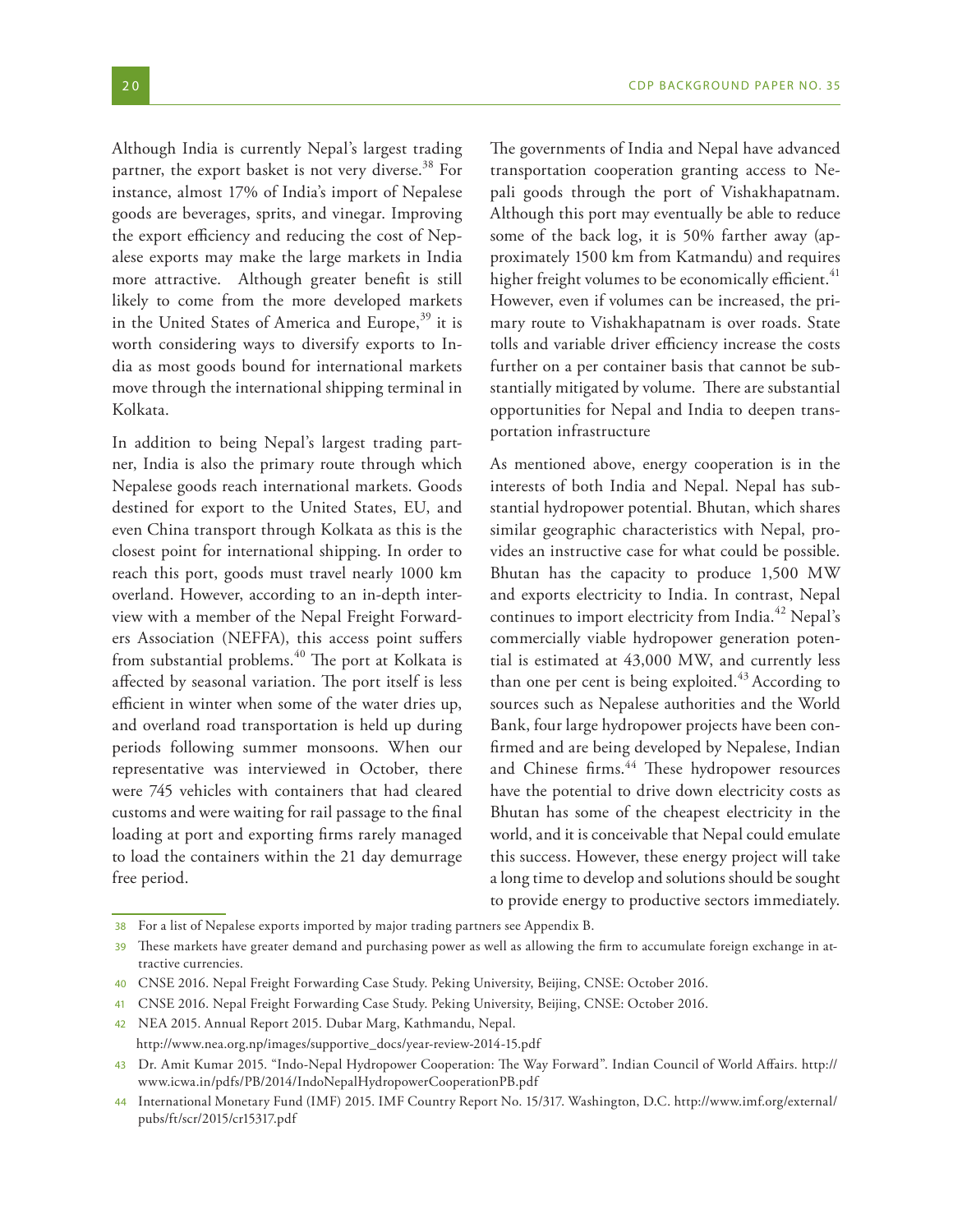Although India is currently Nepal's largest trading partner, the export basket is not very diverse.[38] For instance, almost 17% of India's import of Nepalese goods are beverages, sprits, and vinegar. Improving the export efficiency and reducing the cost of Nepalese exports may make the large markets in India more attractive. Although greater benefit is still likely to come from the more developed markets in the United States of America and Europe,[39] it is worth considering ways to diversify exports to India as most goods bound for international markets move through the international shipping terminal in Kolkata.

In addition to being Nepal's largest trading partner, India is also the primary route through which Nepalese goods reach international markets. Goods destined for export to the United States, EU, and even China transport through Kolkata as this is the closest point for international shipping. In order to reach this port, goods must travel nearly 1000 km overland. However, according to an in-depth interview with a member of the Nepal Freight Forwarders Association (NEFFA), this access point suffers from substantial problems.[40] The port at Kolkata is affected by seasonal variation. The port itself is less efficient in winter when some of the water dries up, and overland road transportation is held up during periods following summer monsoons. When our representative was interviewed in October, there were 745 vehicles with containers that had cleared customs and were waiting for rail passage to the final loading at port and exporting firms rarely managed to load the containers within the 21 day demurrage free period.

The governments of India and Nepal have advanced transportation cooperation granting access to Nepali goods through the port of Vishakhapatnam. Although this port may eventually be able to reduce some of the back log, it is 50% farther away (approximately 1500 km from Katmandu) and requires higher freight volumes to be economically efficient.[41] However, even if volumes can be increased, the primary route to Vishakhapatnam is over roads. State tolls and variable driver efficiency increase the costs further on a per container basis that cannot be substantially mitigated by volume. There are substantial opportunities for Nepal and India to deepen transportation infrastructure

As mentioned above, energy cooperation is in the interests of both India and Nepal. Nepal has substantial hydropower potential. Bhutan, which shares similar geographic characteristics with Nepal, provides an instructive case for what could be possible. Bhutan has the capacity to produce 1,500 MW and exports electricity to India. In contrast, Nepal continues to import electricity from India.[42] Nepal's commercially viable hydropower generation potential is estimated at 43,000 MW, and currently less than one per cent is being exploited.[43] According to sources such as Nepalese authorities and the World Bank, four large hydropower projects have been confirmed and are being developed by Nepalese, Indian and Chinese firms.[44] These hydropower resources have the potential to drive down electricity costs as Bhutan has some of the cheapest electricity in the world, and it is conceivable that Nepal could emulate this success. However, these energy project will take a long time to develop and solutions should be sought to provide energy to productive sectors immediately.

38 For a list of Nepalese exports imported by major trading partners see Appendix B.

39 These markets have greater demand and purchasing power as well as allowing the firm to accumulate foreign exchange in attractive currencies.

40 CNSE 2016. Nepal Freight Forwarding Case Study. Peking University, Beijing, CNSE: October 2016.

41 CNSE 2016. Nepal Freight Forwarding Case Study. Peking University, Beijing, CNSE: October 2016.

42 NEA 2015. Annual Report 2015. Dubar Marg, Kathmandu, Nepal. http://www.nea.org.np/images/supportive_docs/year-review-2014-15.pdf

43 Dr. Amit Kumar 2015. "Indo-Nepal Hydropower Cooperation: The Way Forward". Indian Council of World Affairs. http://www.icwa.in/pdfs/PB/2014/IndoNepalHydropowerCooperationPB.pdf

44 International Monetary Fund (IMF) 2015. IMF Country Report No. 15/317. Washington, D.C. http://www.imf.org/external/pubs/ft/scr/2015/cr15317.pdf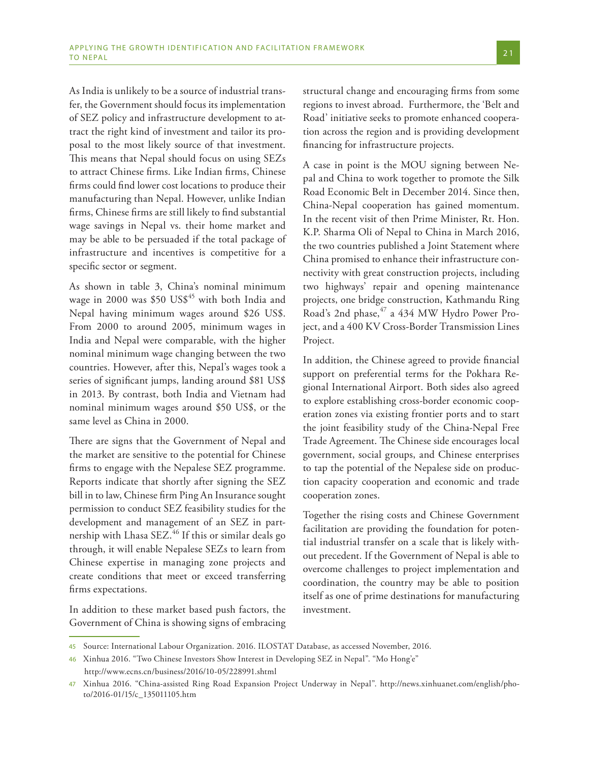As India is unlikely to be a source of industrial transfer, the Government should focus its implementation of SEZ policy and infrastructure development to attract the right kind of investment and tailor its proposal to the most likely source of that investment. This means that Nepal should focus on using SEZs to attract Chinese firms. Like Indian firms, Chinese firms could find lower cost locations to produce their manufacturing than Nepal. However, unlike Indian firms, Chinese firms are still likely to find substantial wage savings in Nepal vs. their home market and may be able to be persuaded if the total package of infrastructure and incentives is competitive for a specific sector or segment.

As shown in table 3, China's nominal minimum wage in 2000 was $50 US$[45] with both India and Nepal having minimum wages around $26 US$. From 2000 to around 2005, minimum wages in India and Nepal were comparable, with the higher nominal minimum wage changing between the two countries. However, after this, Nepal's wages took a series of significant jumps, landing around $81 US$ in 2013. By contrast, both India and Vietnam had nominal minimum wages around $50 US$, or the same level as China in 2000.

There are signs that the Government of Nepal and the market are sensitive to the potential for Chinese firms to engage with the Nepalese SEZ programme. Reports indicate that shortly after signing the SEZ bill in to law, Chinese firm Ping An Insurance sought permission to conduct SEZ feasibility studies for the development and management of an SEZ in partnership with Lhasa SEZ.[46] If this or similar deals go through, it will enable Nepalese SEZs to learn from Chinese expertise in managing zone projects and create conditions that meet or exceed transferring firms expectations.

In addition to these market based push factors, the Government of China is showing signs of embracing structural change and encouraging firms from some regions to invest abroad. Furthermore, the 'Belt and Road' initiative seeks to promote enhanced cooperation across the region and is providing development financing for infrastructure projects.

A case in point is the MOU signing between Nepal and China to work together to promote the Silk Road Economic Belt in December 2014. Since then, China-Nepal cooperation has gained momentum. In the recent visit of then Prime Minister, Rt. Hon. K.P. Sharma Oli of Nepal to China in March 2016, the two countries published a Joint Statement where China promised to enhance their infrastructure connectivity with great construction projects, including two highways' repair and opening maintenance projects, one bridge construction, Kathmandu Ring Road's 2nd phase,[47] a 434 MW Hydro Power Project, and a 400 KV Cross-Border Transmission Lines Project.

In addition, the Chinese agreed to provide financial support on preferential terms for the Pokhara Regional International Airport. Both sides also agreed to explore establishing cross-border economic cooperation zones via existing frontier ports and to start the joint feasibility study of the China-Nepal Free Trade Agreement. The Chinese side encourages local government, social groups, and Chinese enterprises to tap the potential of the Nepalese side on production capacity cooperation and economic and trade cooperation zones.

Together the rising costs and Chinese Government facilitation are providing the foundation for potential industrial transfer on a scale that is likely without precedent. If the Government of Nepal is able to overcome challenges to project implementation and coordination, the country may be able to position itself as one of prime destinations for manufacturing investment.

---

45 Source: International Labour Organization. 2016. ILOSTAT Database, as accessed November, 2016.

46 Xinhua 2016. "Two Chinese Investors Show Interest in Developing SEZ in Nepal". "Mo Hong'e" http://www.ecns.cn/business/2016/10-05/228991.shtml

47 Xinhua 2016. "China-assisted Ring Road Expansion Project Underway in Nepal". http://news.xinhuanet.com/english/photo/2016-01/15/c_135011105.htm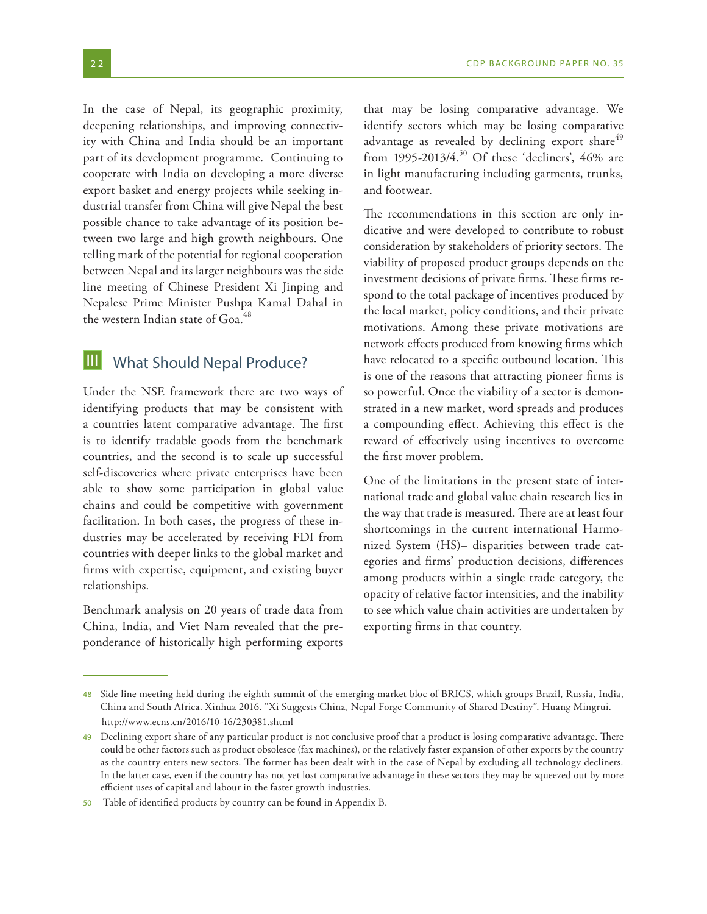In the case of Nepal, its geographic proximity, deepening relationships, and improving connectivity with China and India should be an important part of its development programme. Continuing to cooperate with India on developing a more diverse export basket and energy projects while seeking industrial transfer from China will give Nepal the best possible chance to take advantage of its position between two large and high growth neighbours. One telling mark of the potential for regional cooperation between Nepal and its larger neighbours was the side line meeting of Chinese President Xi Jinping and Nepalese Prime Minister Pushpa Kamal Dahal in the western Indian state of Goa.[48]

## III What Should Nepal Produce?

Under the NSE framework there are two ways of identifying products that may be consistent with a countries latent comparative advantage. The first is to identify tradable goods from the benchmark countries, and the second is to scale up successful self-discoveries where private enterprises have been able to show some participation in global value chains and could be competitive with government facilitation. In both cases, the progress of these industries may be accelerated by receiving FDI from countries with deeper links to the global market and firms with expertise, equipment, and existing buyer relationships.

Benchmark analysis on 20 years of trade data from China, India, and Viet Nam revealed that the preponderance of historically high performing exports that may be losing comparative advantage. We identify sectors which may be losing comparative advantage as revealed by declining export share[49] from 1995-2013/4.[50] Of these 'decliners', 46% are in light manufacturing including garments, trunks, and footwear.

The recommendations in this section are only indicative and were developed to contribute to robust consideration by stakeholders of priority sectors. The viability of proposed product groups depends on the investment decisions of private firms. These firms respond to the total package of incentives produced by the local market, policy conditions, and their private motivations. Among these private motivations are network effects produced from knowing firms which have relocated to a specific outbound location. This is one of the reasons that attracting pioneer firms is so powerful. Once the viability of a sector is demonstrated in a new market, word spreads and produces a compounding effect. Achieving this effect is the reward of effectively using incentives to overcome the first mover problem.

One of the limitations in the present state of international trade and global value chain research lies in the way that trade is measured. There are at least four shortcomings in the current international Harmonized System (HS)– disparities between trade categories and firms' production decisions, differences among products within a single trade category, the opacity of relative factor intensities, and the inability to see which value chain activities are undertaken by exporting firms in that country.

---

48 Side line meeting held during the eighth summit of the emerging-market bloc of BRICS, which groups Brazil, Russia, India, China and South Africa. Xinhua 2016. "Xi Suggests China, Nepal Forge Community of Shared Destiny". Huang Mingrui. http://www.ecns.cn/2016/10-16/230381.shtml

49 Declining export share of any particular product is not conclusive proof that a product is losing comparative advantage. There could be other factors such as product obsolesce (fax machines), or the relatively faster expansion of other exports by the country as the country enters new sectors. The former has been dealt with in the case of Nepal by excluding all technology decliners. In the latter case, even if the country has not yet lost comparative advantage in these sectors they may be squeezed out by more efficient uses of capital and labour in the faster growth industries.

50 Table of identified products by country can be found in Appendix B.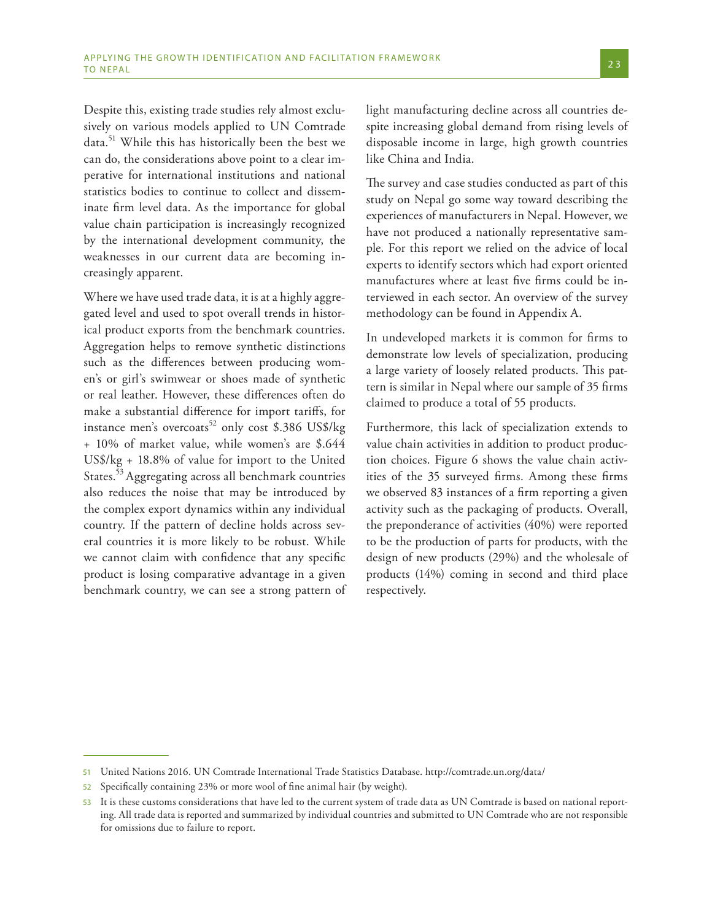Despite this, existing trade studies rely almost exclusively on various models applied to UN Comtrade data.[51] While this has historically been the best we can do, the considerations above point to a clear imperative for international institutions and national statistics bodies to continue to collect and disseminate firm level data. As the importance for global value chain participation is increasingly recognized by the international development community, the weaknesses in our current data are becoming increasingly apparent.

Where we have used trade data, it is at a highly aggregated level and used to spot overall trends in historical product exports from the benchmark countries. Aggregation helps to remove synthetic distinctions such as the differences between producing women's or girl's swimwear or shoes made of synthetic or real leather. However, these differences often do make a substantial difference for import tariffs, for instance men's overcoats[52] only cost \$.386 US\$/kg + 10% of market value, while women's are \$.644 US\$/kg + 18.8% of value for import to the United States.[53] Aggregating across all benchmark countries also reduces the noise that may be introduced by the complex export dynamics within any individual country. If the pattern of decline holds across several countries it is more likely to be robust. While we cannot claim with confidence that any specific product is losing comparative advantage in a given benchmark country, we can see a strong pattern of light manufacturing decline across all countries despite increasing global demand from rising levels of disposable income in large, high growth countries like China and India.

The survey and case studies conducted as part of this study on Nepal go some way toward describing the experiences of manufacturers in Nepal. However, we have not produced a nationally representative sample. For this report we relied on the advice of local experts to identify sectors which had export oriented manufactures where at least five firms could be interviewed in each sector. An overview of the survey methodology can be found in Appendix A.

In undeveloped markets it is common for firms to demonstrate low levels of specialization, producing a large variety of loosely related products. This pattern is similar in Nepal where our sample of 35 firms claimed to produce a total of 55 products.

Furthermore, this lack of specialization extends to value chain activities in addition to product production choices. Figure 6 shows the value chain activities of the 35 surveyed firms. Among these firms we observed 83 instances of a firm reporting a given activity such as the packaging of products. Overall, the preponderance of activities (40%) were reported to be the production of parts for products, with the design of new products (29%) and the wholesale of products (14%) coming in second and third place respectively.

---

51 United Nations 2016. UN Comtrade International Trade Statistics Database. http://comtrade.un.org/data/

52 Specifically containing 23% or more wool of fine animal hair (by weight).

53 It is these customs considerations that have led to the current system of trade data as UN Comtrade is based on national reporting. All trade data is reported and summarized by individual countries and submitted to UN Comtrade who are not responsible for omissions due to failure to report.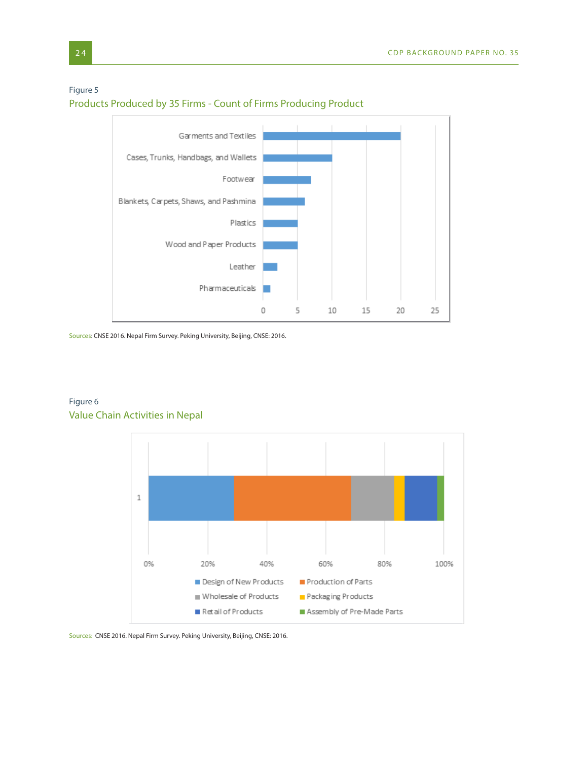Figure 5

## Products Produced by 35 Firms - Count of Firms Producing Product

| Product | Count of Firms |
|---|---|
| Garments and Textiles | 20 |
| Cases, Trunks, Handbags, and Wallets | 10 |
| Footwear | 7 |
| Blankets, Carpets, Shaws, and Pashmina | 6 |
| Plastics | 5 |
| Wood and Paper Products | 5 |
| Leather | 2 |
| Pharmaceuticals | 1 |

Sources: CNSE 2016. Nepal Firm Survey. Peking University, Beijing, CNSE: 2016.

Figure 6

## Value Chain Activities in Nepal

Legend: Design of New Products; Production of Parts; Wholesale of Products; Packaging Products; Retail of Products; Assembly of Pre-Made Parts

Sources: CNSE 2016. Nepal Firm Survey. Peking University, Beijing, CNSE: 2016.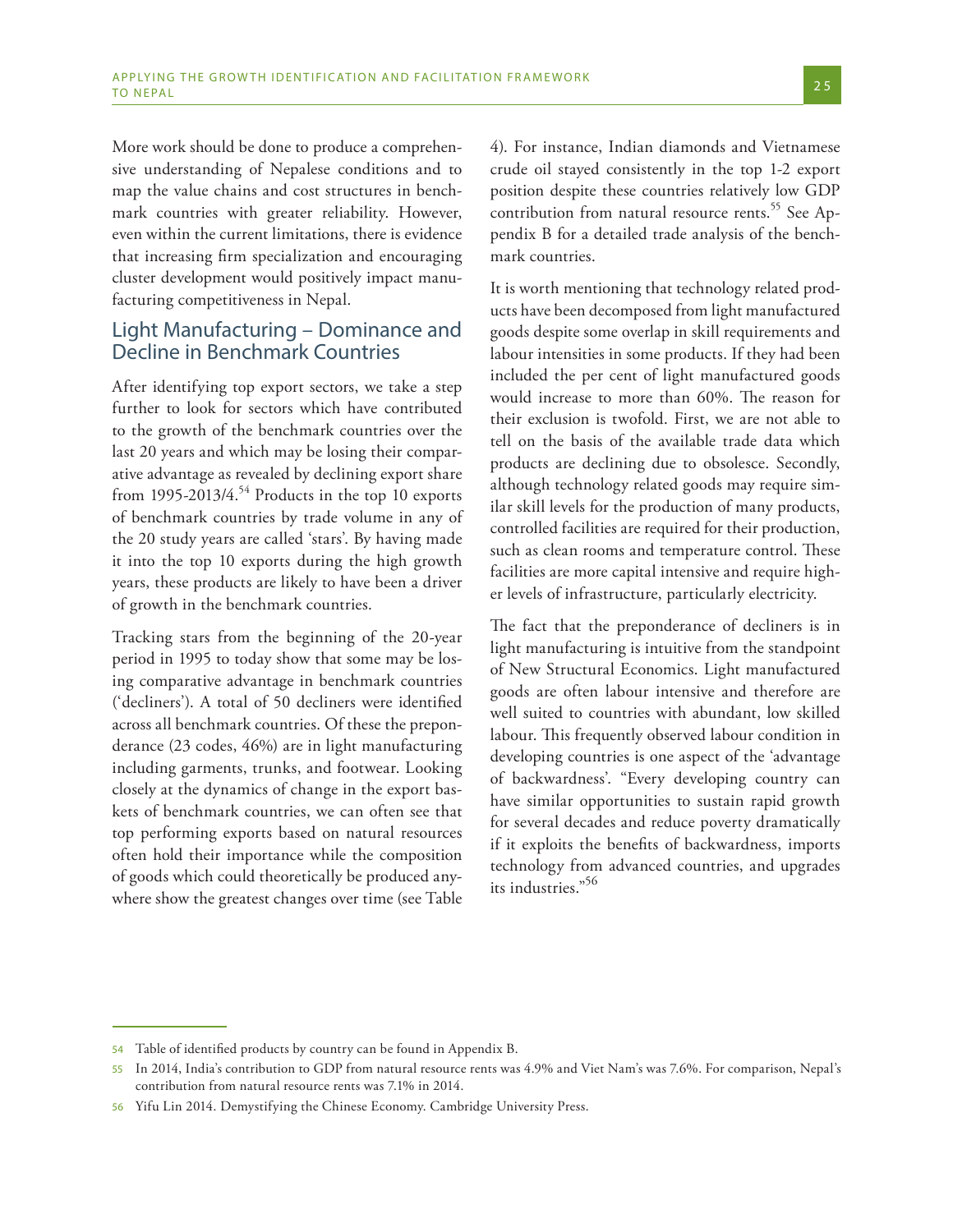More work should be done to produce a comprehensive understanding of Nepalese conditions and to map the value chains and cost structures in benchmark countries with greater reliability. However, even within the current limitations, there is evidence that increasing firm specialization and encouraging cluster development would positively impact manufacturing competitiveness in Nepal.

## Light Manufacturing – Dominance and Decline in Benchmark Countries

After identifying top export sectors, we take a step further to look for sectors which have contributed to the growth of the benchmark countries over the last 20 years and which may be losing their comparative advantage as revealed by declining export share from 1995-2013/4.[54] Products in the top 10 exports of benchmark countries by trade volume in any of the 20 study years are called 'stars'. By having made it into the top 10 exports during the high growth years, these products are likely to have been a driver of growth in the benchmark countries.

Tracking stars from the beginning of the 20-year period in 1995 to today show that some may be losing comparative advantage in benchmark countries ('decliners'). A total of 50 decliners were identified across all benchmark countries. Of these the preponderance (23 codes, 46%) are in light manufacturing including garments, trunks, and footwear. Looking closely at the dynamics of change in the export baskets of benchmark countries, we can often see that top performing exports based on natural resources often hold their importance while the composition of goods which could theoretically be produced anywhere show the greatest changes over time (see Table 4). For instance, Indian diamonds and Vietnamese crude oil stayed consistently in the top 1-2 export position despite these countries relatively low GDP contribution from natural resource rents.[55] See Appendix B for a detailed trade analysis of the benchmark countries.

It is worth mentioning that technology related products have been decomposed from light manufactured goods despite some overlap in skill requirements and labour intensities in some products. If they had been included the per cent of light manufactured goods would increase to more than 60%. The reason for their exclusion is twofold. First, we are not able to tell on the basis of the available trade data which products are declining due to obsolesce. Secondly, although technology related goods may require similar skill levels for the production of many products, controlled facilities are required for their production, such as clean rooms and temperature control. These facilities are more capital intensive and require higher levels of infrastructure, particularly electricity.

The fact that the preponderance of decliners is in light manufacturing is intuitive from the standpoint of New Structural Economics. Light manufactured goods are often labour intensive and therefore are well suited to countries with abundant, low skilled labour. This frequently observed labour condition in developing countries is one aspect of the 'advantage of backwardness'. "Every developing country can have similar opportunities to sustain rapid growth for several decades and reduce poverty dramatically if it exploits the benefits of backwardness, imports technology from advanced countries, and upgrades its industries."[56]

---

54 Table of identified products by country can be found in Appendix B.

55 In 2014, India's contribution to GDP from natural resource rents was 4.9% and Viet Nam's was 7.6%. For comparison, Nepal's contribution from natural resource rents was 7.1% in 2014.

56 Yifu Lin 2014. Demystifying the Chinese Economy. Cambridge University Press.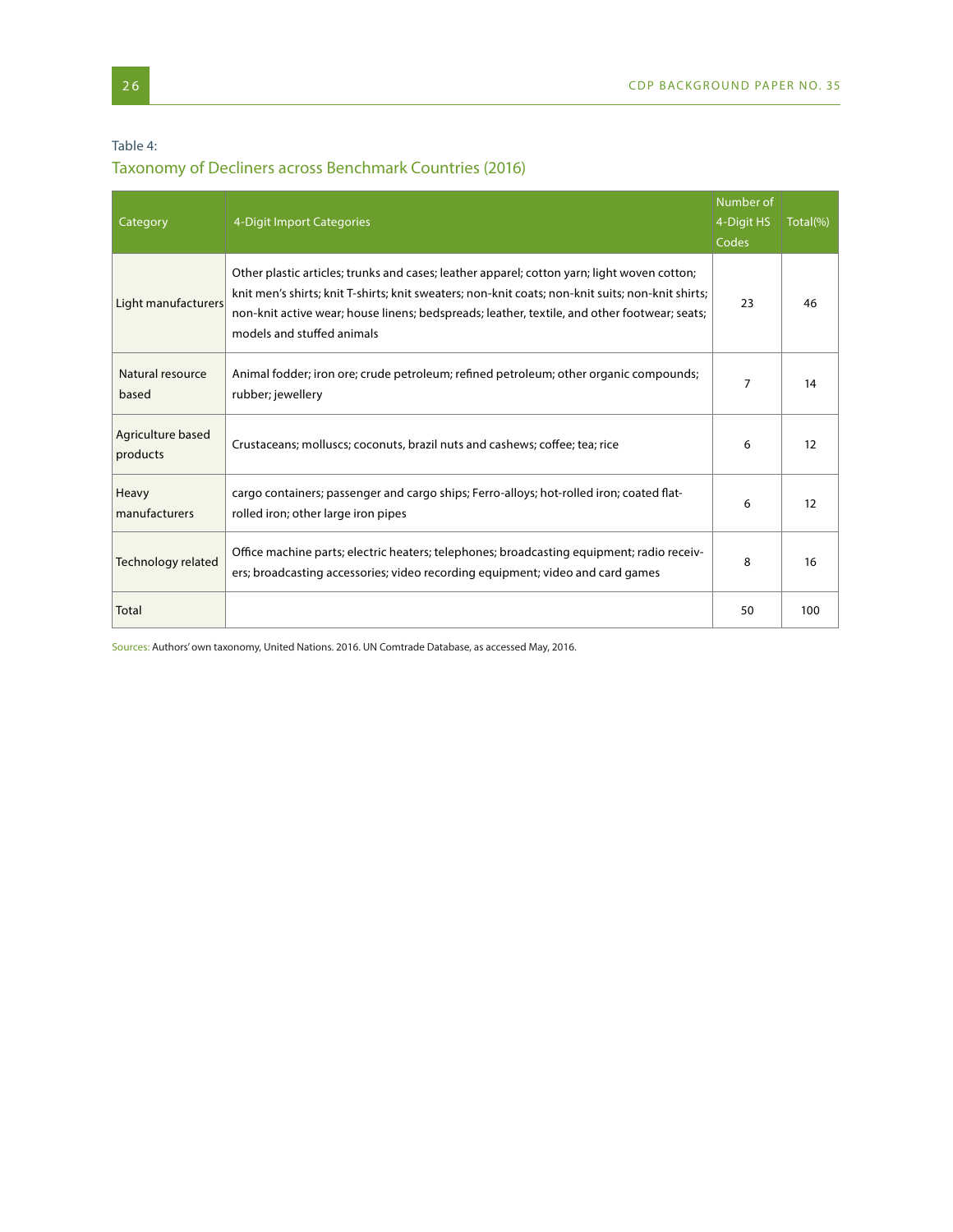Table 4:

### Taxonomy of Decliners across Benchmark Countries (2016)

| Category | 4-Digit Import Categories | Number of 4-Digit HS Codes | Total(%) |
|---|---|---|---|
| Light manufacturers | Other plastic articles; trunks and cases; leather apparel; cotton yarn; light woven cotton; knit men's shirts; knit T-shirts; knit sweaters; non-knit coats; non-knit suits; non-knit shirts; non-knit active wear; house linens; bedspreads; leather, textile, and other footwear; seats; models and stuffed animals | 23 | 46 |
| Natural resource based | Animal fodder; iron ore; crude petroleum; refined petroleum; other organic compounds; rubber; jewellery | 7 | 14 |
| Agriculture based products | Crustaceans; molluscs; coconuts, brazil nuts and cashews; coffee; tea; rice | 6 | 12 |
| Heavy manufacturers | cargo containers; passenger and cargo ships; Ferro-alloys; hot-rolled iron; coated flat-rolled iron; other large iron pipes | 6 | 12 |
| Technology related | Office machine parts; electric heaters; telephones; broadcasting equipment; radio receivers; broadcasting accessories; video recording equipment; video and card games | 8 | 16 |
| Total | | 50 | 100 |

Sources: Authors' own taxonomy, United Nations. 2016. UN Comtrade Database, as accessed May, 2016.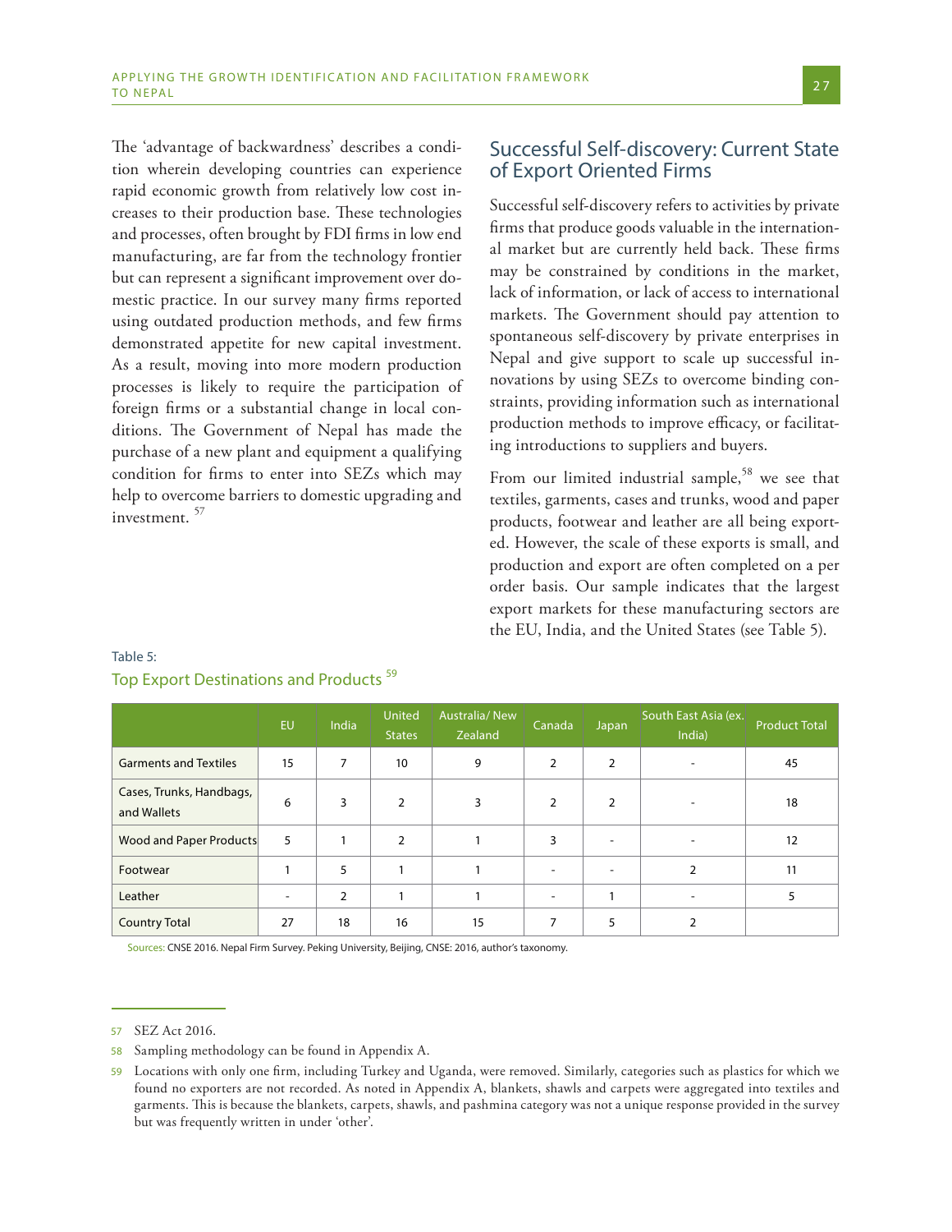The 'advantage of backwardness' describes a condition wherein developing countries can experience rapid economic growth from relatively low cost increases to their production base. These technologies and processes, often brought by FDI firms in low end manufacturing, are far from the technology frontier but can represent a significant improvement over domestic practice. In our survey many firms reported using outdated production methods, and few firms demonstrated appetite for new capital investment. As a result, moving into more modern production processes is likely to require the participation of foreign firms or a substantial change in local conditions. The Government of Nepal has made the purchase of a new plant and equipment a qualifying condition for firms to enter into SEZs which may help to overcome barriers to domestic upgrading and investment. [57]

## Successful Self-discovery: Current State of Export Oriented Firms

Successful self-discovery refers to activities by private firms that produce goods valuable in the international market but are currently held back. These firms may be constrained by conditions in the market, lack of information, or lack of access to international markets. The Government should pay attention to spontaneous self-discovery by private enterprises in Nepal and give support to scale up successful innovations by using SEZs to overcome binding constraints, providing information such as international production methods to improve efficacy, or facilitating introductions to suppliers and buyers.

From our limited industrial sample,[58] we see that textiles, garments, cases and trunks, wood and paper products, footwear and leather are all being exported. However, the scale of these exports is small, and production and export are often completed on a per order basis. Our sample indicates that the largest export markets for these manufacturing sectors are the EU, India, and the United States (see Table 5).

Table 5:
Top Export Destinations and Products [59]

| | EU | India | United States | Australia/ New Zealand | Canada | Japan | South East Asia (ex. India) | Product Total |
|---|---|---|---|---|---|---|---|---|
| Garments and Textiles | 15 | 7 | 10 | 9 | 2 | 2 | - | 45 |
| Cases, Trunks, Handbags, and Wallets | 6 | 3 | 2 | 3 | 2 | 2 | - | 18 |
| Wood and Paper Products | 5 | 1 | 2 | 1 | 3 | - | - | 12 |
| Footwear | 1 | 5 | 1 | 1 | - | - | 2 | 11 |
| Leather | - | 2 | 1 | 1 | - | 1 | - | 5 |
| Country Total | 27 | 18 | 16 | 15 | 7 | 5 | 2 | |

Sources: CNSE 2016. Nepal Firm Survey. Peking University, Beijing, CNSE: 2016, author's taxonomy.

---

57 SEZ Act 2016.

58 Sampling methodology can be found in Appendix A.

59 Locations with only one firm, including Turkey and Uganda, were removed. Similarly, categories such as plastics for which we found no exporters are not recorded. As noted in Appendix A, blankets, shawls and carpets were aggregated into textiles and garments. This is because the blankets, carpets, shawls, and pashmina category was not a unique response provided in the survey but was frequently written in under 'other'.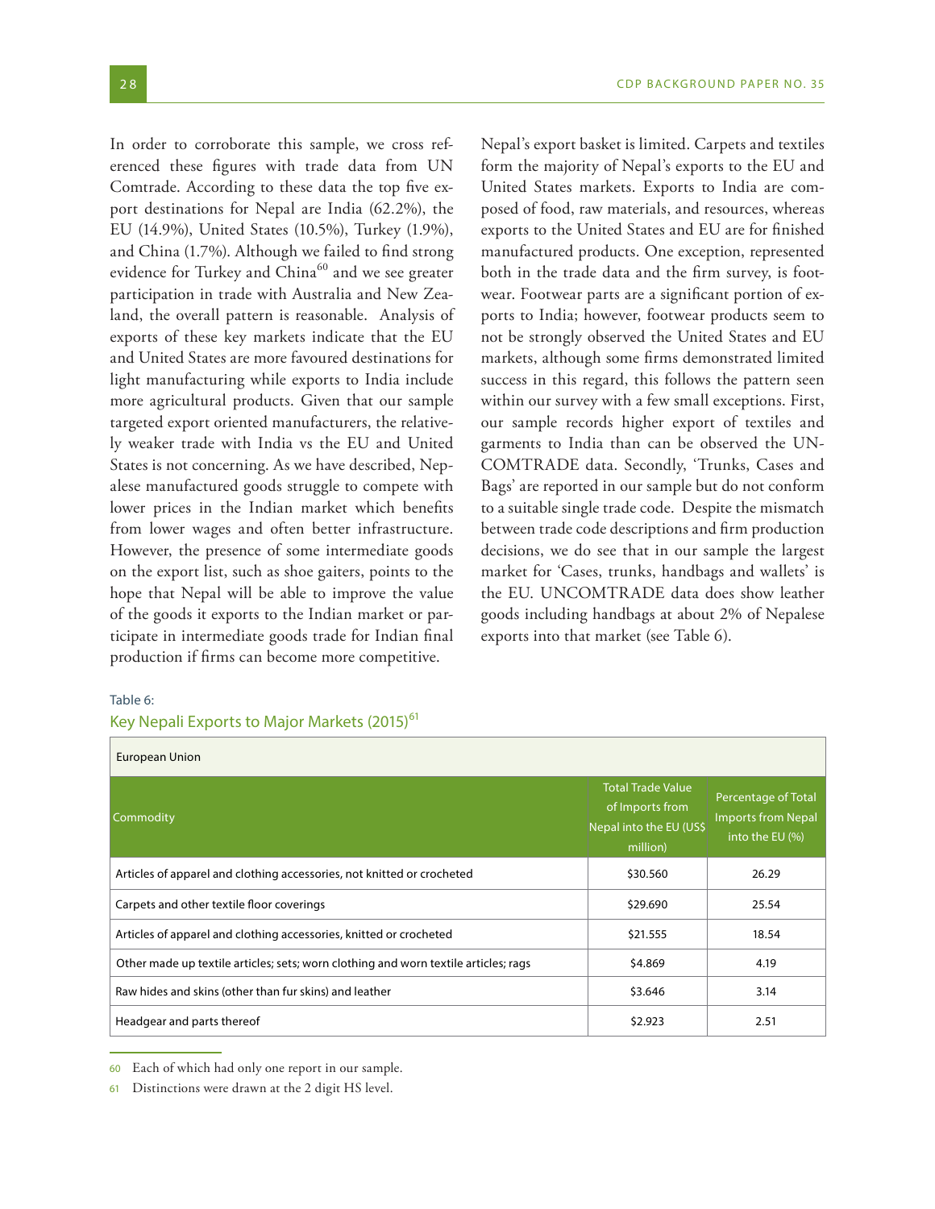In order to corroborate this sample, we cross referenced these figures with trade data from UN Comtrade. According to these data the top five export destinations for Nepal are India (62.2%), the EU (14.9%), United States (10.5%), Turkey (1.9%), and China (1.7%). Although we failed to find strong evidence for Turkey and China[60] and we see greater participation in trade with Australia and New Zealand, the overall pattern is reasonable. Analysis of exports of these key markets indicate that the EU and United States are more favoured destinations for light manufacturing while exports to India include more agricultural products. Given that our sample targeted export oriented manufacturers, the relatively weaker trade with India vs the EU and United States is not concerning. As we have described, Nepalese manufactured goods struggle to compete with lower prices in the Indian market which benefits from lower wages and often better infrastructure. However, the presence of some intermediate goods on the export list, such as shoe gaiters, points to the hope that Nepal will be able to improve the value of the goods it exports to the Indian market or participate in intermediate goods trade for Indian final production if firms can become more competitive.

Nepal's export basket is limited. Carpets and textiles form the majority of Nepal's exports to the EU and United States markets. Exports to India are composed of food, raw materials, and resources, whereas exports to the United States and EU are for finished manufactured products. One exception, represented both in the trade data and the firm survey, is footwear. Footwear parts are a significant portion of exports to India; however, footwear products seem to not be strongly observed the United States and EU markets, although some firms demonstrated limited success in this regard, this follows the pattern seen within our survey with a few small exceptions. First, our sample records higher export of textiles and garments to India than can be observed the UNCOMTRADE data. Secondly, 'Trunks, Cases and Bags' are reported in our sample but do not conform to a suitable single trade code. Despite the mismatch between trade code descriptions and firm production decisions, we do see that in our sample the largest market for 'Cases, trunks, handbags and wallets' is the EU. UNCOMTRADE data does show leather goods including handbags at about 2% of Nepalese exports into that market (see Table 6).

Table 6:

Key Nepali Exports to Major Markets (2015)[61]

| European Union | | |
|---|---|---|
| Commodity | Total Trade Value of Imports from Nepal into the EU (US$ million) | Percentage of Total Imports from Nepal into the EU (%) |
| Articles of apparel and clothing accessories, not knitted or crocheted | $30.560 | 26.29 |
| Carpets and other textile floor coverings | $29.690 | 25.54 |
| Articles of apparel and clothing accessories, knitted or crocheted | $21.555 | 18.54 |
| Other made up textile articles; sets; worn clothing and worn textile articles; rags | $4.869 | 4.19 |
| Raw hides and skins (other than fur skins) and leather | $3.646 | 3.14 |
| Headgear and parts thereof | $2.923 | 2.51 |

60 Each of which had only one report in our sample.

61 Distinctions were drawn at the 2 digit HS level.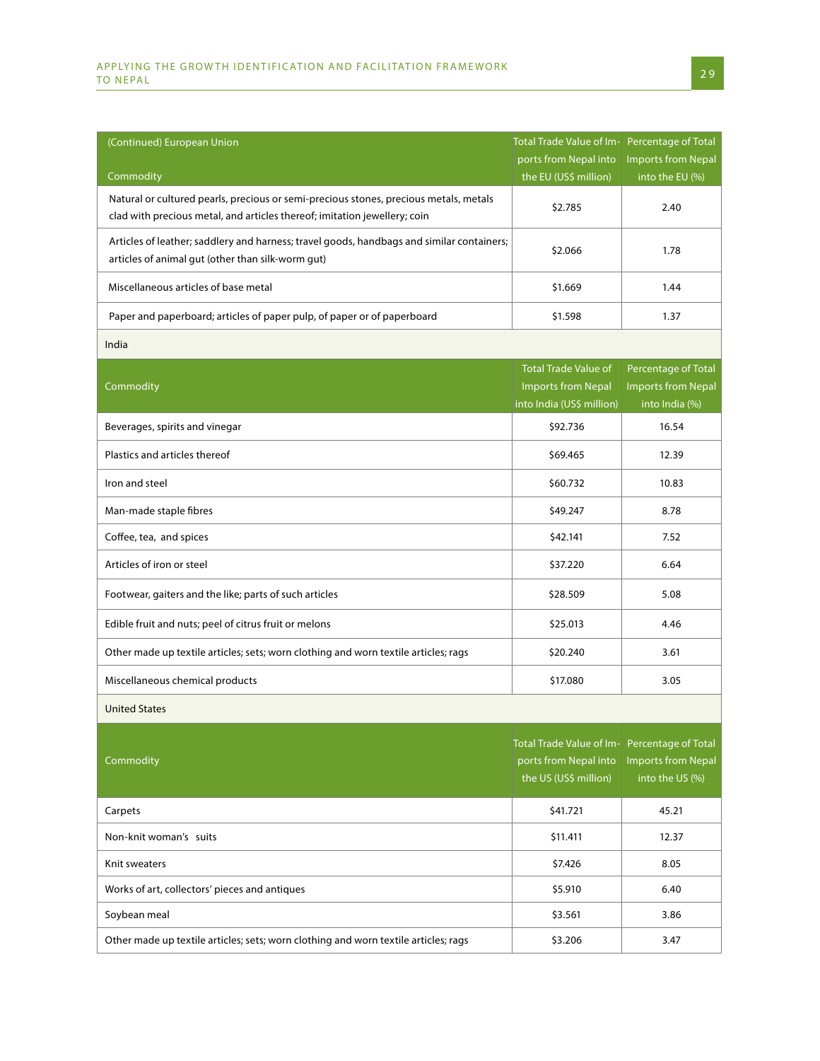| (Continued) European Union<br>Commodity | Total Trade Value of Imports from Nepal into the EU (US$ million) | Percentage of Total Imports from Nepal into the EU (%) |
|---|---|---|
| Natural or cultured pearls, precious or semi-precious stones, precious metals, metals clad with precious metal, and articles thereof; imitation jewellery; coin | $2.785 | 2.40 |
| Articles of leather; saddlery and harness; travel goods, handbags and similar containers; articles of animal gut (other than silk-worm gut) | $2.066 | 1.78 |
| Miscellaneous articles of base metal | $1.669 | 1.44 |
| Paper and paperboard; articles of paper pulp, of paper or of paperboard | $1.598 | 1.37 |
| India | | |
| Commodity | Total Trade Value of Imports from Nepal into India (US$ million) | Percentage of Total Imports from Nepal into India (%) |
| Beverages, spirits and vinegar | $92.736 | 16.54 |
| Plastics and articles thereof | $69.465 | 12.39 |
| Iron and steel | $60.732 | 10.83 |
| Man-made staple fibres | $49.247 | 8.78 |
| Coffee, tea, and spices | $42.141 | 7.52 |
| Articles of iron or steel | $37.220 | 6.64 |
| Footwear, gaiters and the like; parts of such articles | $28.509 | 5.08 |
| Edible fruit and nuts; peel of citrus fruit or melons | $25.013 | 4.46 |
| Other made up textile articles; sets; worn clothing and worn textile articles; rags | $20.240 | 3.61 |
| Miscellaneous chemical products | $17.080 | 3.05 |
| United States | | |
| Commodity | Total Trade Value of Imports from Nepal into the US (US$ million) | Percentage of Total Imports from Nepal into the US (%) |
| Carpets | $41.721 | 45.21 |
| Non-knit woman's suits | $11.411 | 12.37 |
| Knit sweaters | $7.426 | 8.05 |
| Works of art, collectors' pieces and antiques | $5.910 | 6.40 |
| Soybean meal | $3.561 | 3.86 |
| Other made up textile articles; sets; worn clothing and worn textile articles; rags | $3.206 | 3.47 |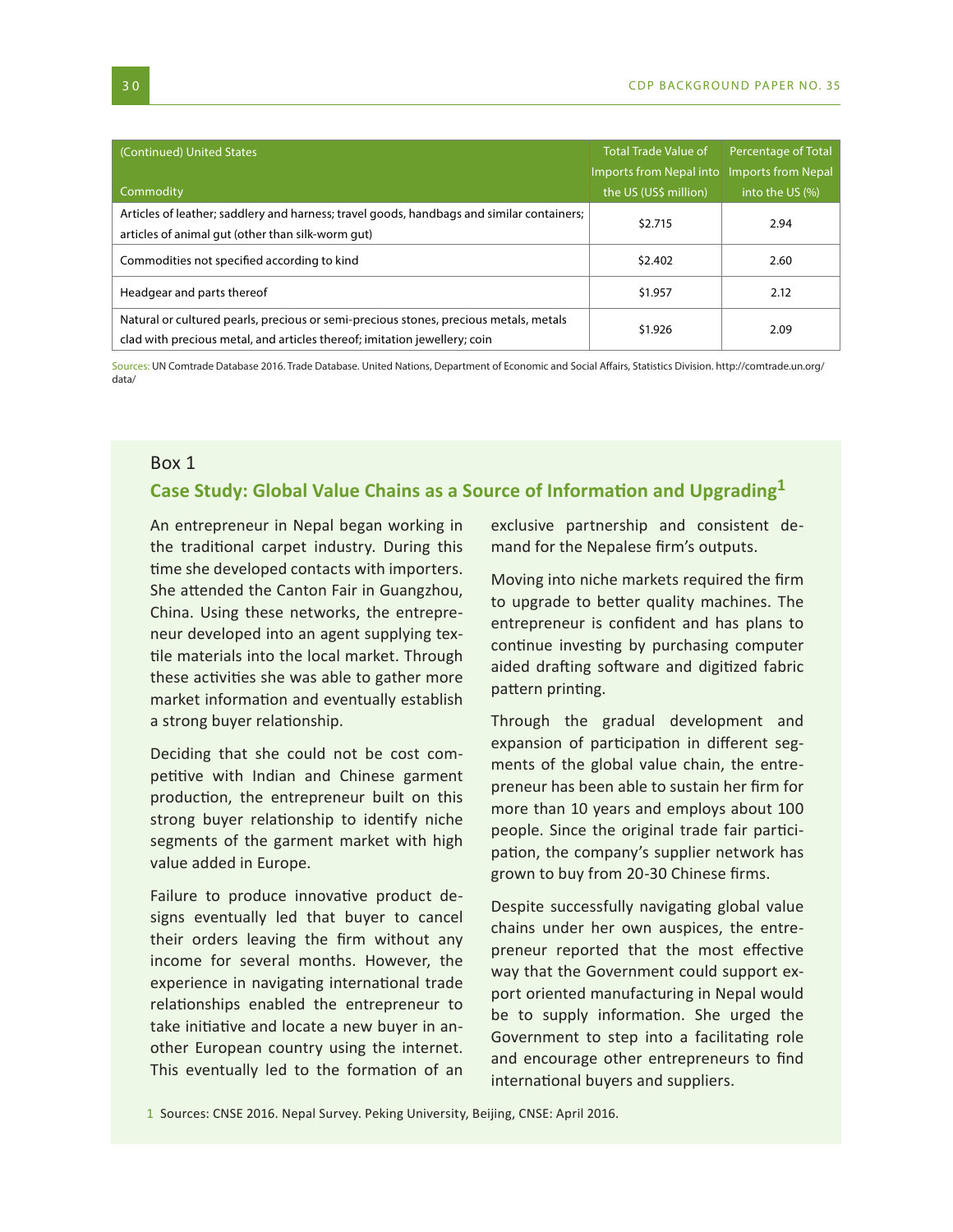| (Continued) United States<br><br>Commodity | Total Trade Value of Imports from Nepal into the US (US$ million) | Percentage of Total Imports from Nepal into the US (%) |
|---|---|---|
| Articles of leather; saddlery and harness; travel goods, handbags and similar containers; articles of animal gut (other than silk-worm gut) | $2.715 | 2.94 |
| Commodities not specified according to kind | $2.402 | 2.60 |
| Headgear and parts thereof | $1.957 | 2.12 |
| Natural or cultured pearls, precious or semi-precious stones, precious metals, metals clad with precious metal, and articles thereof; imitation jewellery; coin | $1.926 | 2.09 |

Sources: UN Comtrade Database 2016. Trade Database. United Nations, Department of Economic and Social Affairs, Statistics Division. http://comtrade.un.org/data/

Box 1

### Case Study: Global Value Chains as a Source of Information and Upgrading[1]

An entrepreneur in Nepal began working in the traditional carpet industry. During this time she developed contacts with importers. She attended the Canton Fair in Guangzhou, China. Using these networks, the entrepreneur developed into an agent supplying textile materials into the local market. Through these activities she was able to gather more market information and eventually establish a strong buyer relationship.

Deciding that she could not be cost competitive with Indian and Chinese garment production, the entrepreneur built on this strong buyer relationship to identify niche segments of the garment market with high value added in Europe.

Failure to produce innovative product designs eventually led that buyer to cancel their orders leaving the firm without any income for several months. However, the experience in navigating international trade relationships enabled the entrepreneur to take initiative and locate a new buyer in another European country using the internet. This eventually led to the formation of an exclusive partnership and consistent demand for the Nepalese firm's outputs.

Moving into niche markets required the firm to upgrade to better quality machines. The entrepreneur is confident and has plans to continue investing by purchasing computer aided drafting software and digitized fabric pattern printing.

Through the gradual development and expansion of participation in different segments of the global value chain, the entrepreneur has been able to sustain her firm for more than 10 years and employs about 100 people. Since the original trade fair participation, the company's supplier network has grown to buy from 20-30 Chinese firms.

Despite successfully navigating global value chains under her own auspices, the entrepreneur reported that the most effective way that the Government could support export oriented manufacturing in Nepal would be to supply information. She urged the Government to step into a facilitating role and encourage other entrepreneurs to find international buyers and suppliers.

1 Sources: CNSE 2016. Nepal Survey. Peking University, Beijing, CNSE: April 2016.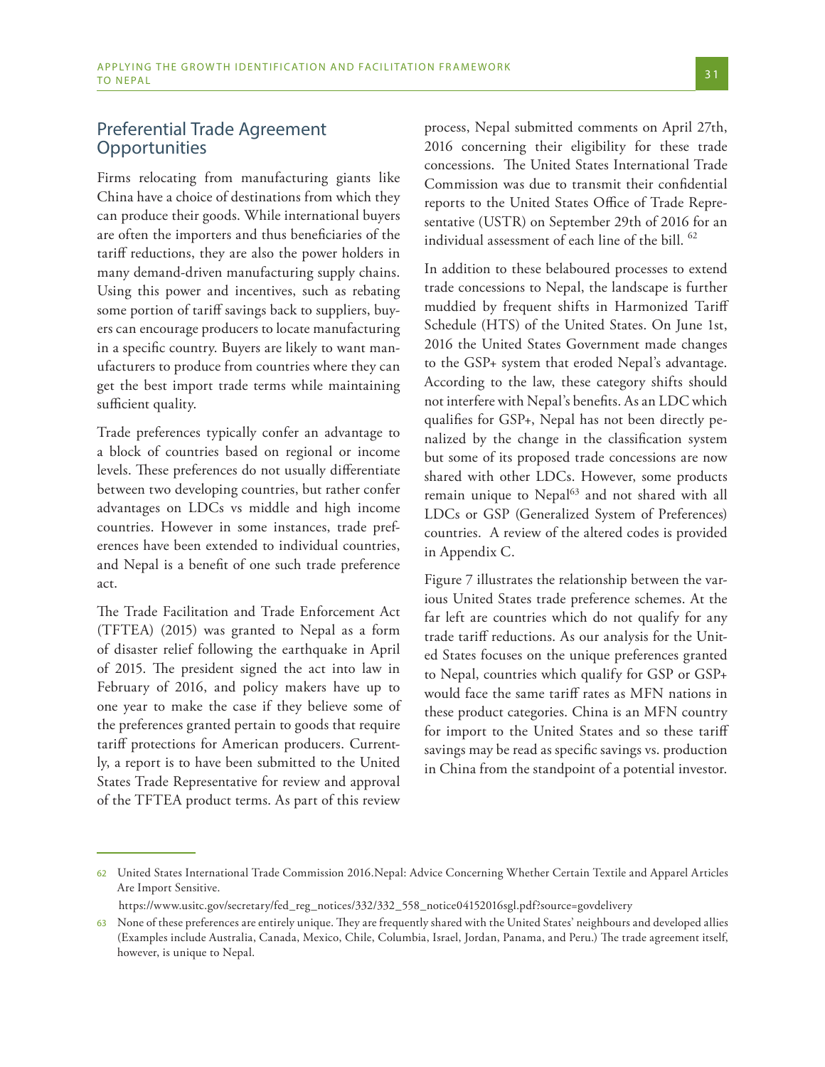## Preferential Trade Agreement Opportunities

Firms relocating from manufacturing giants like China have a choice of destinations from which they can produce their goods. While international buyers are often the importers and thus beneficiaries of the tariff reductions, they are also the power holders in many demand-driven manufacturing supply chains. Using this power and incentives, such as rebating some portion of tariff savings back to suppliers, buyers can encourage producers to locate manufacturing in a specific country. Buyers are likely to want manufacturers to produce from countries where they can get the best import trade terms while maintaining sufficient quality.

Trade preferences typically confer an advantage to a block of countries based on regional or income levels. These preferences do not usually differentiate between two developing countries, but rather confer advantages on LDCs vs middle and high income countries. However in some instances, trade preferences have been extended to individual countries, and Nepal is a benefit of one such trade preference act.

The Trade Facilitation and Trade Enforcement Act (TFTEA) (2015) was granted to Nepal as a form of disaster relief following the earthquake in April of 2015. The president signed the act into law in February of 2016, and policy makers have up to one year to make the case if they believe some of the preferences granted pertain to goods that require tariff protections for American producers. Currently, a report is to have been submitted to the United States Trade Representative for review and approval of the TFTEA product terms. As part of this review process, Nepal submitted comments on April 27th, 2016 concerning their eligibility for these trade concessions. The United States International Trade Commission was due to transmit their confidential reports to the United States Office of Trade Representative (USTR) on September 29th of 2016 for an individual assessment of each line of the bill. [62]

In addition to these belaboured processes to extend trade concessions to Nepal, the landscape is further muddied by frequent shifts in Harmonized Tariff Schedule (HTS) of the United States. On June 1st, 2016 the United States Government made changes to the GSP+ system that eroded Nepal's advantage. According to the law, these category shifts should not interfere with Nepal's benefits. As an LDC which qualifies for GSP+, Nepal has not been directly penalized by the change in the classification system but some of its proposed trade concessions are now shared with other LDCs. However, some products remain unique to Nepal[63] and not shared with all LDCs or GSP (Generalized System of Preferences) countries. A review of the altered codes is provided in Appendix C.

Figure 7 illustrates the relationship between the various United States trade preference schemes. At the far left are countries which do not qualify for any trade tariff reductions. As our analysis for the United States focuses on the unique preferences granted to Nepal, countries which qualify for GSP or GSP+ would face the same tariff rates as MFN nations in these product categories. China is an MFN country for import to the United States and so these tariff savings may be read as specific savings vs. production in China from the standpoint of a potential investor.

---

62 United States International Trade Commission 2016.Nepal: Advice Concerning Whether Certain Textile and Apparel Articles Are Import Sensitive.
https://www.usitc.gov/secretary/fed_reg_notices/332/332_558_notice04152016sgl.pdf?source=govdelivery

63 None of these preferences are entirely unique. They are frequently shared with the United States' neighbours and developed allies (Examples include Australia, Canada, Mexico, Chile, Columbia, Israel, Jordan, Panama, and Peru.) The trade agreement itself, however, is unique to Nepal.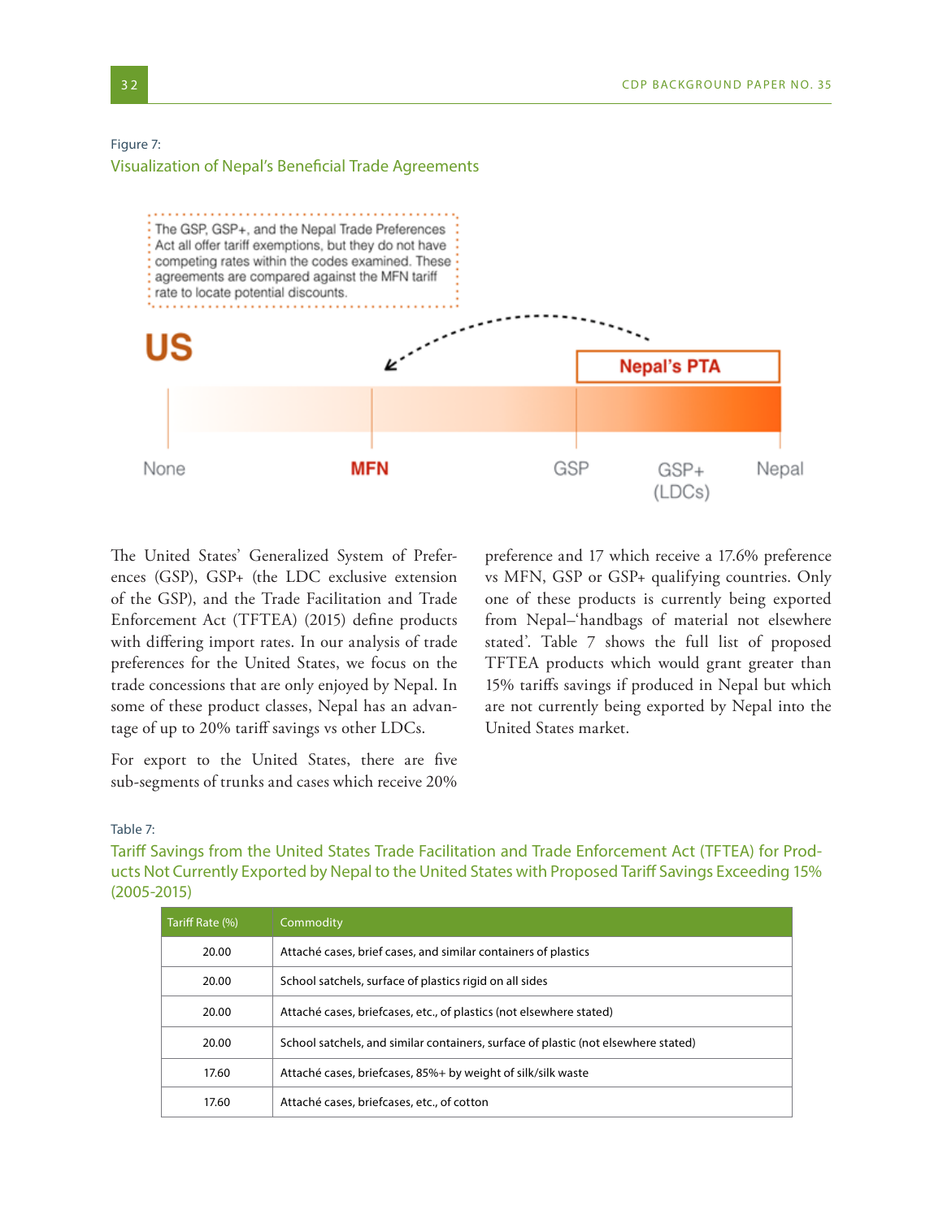Figure 7:

Visualization of Nepal's Beneficial Trade Agreements

The GSP, GSP+, and the Nepal Trade Preferences Act all offer tariff exemptions, but they do not have competing rates within the codes examined. These agreements are compared against the MFN tariff rate to locate potential discounts.

**US**

**Nepal's PTA**

None — **MFN** — GSP — GSP+ (LDCs) — Nepal

The United States' Generalized System of Preferences (GSP), GSP+ (the LDC exclusive extension of the GSP), and the Trade Facilitation and Trade Enforcement Act (TFTEA) (2015) define products with differing import rates. In our analysis of trade preferences for the United States, we focus on the trade concessions that are only enjoyed by Nepal. In some of these product classes, Nepal has an advantage of up to 20% tariff savings vs other LDCs.

For export to the United States, there are five sub-segments of trunks and cases which receive 20% preference and 17 which receive a 17.6% preference vs MFN, GSP or GSP+ qualifying countries. Only one of these products is currently being exported from Nepal–'handbags of material not elsewhere stated'. Table 7 shows the full list of proposed TFTEA products which would grant greater than 15% tariffs savings if produced in Nepal but which are not currently being exported by Nepal into the United States market.

Table 7:

Tariff Savings from the United States Trade Facilitation and Trade Enforcement Act (TFTEA) for Products Not Currently Exported by Nepal to the United States with Proposed Tariff Savings Exceeding 15% (2005-2015)

| Tariff Rate (%) | Commodity |
|---|---|
| 20.00 | Attaché cases, brief cases, and similar containers of plastics |
| 20.00 | School satchels, surface of plastics rigid on all sides |
| 20.00 | Attaché cases, briefcases, etc., of plastics (not elsewhere stated) |
| 20.00 | School satchels, and similar containers, surface of plastic (not elsewhere stated) |
| 17.60 | Attaché cases, briefcases, 85%+ by weight of silk/silk waste |
| 17.60 | Attaché cases, briefcases, etc., of cotton |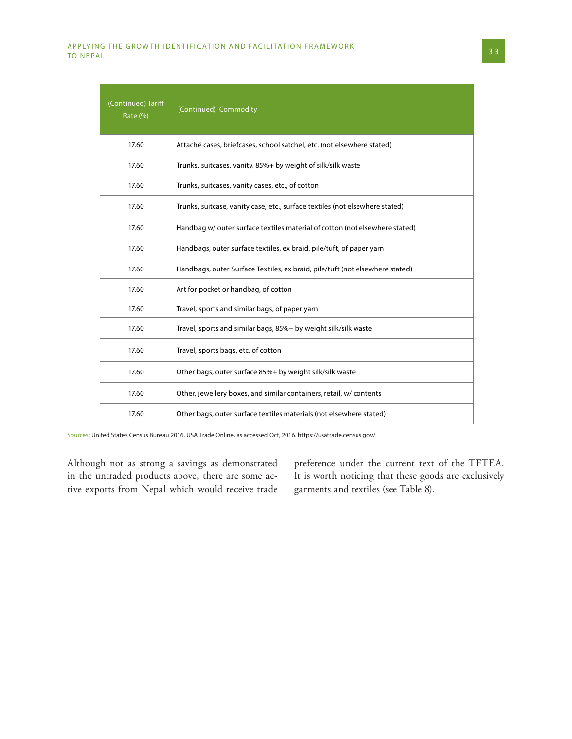| (Continued) Tariff Rate (%) | (Continued) Commodity |
|---|---|
| 17.60 | Attaché cases, briefcases, school satchel, etc. (not elsewhere stated) |
| 17.60 | Trunks, suitcases, vanity, 85%+ by weight of silk/silk waste |
| 17.60 | Trunks, suitcases, vanity cases, etc., of cotton |
| 17.60 | Trunks, suitcase, vanity case, etc., surface textiles (not elsewhere stated) |
| 17.60 | Handbag w/ outer surface textiles material of cotton (not elsewhere stated) |
| 17.60 | Handbags, outer surface textiles, ex braid, pile/tuft, of paper yarn |
| 17.60 | Handbags, outer Surface Textiles, ex braid, pile/tuft (not elsewhere stated) |
| 17.60 | Art for pocket or handbag, of cotton |
| 17.60 | Travel, sports and similar bags, of paper yarn |
| 17.60 | Travel, sports and similar bags, 85%+ by weight silk/silk waste |
| 17.60 | Travel, sports bags, etc. of cotton |
| 17.60 | Other bags, outer surface 85%+ by weight silk/silk waste |
| 17.60 | Other, jewellery boxes, and similar containers, retail, w/ contents |
| 17.60 | Other bags, outer surface textiles materials (not elsewhere stated) |

Sources: United States Census Bureau 2016. USA Trade Online, as accessed Oct, 2016. https://usatrade.census.gov/

Although not as strong a savings as demonstrated in the untraded products above, there are some active exports from Nepal which would receive trade preference under the current text of the TFTEA. It is worth noticing that these goods are exclusively garments and textiles (see Table 8).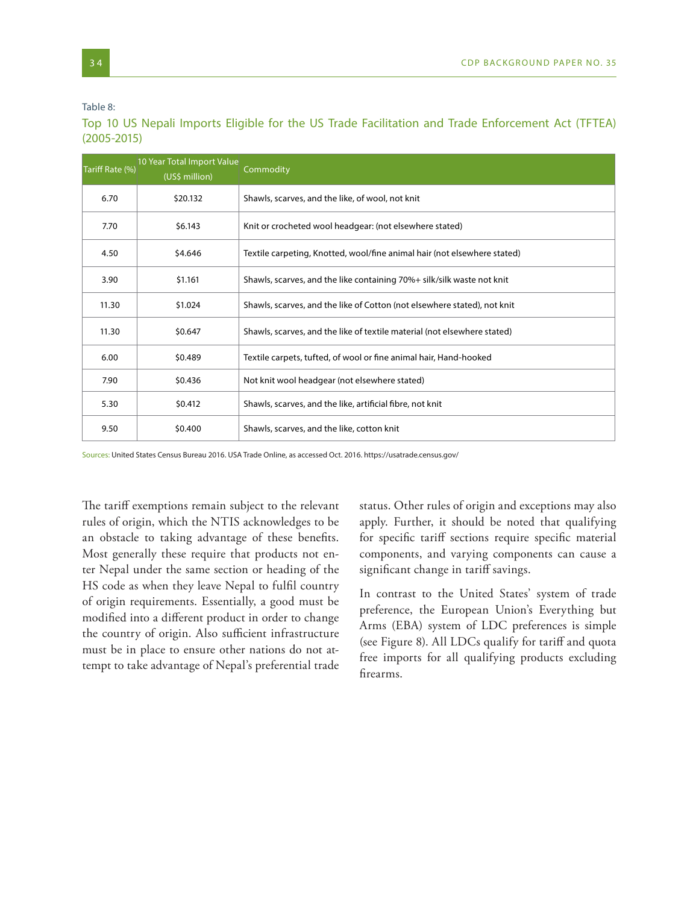Table 8:

Top 10 US Nepali Imports Eligible for the US Trade Facilitation and Trade Enforcement Act (TFTEA) (2005-2015)

| Tariff Rate (%) | 10 Year Total Import Value (US$ million) | Commodity |
|---|---|---|
| 6.70 | $20.132 | Shawls, scarves, and the like, of wool, not knit |
| 7.70 | $6.143 | Knit or crocheted wool headgear: (not elsewhere stated) |
| 4.50 | $4.646 | Textile carpeting, Knotted, wool/fine animal hair (not elsewhere stated) |
| 3.90 | $1.161 | Shawls, scarves, and the like containing 70%+ silk/silk waste not knit |
| 11.30 | $1.024 | Shawls, scarves, and the like of Cotton (not elsewhere stated), not knit |
| 11.30 | $0.647 | Shawls, scarves, and the like of textile material (not elsewhere stated) |
| 6.00 | $0.489 | Textile carpets, tufted, of wool or fine animal hair, Hand-hooked |
| 7.90 | $0.436 | Not knit wool headgear (not elsewhere stated) |
| 5.30 | $0.412 | Shawls, scarves, and the like, artificial fibre, not knit |
| 9.50 | $0.400 | Shawls, scarves, and the like, cotton knit |

Sources: United States Census Bureau 2016. USA Trade Online, as accessed Oct. 2016. https://usatrade.census.gov/

The tariff exemptions remain subject to the relevant rules of origin, which the NTIS acknowledges to be an obstacle to taking advantage of these benefits. Most generally these require that products not enter Nepal under the same section or heading of the HS code as when they leave Nepal to fulfil country of origin requirements. Essentially, a good must be modified into a different product in order to change the country of origin. Also sufficient infrastructure must be in place to ensure other nations do not attempt to take advantage of Nepal's preferential trade status. Other rules of origin and exceptions may also apply. Further, it should be noted that qualifying for specific tariff sections require specific material components, and varying components can cause a significant change in tariff savings.

In contrast to the United States' system of trade preference, the European Union's Everything but Arms (EBA) system of LDC preferences is simple (see Figure 8). All LDCs qualify for tariff and quota free imports for all qualifying products excluding firearms.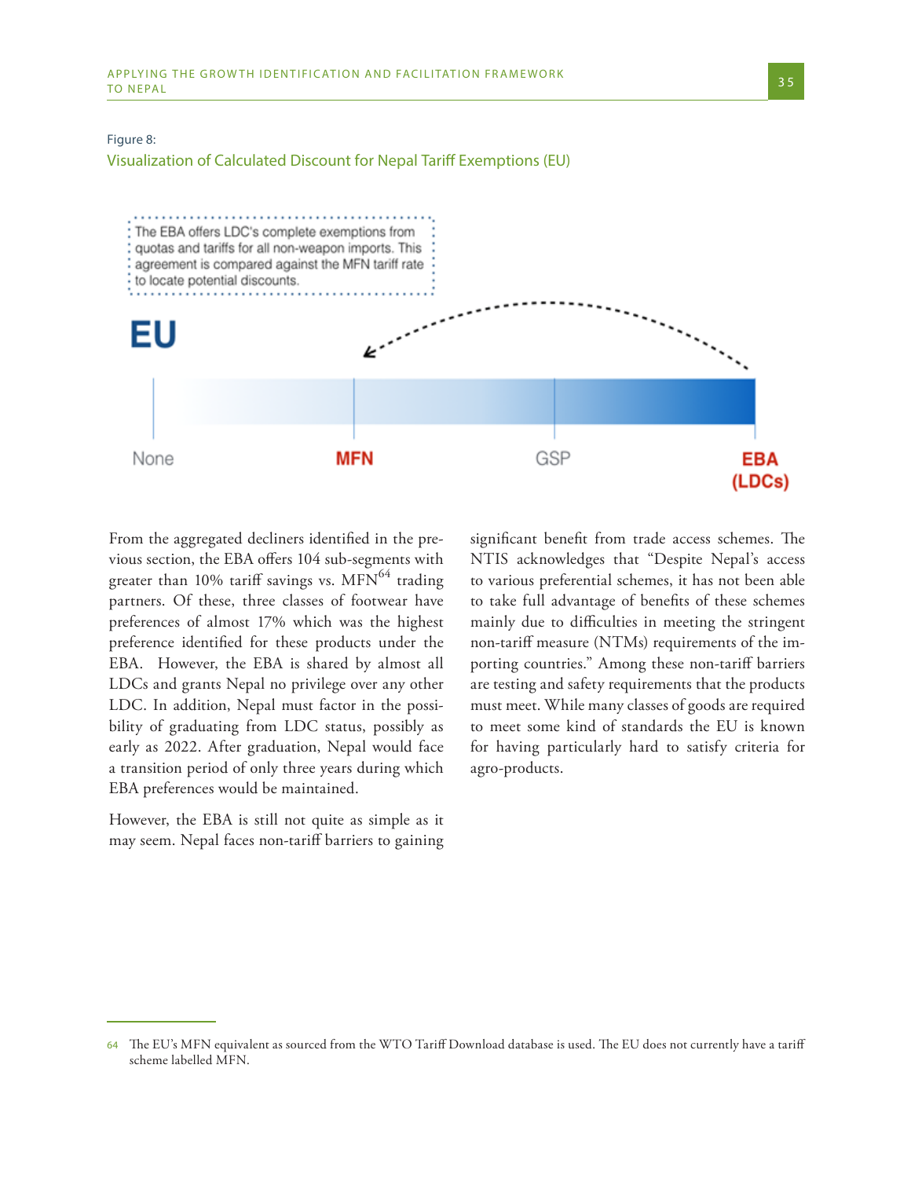Figure 8:
Visualization of Calculated Discount for Nepal Tariff Exemptions (EU)

The EBA offers LDC's complete exemptions from quotas and tariffs for all non-weapon imports. This agreement is compared against the MFN tariff rate to locate potential discounts.

**EU**

None | **MFN** | GSP | **EBA (LDCs)**

From the aggregated decliners identified in the previous section, the EBA offers 104 sub-segments with greater than 10% tariff savings vs. MFN[64] trading partners. Of these, three classes of footwear have preferences of almost 17% which was the highest preference identified for these products under the EBA. However, the EBA is shared by almost all LDCs and grants Nepal no privilege over any other LDC. In addition, Nepal must factor in the possibility of graduating from LDC status, possibly as early as 2022. After graduation, Nepal would face a transition period of only three years during which EBA preferences would be maintained.

However, the EBA is still not quite as simple as it may seem. Nepal faces non-tariff barriers to gaining significant benefit from trade access schemes. The NTIS acknowledges that "Despite Nepal's access to various preferential schemes, it has not been able to take full advantage of benefits of these schemes mainly due to difficulties in meeting the stringent non-tariff measure (NTMs) requirements of the importing countries." Among these non-tariff barriers are testing and safety requirements that the products must meet. While many classes of goods are required to meet some kind of standards the EU is known for having particularly hard to satisfy criteria for agro-products.

64 The EU's MFN equivalent as sourced from the WTO Tariff Download database is used. The EU does not currently have a tariff scheme labelled MFN.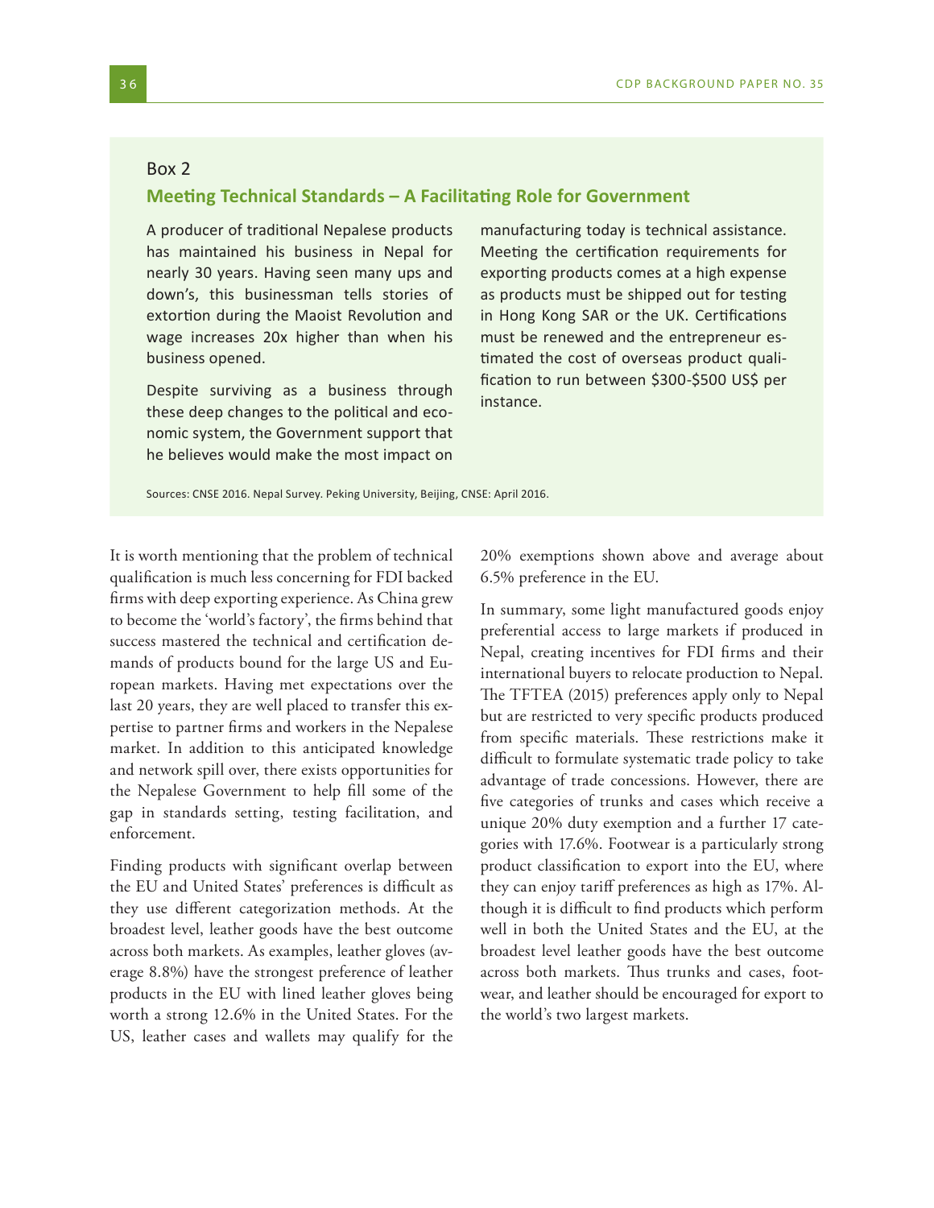## Box 2

### Meeting Technical Standards – A Facilitating Role for Government

A producer of traditional Nepalese products has maintained his business in Nepal for nearly 30 years. Having seen many ups and down's, this businessman tells stories of extortion during the Maoist Revolution and wage increases 20x higher than when his business opened.

Despite surviving as a business through these deep changes to the political and economic system, the Government support that he believes would make the most impact on manufacturing today is technical assistance. Meeting the certification requirements for exporting products comes at a high expense as products must be shipped out for testing in Hong Kong SAR or the UK. Certifications must be renewed and the entrepreneur estimated the cost of overseas product qualification to run between $300-$500 US$ per instance.

Sources: CNSE 2016. Nepal Survey. Peking University, Beijing, CNSE: April 2016.

It is worth mentioning that the problem of technical qualification is much less concerning for FDI backed firms with deep exporting experience. As China grew to become the 'world's factory', the firms behind that success mastered the technical and certification demands of products bound for the large US and European markets. Having met expectations over the last 20 years, they are well placed to transfer this expertise to partner firms and workers in the Nepalese market. In addition to this anticipated knowledge and network spill over, there exists opportunities for the Nepalese Government to help fill some of the gap in standards setting, testing facilitation, and enforcement.

Finding products with significant overlap between the EU and United States' preferences is difficult as they use different categorization methods. At the broadest level, leather goods have the best outcome across both markets. As examples, leather gloves (average 8.8%) have the strongest preference of leather products in the EU with lined leather gloves being worth a strong 12.6% in the United States. For the US, leather cases and wallets may qualify for the 20% exemptions shown above and average about 6.5% preference in the EU.

In summary, some light manufactured goods enjoy preferential access to large markets if produced in Nepal, creating incentives for FDI firms and their international buyers to relocate production to Nepal. The TFTEA (2015) preferences apply only to Nepal but are restricted to very specific products produced from specific materials. These restrictions make it difficult to formulate systematic trade policy to take advantage of trade concessions. However, there are five categories of trunks and cases which receive a unique 20% duty exemption and a further 17 categories with 17.6%. Footwear is a particularly strong product classification to export into the EU, where they can enjoy tariff preferences as high as 17%. Although it is difficult to find products which perform well in both the United States and the EU, at the broadest level leather goods have the best outcome across both markets. Thus trunks and cases, footwear, and leather should be encouraged for export to the world's two largest markets.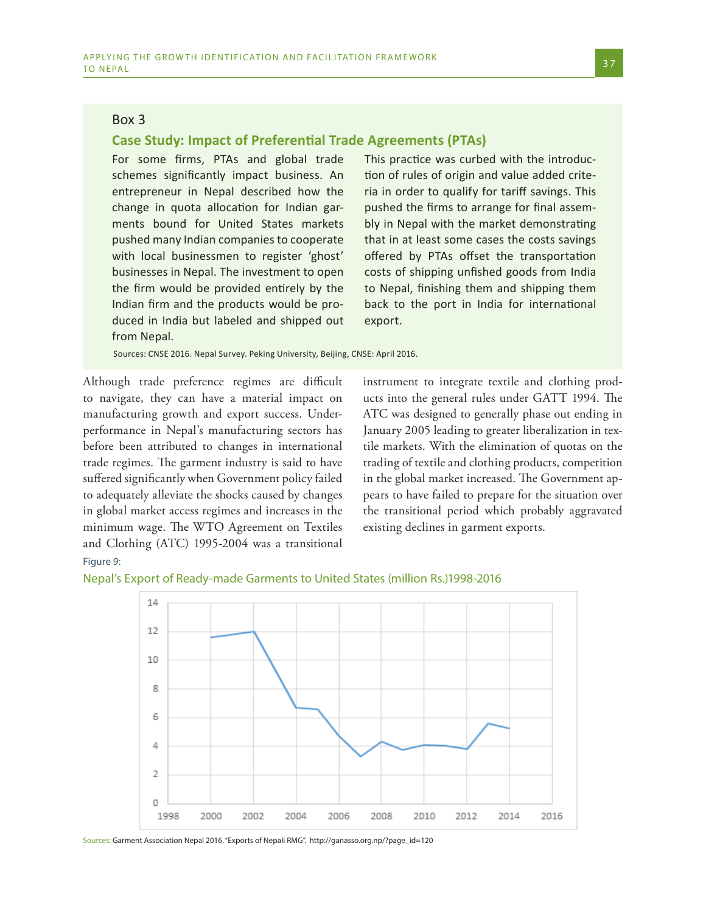Box 3

### Case Study: Impact of Preferential Trade Agreements (PTAs)

For some firms, PTAs and global trade schemes significantly impact business. An entrepreneur in Nepal described how the change in quota allocation for Indian garments bound for United States markets pushed many Indian companies to cooperate with local businessmen to register 'ghost' businesses in Nepal. The investment to open the firm would be provided entirely by the Indian firm and the products would be produced in India but labeled and shipped out from Nepal. This practice was curbed with the introduction of rules of origin and value added criteria in order to qualify for tariff savings. This pushed the firms to arrange for final assembly in Nepal with the market demonstrating that in at least some cases the costs savings offered by PTAs offset the transportation costs of shipping unfished goods from India to Nepal, finishing them and shipping them back to the port in India for international export.

Sources: CNSE 2016. Nepal Survey. Peking University, Beijing, CNSE: April 2016.

Although trade preference regimes are difficult to navigate, they can have a material impact on manufacturing growth and export success. Underperformance in Nepal's manufacturing sectors has before been attributed to changes in international trade regimes. The garment industry is said to have suffered significantly when Government policy failed to adequately alleviate the shocks caused by changes in global market access regimes and increases in the minimum wage. The WTO Agreement on Textiles and Clothing (ATC) 1995-2004 was a transitional instrument to integrate textile and clothing products into the general rules under GATT 1994. The ATC was designed to generally phase out ending in January 2005 leading to greater liberalization in textile markets. With the elimination of quotas on the trading of textile and clothing products, competition in the global market increased. The Government appears to have failed to prepare for the situation over the transitional period which probably aggravated existing declines in garment exports.

Figure 9:

Nepal's Export of Ready-made Garments to United States (million Rs.)1998-2016

Sources: Garment Association Nepal 2016. "Exports of Nepali RMG". http://ganasso.org.np/?page_id=120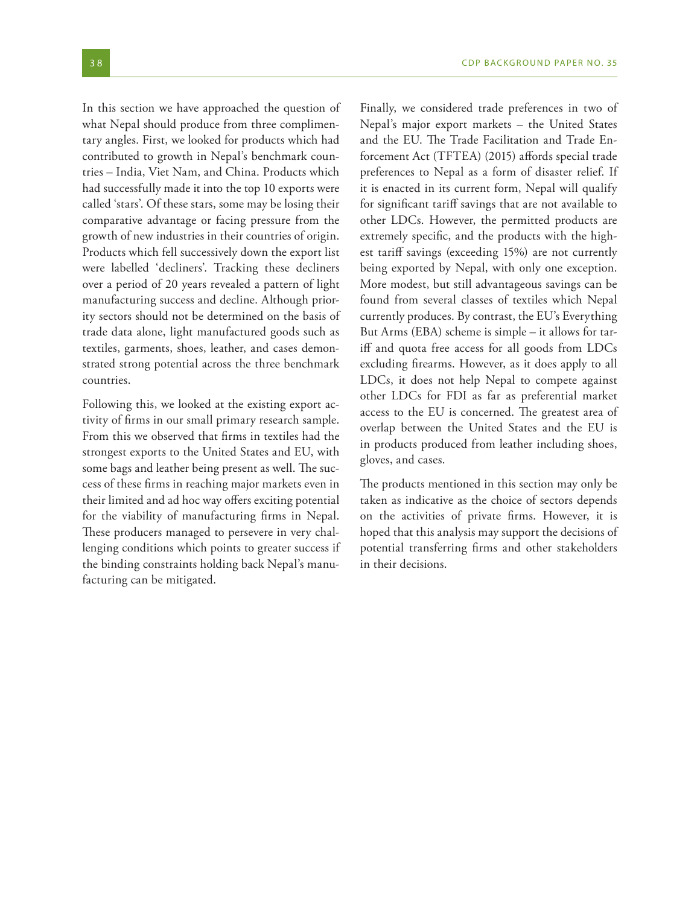In this section we have approached the question of what Nepal should produce from three complimentary angles. First, we looked for products which had contributed to growth in Nepal's benchmark countries – India, Viet Nam, and China. Products which had successfully made it into the top 10 exports were called 'stars'. Of these stars, some may be losing their comparative advantage or facing pressure from the growth of new industries in their countries of origin. Products which fell successively down the export list were labelled 'decliners'. Tracking these decliners over a period of 20 years revealed a pattern of light manufacturing success and decline. Although priority sectors should not be determined on the basis of trade data alone, light manufactured goods such as textiles, garments, shoes, leather, and cases demonstrated strong potential across the three benchmark countries.

Following this, we looked at the existing export activity of firms in our small primary research sample. From this we observed that firms in textiles had the strongest exports to the United States and EU, with some bags and leather being present as well. The success of these firms in reaching major markets even in their limited and ad hoc way offers exciting potential for the viability of manufacturing firms in Nepal. These producers managed to persevere in very challenging conditions which points to greater success if the binding constraints holding back Nepal's manufacturing can be mitigated.

Finally, we considered trade preferences in two of Nepal's major export markets – the United States and the EU. The Trade Facilitation and Trade Enforcement Act (TFTEA) (2015) affords special trade preferences to Nepal as a form of disaster relief. If it is enacted in its current form, Nepal will qualify for significant tariff savings that are not available to other LDCs. However, the permitted products are extremely specific, and the products with the highest tariff savings (exceeding 15%) are not currently being exported by Nepal, with only one exception. More modest, but still advantageous savings can be found from several classes of textiles which Nepal currently produces. By contrast, the EU's Everything But Arms (EBA) scheme is simple – it allows for tariff and quota free access for all goods from LDCs excluding firearms. However, as it does apply to all LDCs, it does not help Nepal to compete against other LDCs for FDI as far as preferential market access to the EU is concerned. The greatest area of overlap between the United States and the EU is in products produced from leather including shoes, gloves, and cases.

The products mentioned in this section may only be taken as indicative as the choice of sectors depends on the activities of private firms. However, it is hoped that this analysis may support the decisions of potential transferring firms and other stakeholders in their decisions.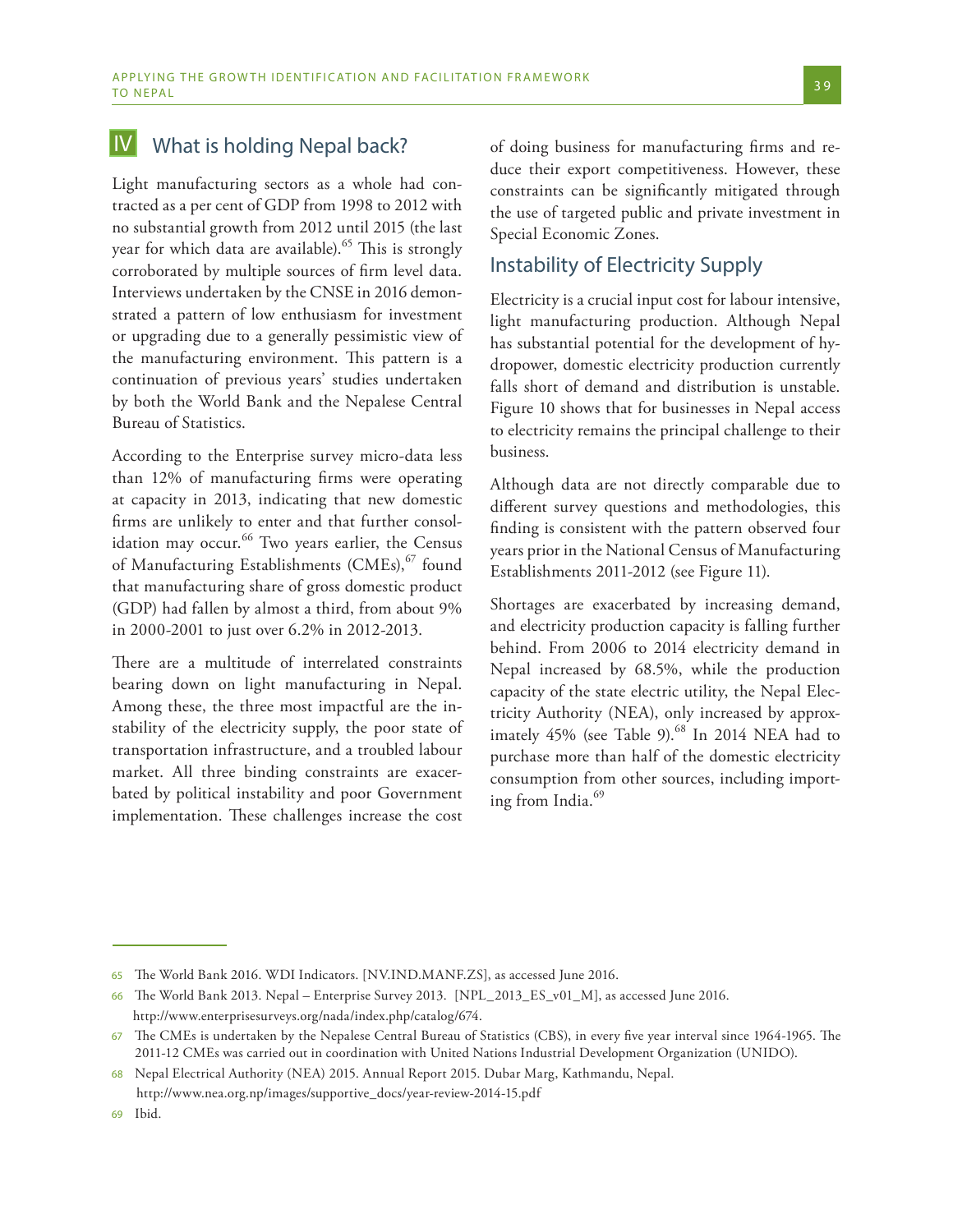# IV What is holding Nepal back?

Light manufacturing sectors as a whole had contracted as a per cent of GDP from 1998 to 2012 with no substantial growth from 2012 until 2015 (the last year for which data are available).[65] This is strongly corroborated by multiple sources of firm level data. Interviews undertaken by the CNSE in 2016 demonstrated a pattern of low enthusiasm for investment or upgrading due to a generally pessimistic view of the manufacturing environment. This pattern is a continuation of previous years' studies undertaken by both the World Bank and the Nepalese Central Bureau of Statistics.

According to the Enterprise survey micro-data less than 12% of manufacturing firms were operating at capacity in 2013, indicating that new domestic firms are unlikely to enter and that further consolidation may occur.[66] Two years earlier, the Census of Manufacturing Establishments (CMEs),[67] found that manufacturing share of gross domestic product (GDP) had fallen by almost a third, from about 9% in 2000-2001 to just over 6.2% in 2012-2013.

There are a multitude of interrelated constraints bearing down on light manufacturing in Nepal. Among these, the three most impactful are the instability of the electricity supply, the poor state of transportation infrastructure, and a troubled labour market. All three binding constraints are exacerbated by political instability and poor Government implementation. These challenges increase the cost of doing business for manufacturing firms and reduce their export competitiveness. However, these constraints can be significantly mitigated through the use of targeted public and private investment in Special Economic Zones.

## Instability of Electricity Supply

Electricity is a crucial input cost for labour intensive, light manufacturing production. Although Nepal has substantial potential for the development of hydropower, domestic electricity production currently falls short of demand and distribution is unstable. Figure 10 shows that for businesses in Nepal access to electricity remains the principal challenge to their business.

Although data are not directly comparable due to different survey questions and methodologies, this finding is consistent with the pattern observed four years prior in the National Census of Manufacturing Establishments 2011-2012 (see Figure 11).

Shortages are exacerbated by increasing demand, and electricity production capacity is falling further behind. From 2006 to 2014 electricity demand in Nepal increased by 68.5%, while the production capacity of the state electric utility, the Nepal Electricity Authority (NEA), only increased by approximately 45% (see Table 9).[68] In 2014 NEA had to purchase more than half of the domestic electricity consumption from other sources, including importing from India.[69]

---

65 The World Bank 2016. WDI Indicators. [NV.IND.MANF.ZS], as accessed June 2016.

66 The World Bank 2013. Nepal – Enterprise Survey 2013. [NPL_2013_ES_v01_M], as accessed June 2016. http://www.enterprisesurveys.org/nada/index.php/catalog/674.

67 The CMEs is undertaken by the Nepalese Central Bureau of Statistics (CBS), in every five year interval since 1964-1965. The 2011-12 CMEs was carried out in coordination with United Nations Industrial Development Organization (UNIDO).

68 Nepal Electrical Authority (NEA) 2015. Annual Report 2015. Dubar Marg, Kathmandu, Nepal. http://www.nea.org.np/images/supportive_docs/year-review-2014-15.pdf

69 Ibid.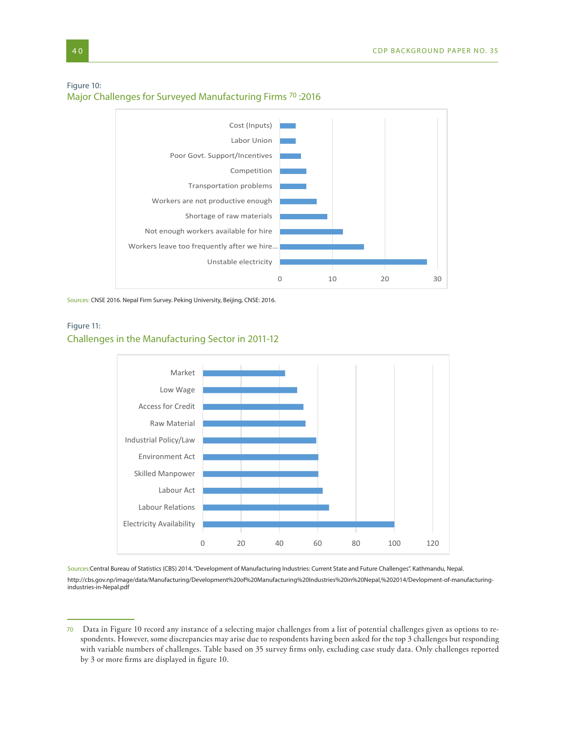Figure 10:
## Major Challenges for Surveyed Manufacturing Firms [70] :2016

Sources: CNSE 2016. Nepal Firm Survey. Peking University, Beijing, CNSE: 2016.

Figure 11:
## Challenges in the Manufacturing Sector in 2011-12

Sources: Central Bureau of Statistics (CBS) 2014. "Development of Manufacturing Industries: Current State and Future Challenges". Kathmandu, Nepal.
http://cbs.gov.np/image/data/Manufacturing/Development%20of%20Manufacturing%20Industries%20in%20Nepal,%202014/Devlopment-of-manufacturing-industries-in-Nepal.pdf

---

70 Data in Figure 10 record any instance of a selecting major challenges from a list of potential challenges given as options to respondents. However, some discrepancies may arise due to respondents having been asked for the top 3 challenges but responding with variable numbers of challenges. Table based on 35 survey firms only, excluding case study data. Only challenges reported by 3 or more firms are displayed in figure 10.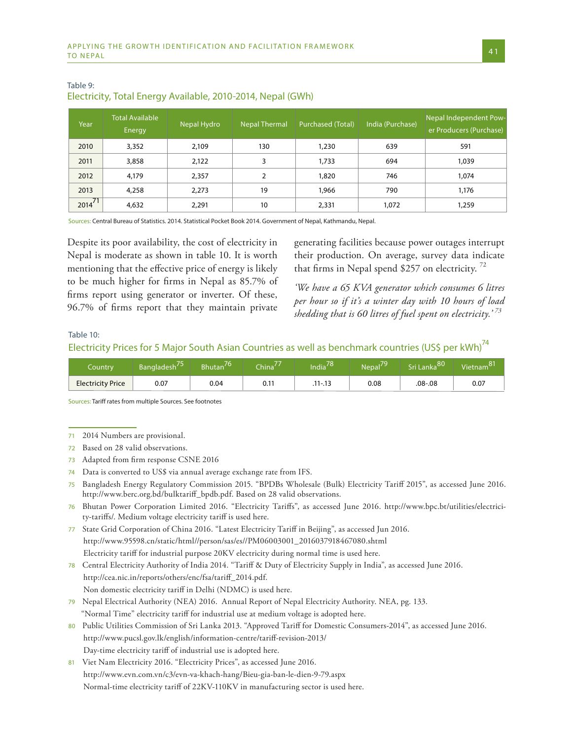Table 9:

Electricity, Total Energy Available, 2010-2014, Nepal (GWh)

| Year | Total Available Energy | Nepal Hydro | Nepal Thermal | Purchased (Total) | India (Purchase) | Nepal Independent Power Producers (Purchase) |
|---|---|---|---|---|---|---|
| 2010 | 3,352 | 2,109 | 130 | 1,230 | 639 | 591 |
| 2011 | 3,858 | 2,122 | 3 | 1,733 | 694 | 1,039 |
| 2012 | 4,179 | 2,357 | 2 | 1,820 | 746 | 1,074 |
| 2013 | 4,258 | 2,273 | 19 | 1,966 | 790 | 1,176 |
| 2014[71] | 4,632 | 2,291 | 10 | 2,331 | 1,072 | 1,259 |

Sources: Central Bureau of Statistics. 2014. Statistical Pocket Book 2014. Government of Nepal, Kathmandu, Nepal.

Despite its poor availability, the cost of electricity in Nepal is moderate as shown in table 10. It is worth mentioning that the effective price of energy is likely to be much higher for firms in Nepal as 85.7% of firms report using generator or inverter. Of these, 96.7% of firms report that they maintain private generating facilities because power outages interrupt their production. On average, survey data indicate that firms in Nepal spend $257 on electricity. [72]

*'We have a 65 KVA generator which consumes 6 litres per hour so if it's a winter day with 10 hours of load shedding that is 60 litres of fuel spent on electricity.'* [73]

Table 10:

Electricity Prices for 5 Major South Asian Countries as well as benchmark countries (US$ per kWh)[74]

| Country | Bangladesh[75] | Bhutan[76] | China[77] | India[78] | Nepal[79] | Sri Lanka[80] | Vietnam[81] |
|---|---|---|---|---|---|---|---|
| Electricity Price | 0.07 | 0.04 | 0.11 | .11-.13 | 0.08 | .08-.08 | 0.07 |

Sources: Tariff rates from multiple Sources. See footnotes

---

71 2014 Numbers are provisional.

72 Based on 28 valid observations.

73 Adapted from firm response CSNE 2016

74 Data is converted to US$ via annual average exchange rate from IFS.

75 Bangladesh Energy Regulatory Commission 2015. "BPDBs Wholesale (Bulk) Electricity Tariff 2015", as accessed June 2016. http://www.berc.org.bd/bulktariff_bpdb.pdf. Based on 28 valid observations.

76 Bhutan Power Corporation Limited 2016. "Electricity Tariffs", as accessed June 2016. http://www.bpc.bt/utilities/electricity-tariffs/. Medium voltage electricity tariff is used here.

77 State Grid Corporation of China 2016. "Latest Electricity Tariff in Beijing", as accessed Jun 2016. http://www.95598.cn/static/html//person/sas/es//PM06003001_2016037918467080.shtml Electricity tariff for industrial purpose 20KV electricity during normal time is used here.

78 Central Electricity Authority of India 2014. "Tariff & Duty of Electricity Supply in India", as accessed June 2016. http://cea.nic.in/reports/others/enc/fsa/tariff_2014.pdf. Non domestic electricity tariff in Delhi (NDMC) is used here.

79 Nepal Electrical Authority (NEA) 2016. Annual Report of Nepal Electricity Authority. NEA, pg. 133. "Normal Time" electricity tariff for industrial use at medium voltage is adopted here.

80 Public Utilities Commission of Sri Lanka 2013. "Approved Tariff for Domestic Consumers-2014", as accessed June 2016. http://www.pucsl.gov.lk/english/information-centre/tariff-revision-2013/ Day-time electricity tariff of industrial use is adopted here.

81 Viet Nam Electricity 2016. "Electricity Prices", as accessed June 2016. http://www.evn.com.vn/c3/evn-va-khach-hang/Bieu-gia-ban-le-dien-9-79.aspx Normal-time electricity tariff of 22KV-110KV in manufacturing sector is used here.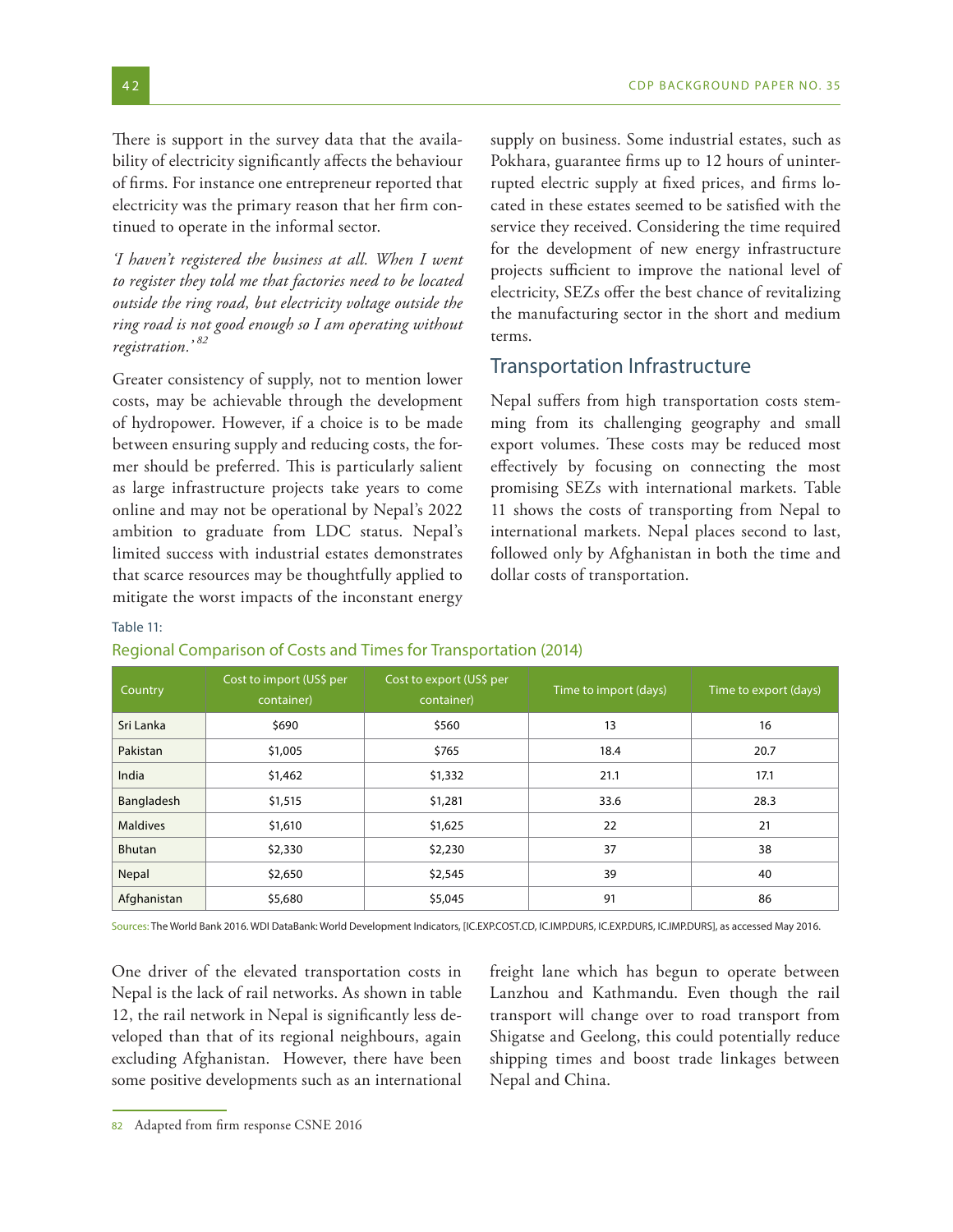There is support in the survey data that the availability of electricity significantly affects the behaviour of firms. For instance one entrepreneur reported that electricity was the primary reason that her firm continued to operate in the informal sector.

*'I haven't registered the business at all. When I went to register they told me that factories need to be located outside the ring road, but electricity voltage outside the ring road is not good enough so I am operating without registration.'*[82]

Greater consistency of supply, not to mention lower costs, may be achievable through the development of hydropower. However, if a choice is to be made between ensuring supply and reducing costs, the former should be preferred. This is particularly salient as large infrastructure projects take years to come online and may not be operational by Nepal's 2022 ambition to graduate from LDC status. Nepal's limited success with industrial estates demonstrates that scarce resources may be thoughtfully applied to mitigate the worst impacts of the inconstant energy supply on business. Some industrial estates, such as Pokhara, guarantee firms up to 12 hours of uninterrupted electric supply at fixed prices, and firms located in these estates seemed to be satisfied with the service they received. Considering the time required for the development of new energy infrastructure projects sufficient to improve the national level of electricity, SEZs offer the best chance of revitalizing the manufacturing sector in the short and medium terms.

## Transportation Infrastructure

Nepal suffers from high transportation costs stemming from its challenging geography and small export volumes. These costs may be reduced most effectively by focusing on connecting the most promising SEZs with international markets. Table 11 shows the costs of transporting from Nepal to international markets. Nepal places second to last, followed only by Afghanistan in both the time and dollar costs of transportation.

Table 11:

Regional Comparison of Costs and Times for Transportation (2014)

| Country | Cost to import (US$ per container) | Cost to export (US$ per container) | Time to import (days) | Time to export (days) |
|---|---|---|---|---|
| Sri Lanka | $690 | $560 | 13 | 16 |
| Pakistan | $1,005 | $765 | 18.4 | 20.7 |
| India | $1,462 | $1,332 | 21.1 | 17.1 |
| Bangladesh | $1,515 | $1,281 | 33.6 | 28.3 |
| Maldives | $1,610 | $1,625 | 22 | 21 |
| Bhutan | $2,330 | $2,230 | 37 | 38 |
| Nepal | $2,650 | $2,545 | 39 | 40 |
| Afghanistan | $5,680 | $5,045 | 91 | 86 |

Sources: The World Bank 2016. WDI DataBank: World Development Indicators, [IC.EXP.COST.CD, IC.IMP.DURS, IC.EXP.DURS, IC.IMP.DURS], as accessed May 2016.

One driver of the elevated transportation costs in Nepal is the lack of rail networks. As shown in table 12, the rail network in Nepal is significantly less developed than that of its regional neighbours, again excluding Afghanistan. However, there have been some positive developments such as an international freight lane which has begun to operate between Lanzhou and Kathmandu. Even though the rail transport will change over to road transport from Shigatse and Geelong, this could potentially reduce shipping times and boost trade linkages between Nepal and China.

82 Adapted from firm response CSNE 2016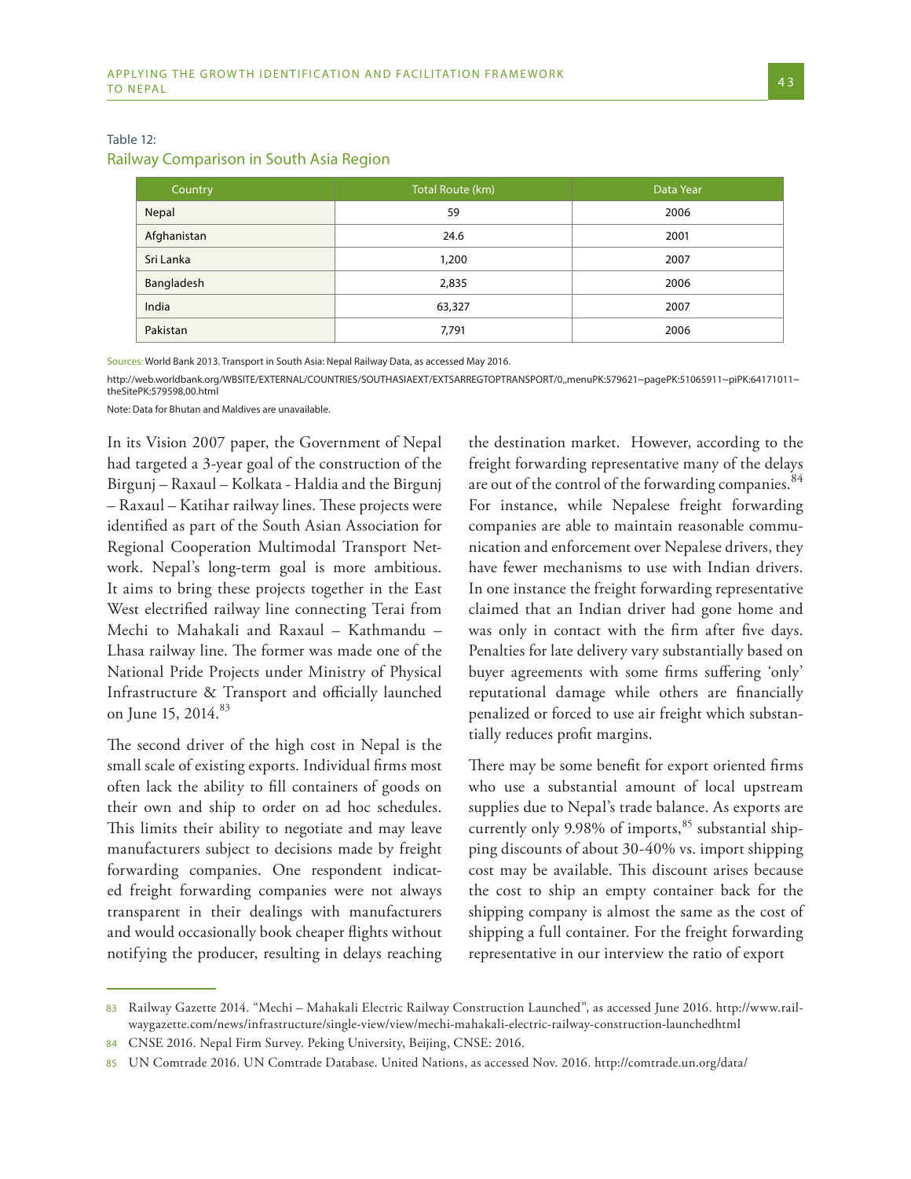Table 12:
Railway Comparison in South Asia Region

| Country | Total Route (km) | Data Year |
|---|---|---|
| Nepal | 59 | 2006 |
| Afghanistan | 24.6 | 2001 |
| Sri Lanka | 1,200 | 2007 |
| Bangladesh | 2,835 | 2006 |
| India | 63,327 | 2007 |
| Pakistan | 7,791 | 2006 |

Sources: World Bank 2013. Transport in South Asia: Nepal Railway Data, as accessed May 2016.

http://web.worldbank.org/WBSITE/EXTERNAL/COUNTRIES/SOUTHASIAEXT/EXTSARREGTOPTRANSPORT/0,,menuPK:579621~pagePK:51065911~piPK:64171011~theSitePK:579598,00.html

Note: Data for Bhutan and Maldives are unavailable.

In its Vision 2007 paper, the Government of Nepal had targeted a 3-year goal of the construction of the Birgunj – Raxaul – Kolkata - Haldia and the Birgunj – Raxaul – Katihar railway lines. These projects were identified as part of the South Asian Association for Regional Cooperation Multimodal Transport Network. Nepal's long-term goal is more ambitious. It aims to bring these projects together in the East West electrified railway line connecting Terai from Mechi to Mahakali and Raxaul – Kathmandu – Lhasa railway line. The former was made one of the National Pride Projects under Ministry of Physical Infrastructure & Transport and officially launched on June 15, 2014.[83]

The second driver of the high cost in Nepal is the small scale of existing exports. Individual firms most often lack the ability to fill containers of goods on their own and ship to order on ad hoc schedules. This limits their ability to negotiate and may leave manufacturers subject to decisions made by freight forwarding companies. One respondent indicated freight forwarding companies were not always transparent in their dealings with manufacturers and would occasionally book cheaper flights without notifying the producer, resulting in delays reaching the destination market. However, according to the freight forwarding representative many of the delays are out of the control of the forwarding companies.[84] For instance, while Nepalese freight forwarding companies are able to maintain reasonable communication and enforcement over Nepalese drivers, they have fewer mechanisms to use with Indian drivers. In one instance the freight forwarding representative claimed that an Indian driver had gone home and was only in contact with the firm after five days. Penalties for late delivery vary substantially based on buyer agreements with some firms suffering 'only' reputational damage while others are financially penalized or forced to use air freight which substantially reduces profit margins.

There may be some benefit for export oriented firms who use a substantial amount of local upstream supplies due to Nepal's trade balance. As exports are currently only 9.98% of imports,[85] substantial shipping discounts of about 30-40% vs. import shipping cost may be available. This discount arises because the cost to ship an empty container back for the shipping company is almost the same as the cost of shipping a full container. For the freight forwarding representative in our interview the ratio of export

83 Railway Gazette 2014. "Mechi – Mahakali Electric Railway Construction Launched", as accessed June 2016. http://www.railwaygazette.com/news/infrastructure/single-view/view/mechi-mahakali-electric-railway-construction-launchedhtml

84 CNSE 2016. Nepal Firm Survey. Peking University, Beijing, CNSE: 2016.

85 UN Comtrade 2016. UN Comtrade Database. United Nations, as accessed Nov. 2016. http://comtrade.un.org/data/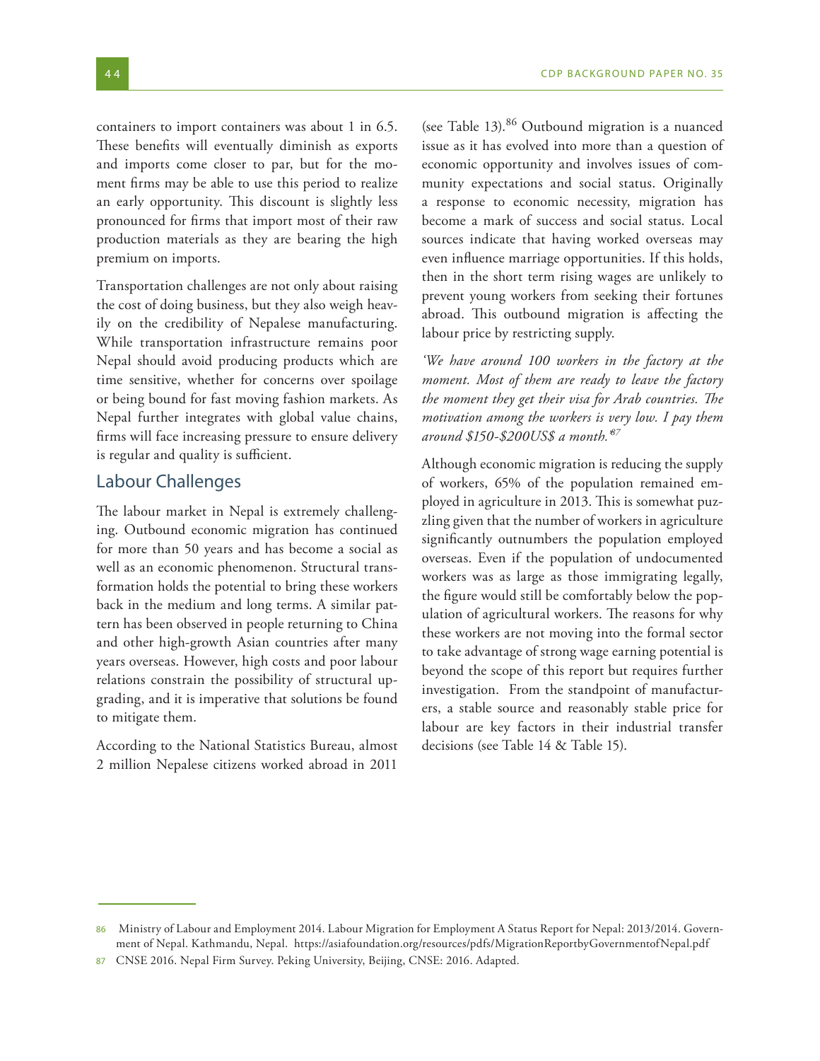containers to import containers was about 1 in 6.5. These benefits will eventually diminish as exports and imports come closer to par, but for the moment firms may be able to use this period to realize an early opportunity. This discount is slightly less pronounced for firms that import most of their raw production materials as they are bearing the high premium on imports.

Transportation challenges are not only about raising the cost of doing business, but they also weigh heavily on the credibility of Nepalese manufacturing. While transportation infrastructure remains poor Nepal should avoid producing products which are time sensitive, whether for concerns over spoilage or being bound for fast moving fashion markets. As Nepal further integrates with global value chains, firms will face increasing pressure to ensure delivery is regular and quality is sufficient.

## Labour Challenges

The labour market in Nepal is extremely challenging. Outbound economic migration has continued for more than 50 years and has become a social as well as an economic phenomenon. Structural transformation holds the potential to bring these workers back in the medium and long terms. A similar pattern has been observed in people returning to China and other high-growth Asian countries after many years overseas. However, high costs and poor labour relations constrain the possibility of structural upgrading, and it is imperative that solutions be found to mitigate them.

According to the National Statistics Bureau, almost 2 million Nepalese citizens worked abroad in 2011 (see Table 13).[86] Outbound migration is a nuanced issue as it has evolved into more than a question of economic opportunity and involves issues of community expectations and social status. Originally a response to economic necessity, migration has become a mark of success and social status. Local sources indicate that having worked overseas may even influence marriage opportunities. If this holds, then in the short term rising wages are unlikely to prevent young workers from seeking their fortunes abroad. This outbound migration is affecting the labour price by restricting supply.

*'We have around 100 workers in the factory at the moment. Most of them are ready to leave the factory the moment they get their visa for Arab countries. The motivation among the workers is very low. I pay them around $150-$200US$ a month.'*[87]

Although economic migration is reducing the supply of workers, 65% of the population remained employed in agriculture in 2013. This is somewhat puzzling given that the number of workers in agriculture significantly outnumbers the population employed overseas. Even if the population of undocumented workers was as large as those immigrating legally, the figure would still be comfortably below the population of agricultural workers. The reasons for why these workers are not moving into the formal sector to take advantage of strong wage earning potential is beyond the scope of this report but requires further investigation. From the standpoint of manufacturers, a stable source and reasonably stable price for labour are key factors in their industrial transfer decisions (see Table 14 & Table 15).

---

86 Ministry of Labour and Employment 2014. Labour Migration for Employment A Status Report for Nepal: 2013/2014. Government of Nepal. Kathmandu, Nepal. https://asiafoundation.org/resources/pdfs/MigrationReportbyGovernmentofNepal.pdf

87 CNSE 2016. Nepal Firm Survey. Peking University, Beijing, CNSE: 2016. Adapted.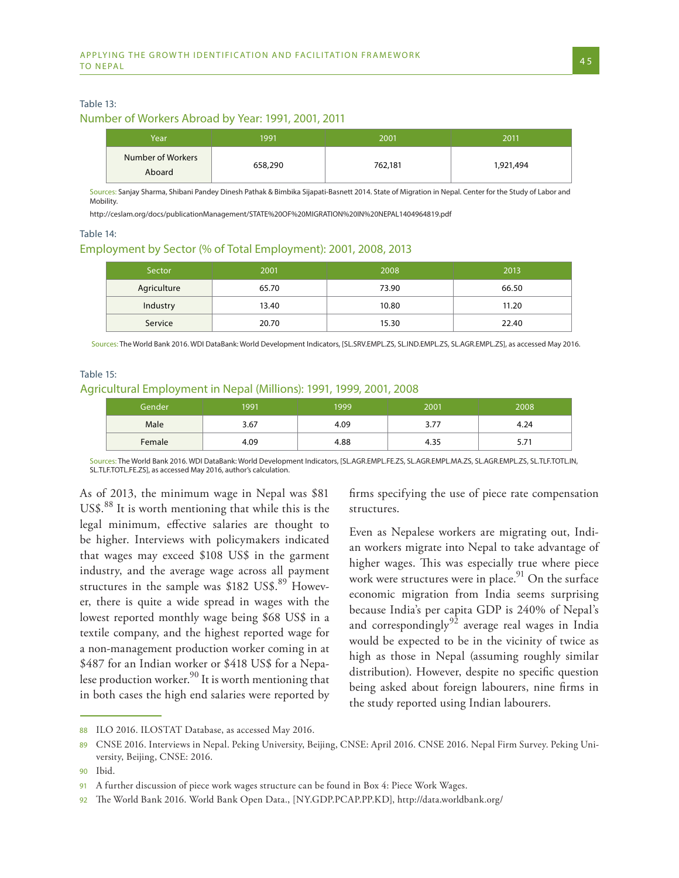Table 13:

### Number of Workers Abroad by Year: 1991, 2001, 2011

| Year | 1991 | 2001 | 2011 |
|---|---|---|---|
| Number of Workers Aboard | 658,290 | 762,181 | 1,921,494 |

Sources: Sanjay Sharma, Shibani Pandey Dinesh Pathak & Bimbika Sijapati-Basnett 2014. State of Migration in Nepal. Center for the Study of Labor and Mobility.

http://ceslam.org/docs/publicationManagement/STATE%20OF%20MIGRATION%20IN%20NEPAL1404964819.pdf

Table 14:

### Employment by Sector (% of Total Employment): 2001, 2008, 2013

| Sector | 2001 | 2008 | 2013 |
|---|---|---|---|
| Agriculture | 65.70 | 73.90 | 66.50 |
| Industry | 13.40 | 10.80 | 11.20 |
| Service | 20.70 | 15.30 | 22.40 |

Sources: The World Bank 2016. WDI DataBank: World Development Indicators, [SL.SRV.EMPL.ZS, SL.IND.EMPL.ZS, SL.AGR.EMPL.ZS], as accessed May 2016.

Table 15:

### Agricultural Employment in Nepal (Millions): 1991, 1999, 2001, 2008

| Gender | 1991 | 1999 | 2001 | 2008 |
|---|---|---|---|---|
| Male | 3.67 | 4.09 | 3.77 | 4.24 |
| Female | 4.09 | 4.88 | 4.35 | 5.71 |

Sources: The World Bank 2016. WDI DataBank: World Development Indicators, [SL.AGR.EMPL.FE.ZS, SL.AGR.EMPL.MA.ZS, SL.AGR.EMPL.ZS, SL.TLF.TOTL.IN, SL.TLF.TOTL.FE.ZS], as accessed May 2016, author's calculation.

As of 2013, the minimum wage in Nepal was $81 US$.[88] It is worth mentioning that while this is the legal minimum, effective salaries are thought to be higher. Interviews with policymakers indicated that wages may exceed $108 US$ in the garment industry, and the average wage across all payment structures in the sample was $182 US$.[89] However, there is quite a wide spread in wages with the lowest reported monthly wage being $68 US$ in a textile company, and the highest reported wage for a non-management production worker coming in at $487 for an Indian worker or $418 US$ for a Nepalese production worker.[90] It is worth mentioning that in both cases the high end salaries were reported by firms specifying the use of piece rate compensation structures.

Even as Nepalese workers are migrating out, Indian workers migrate into Nepal to take advantage of higher wages. This was especially true where piece work were structures were in place.[91] On the surface economic migration from India seems surprising because India's per capita GDP is 240% of Nepal's and correspondingly[92] average real wages in India would be expected to be in the vicinity of twice as high as those in Nepal (assuming roughly similar distribution). However, despite no specific question being asked about foreign labourers, nine firms in the study reported using Indian labourers.

88 ILO 2016. ILOSTAT Database, as accessed May 2016.

89 CNSE 2016. Interviews in Nepal. Peking University, Beijing, CNSE: April 2016. CNSE 2016. Nepal Firm Survey. Peking University, Beijing, CNSE: 2016.

90 Ibid.

91 A further discussion of piece work wages structure can be found in Box 4: Piece Work Wages.

92 The World Bank 2016. World Bank Open Data., [NY.GDP.PCAP.PP.KD], http://data.worldbank.org/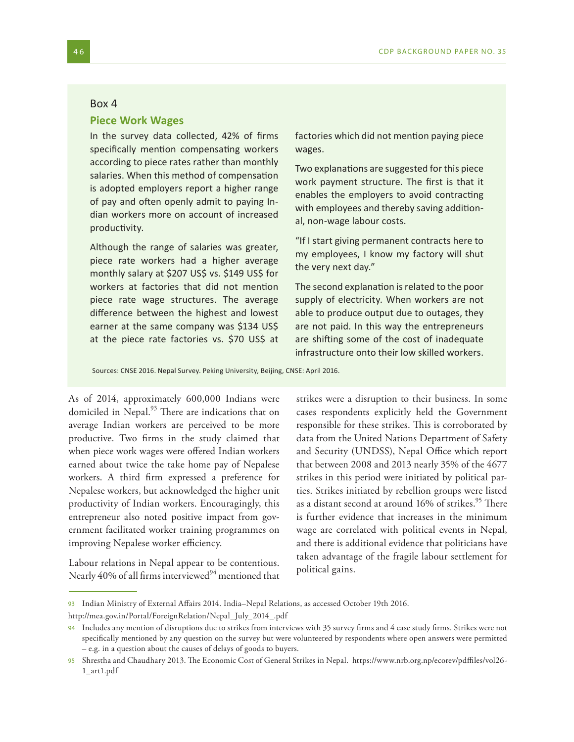Box 4

### Piece Work Wages

In the survey data collected, 42% of firms specifically mention compensating workers according to piece rates rather than monthly salaries. When this method of compensation is adopted employers report a higher range of pay and often openly admit to paying Indian workers more on account of increased productivity.

Although the range of salaries was greater, piece rate workers had a higher average monthly salary at $207 US$ vs. $149 US$ for workers at factories that did not mention piece rate wage structures. The average difference between the highest and lowest earner at the same company was $134 US$ at the piece rate factories vs. $70 US$ at factories which did not mention paying piece wages.

Two explanations are suggested for this piece work payment structure. The first is that it enables the employers to avoid contracting with employees and thereby saving additional, non-wage labour costs.

"If I start giving permanent contracts here to my employees, I know my factory will shut the very next day."

The second explanation is related to the poor supply of electricity. When workers are not able to produce output due to outages, they are not paid. In this way the entrepreneurs are shifting some of the cost of inadequate infrastructure onto their low skilled workers.

Sources: CNSE 2016. Nepal Survey. Peking University, Beijing, CNSE: April 2016.

As of 2014, approximately 600,000 Indians were domiciled in Nepal.[93] There are indications that on average Indian workers are perceived to be more productive. Two firms in the study claimed that when piece work wages were offered Indian workers earned about twice the take home pay of Nepalese workers. A third firm expressed a preference for Nepalese workers, but acknowledged the higher unit productivity of Indian workers. Encouragingly, this entrepreneur also noted positive impact from government facilitated worker training programmes on improving Nepalese worker efficiency.

Labour relations in Nepal appear to be contentious. Nearly 40% of all firms interviewed[94] mentioned that strikes were a disruption to their business. In some cases respondents explicitly held the Government responsible for these strikes. This is corroborated by data from the United Nations Department of Safety and Security (UNDSS), Nepal Office which report that between 2008 and 2013 nearly 35% of the 4677 strikes in this period were initiated by political parties. Strikes initiated by rebellion groups were listed as a distant second at around 16% of strikes.[95] There is further evidence that increases in the minimum wage are correlated with political events in Nepal, and there is additional evidence that politicians have taken advantage of the fragile labour settlement for political gains.

---

93 Indian Ministry of External Affairs 2014. India–Nepal Relations, as accessed October 19th 2016. http://mea.gov.in/Portal/ForeignRelation/Nepal_July_2014_.pdf

94 Includes any mention of disruptions due to strikes from interviews with 35 survey firms and 4 case study firms. Strikes were not specifically mentioned by any question on the survey but were volunteered by respondents where open answers were permitted – e.g. in a question about the causes of delays of goods to buyers.

95 Shrestha and Chaudhary 2013. The Economic Cost of General Strikes in Nepal. https://www.nrb.org.np/ecorev/pdffiles/vol26-1_art1.pdf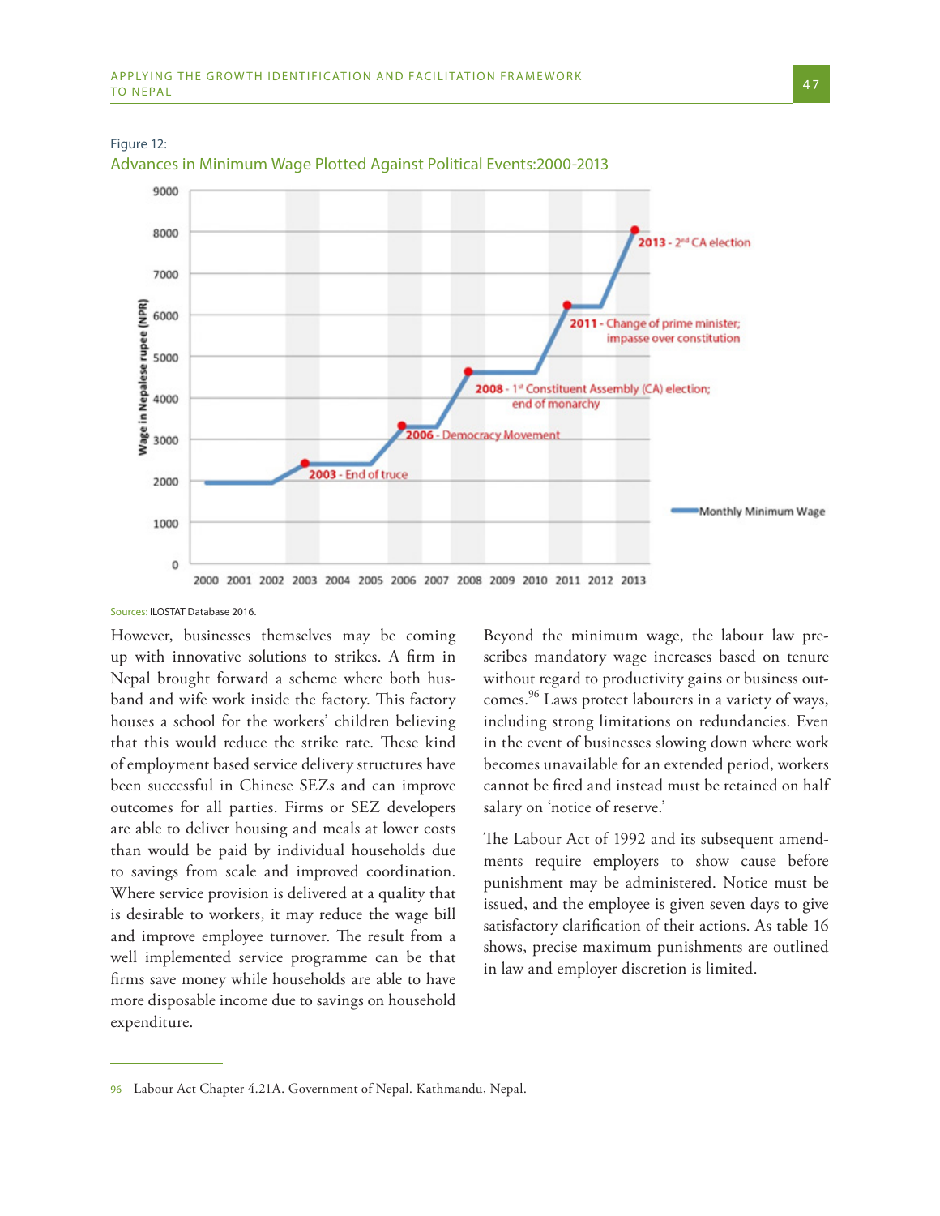Figure 12:

Advances in Minimum Wage Plotted Against Political Events:2000-2013

Sources: ILOSTAT Database 2016.

However, businesses themselves may be coming up with innovative solutions to strikes. A firm in Nepal brought forward a scheme where both husband and wife work inside the factory. This factory houses a school for the workers' children believing that this would reduce the strike rate. These kind of employment based service delivery structures have been successful in Chinese SEZs and can improve outcomes for all parties. Firms or SEZ developers are able to deliver housing and meals at lower costs than would be paid by individual households due to savings from scale and improved coordination. Where service provision is delivered at a quality that is desirable to workers, it may reduce the wage bill and improve employee turnover. The result from a well implemented service programme can be that firms save money while households are able to have more disposable income due to savings on household expenditure.

Beyond the minimum wage, the labour law prescribes mandatory wage increases based on tenure without regard to productivity gains or business outcomes.[96] Laws protect labourers in a variety of ways, including strong limitations on redundancies. Even in the event of businesses slowing down where work becomes unavailable for an extended period, workers cannot be fired and instead must be retained on half salary on 'notice of reserve.'

The Labour Act of 1992 and its subsequent amendments require employers to show cause before punishment may be administered. Notice must be issued, and the employee is given seven days to give satisfactory clarification of their actions. As table 16 shows, precise maximum punishments are outlined in law and employer discretion is limited.

96 Labour Act Chapter 4.21A. Government of Nepal. Kathmandu, Nepal.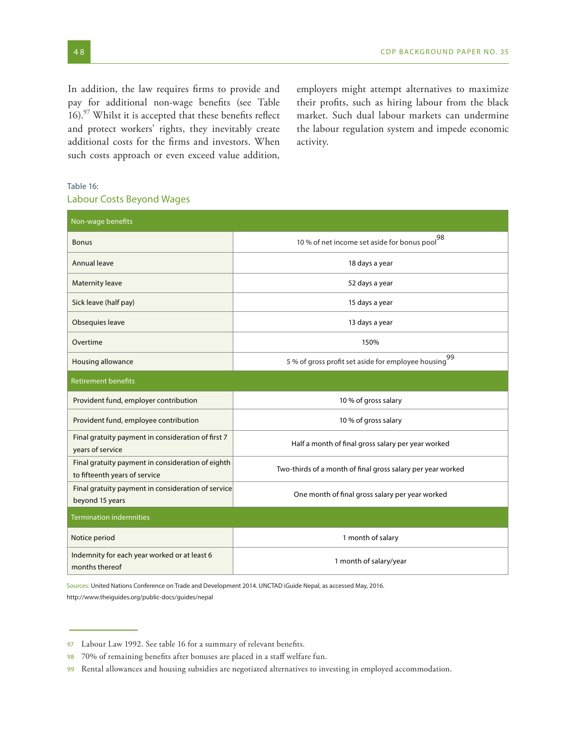In addition, the law requires firms to provide and pay for additional non-wage benefits (see Table 16).[97] Whilst it is accepted that these benefits reflect and protect workers' rights, they inevitably create additional costs for the firms and investors. When such costs approach or even exceed value addition, employers might attempt alternatives to maximize their profits, such as hiring labour from the black market. Such dual labour markets can undermine the labour regulation system and impede economic activity.

Table 16:

## Labour Costs Beyond Wages

| Non-wage benefits | |
|---|---|
| Bonus | 10 % of net income set aside for bonus pool[98] |
| Annual leave | 18 days a year |
| Maternity leave | 52 days a year |
| Sick leave (half pay) | 15 days a year |
| Obsequies leave | 13 days a year |
| Overtime | 150% |
| Housing allowance | 5 % of gross profit set aside for employee housing[99] |
| **Retirement benefits** | |
| Provident fund, employer contribution | 10 % of gross salary |
| Provident fund, employee contribution | 10 % of gross salary |
| Final gratuity payment in consideration of first 7 years of service | Half a month of final gross salary per year worked |
| Final gratuity payment in consideration of eighth to fifteenth years of service | Two-thirds of a month of final gross salary per year worked |
| Final gratuity payment in consideration of service beyond 15 years | One month of final gross salary per year worked |
| **Termination indemnities** | |
| Notice period | 1 month of salary |
| Indemnity for each year worked or at least 6 months thereof | 1 month of salary/year |

Sources: United Nations Conference on Trade and Development 2014. UNCTAD iGuide Nepal, as accessed May, 2016. http://www.theiguides.org/public-docs/guides/nepal

---

97 Labour Law 1992. See table 16 for a summary of relevant benefits.

98 70% of remaining benefits after bonuses are placed in a staff welfare fun.

99 Rental allowances and housing subsidies are negotiated alternatives to investing in employed accommodation.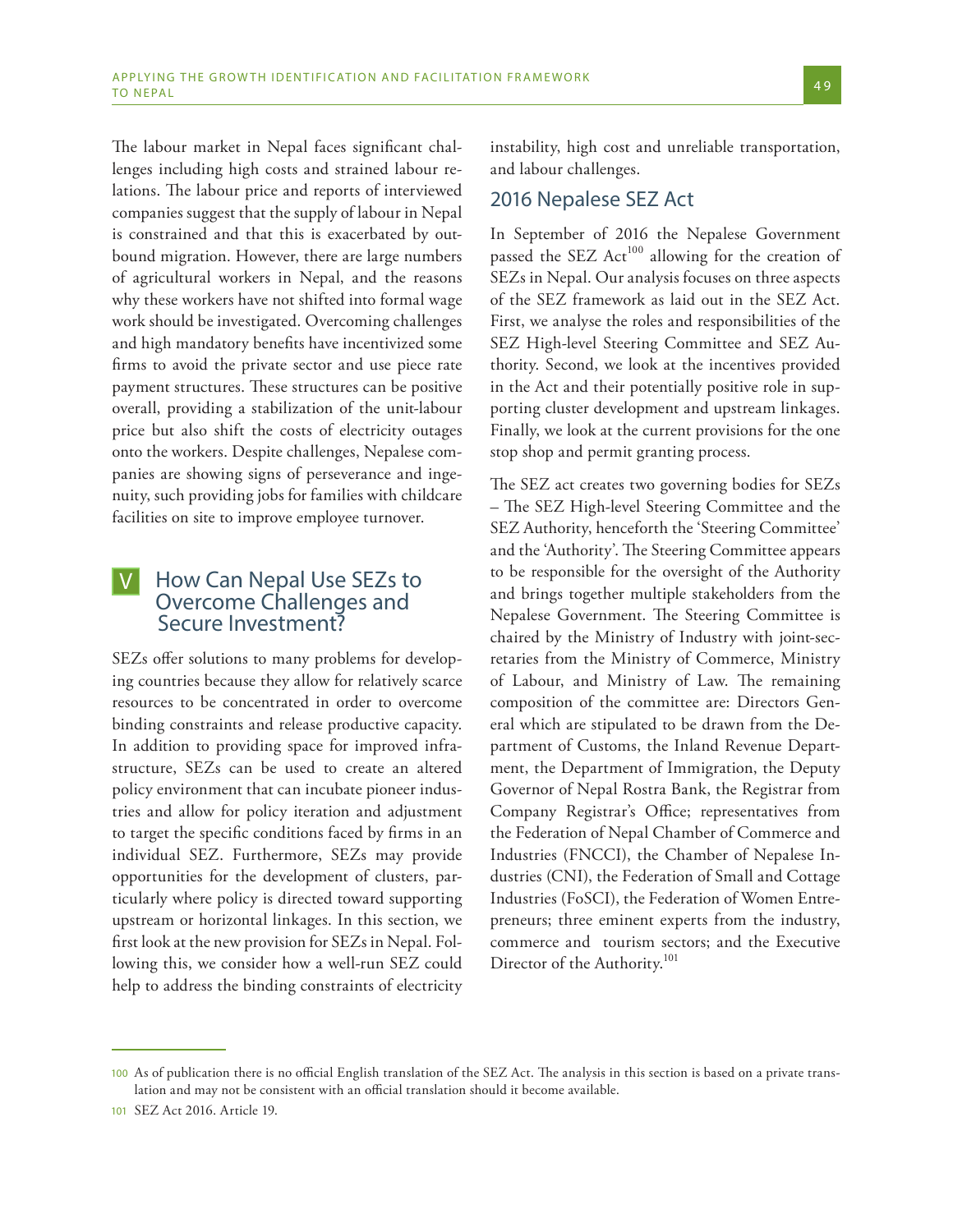The labour market in Nepal faces significant challenges including high costs and strained labour relations. The labour price and reports of interviewed companies suggest that the supply of labour in Nepal is constrained and that this is exacerbated by outbound migration. However, there are large numbers of agricultural workers in Nepal, and the reasons why these workers have not shifted into formal wage work should be investigated. Overcoming challenges and high mandatory benefits have incentivized some firms to avoid the private sector and use piece rate payment structures. These structures can be positive overall, providing a stabilization of the unit-labour price but also shift the costs of electricity outages onto the workers. Despite challenges, Nepalese companies are showing signs of perseverance and ingenuity, such providing jobs for families with childcare facilities on site to improve employee turnover.

## V How Can Nepal Use SEZs to Overcome Challenges and Secure Investment?

SEZs offer solutions to many problems for developing countries because they allow for relatively scarce resources to be concentrated in order to overcome binding constraints and release productive capacity. In addition to providing space for improved infrastructure, SEZs can be used to create an altered policy environment that can incubate pioneer industries and allow for policy iteration and adjustment to target the specific conditions faced by firms in an individual SEZ. Furthermore, SEZs may provide opportunities for the development of clusters, particularly where policy is directed toward supporting upstream or horizontal linkages. In this section, we first look at the new provision for SEZs in Nepal. Following this, we consider how a well-run SEZ could help to address the binding constraints of electricity instability, high cost and unreliable transportation, and labour challenges.

### 2016 Nepalese SEZ Act

In September of 2016 the Nepalese Government passed the SEZ Act[100] allowing for the creation of SEZs in Nepal. Our analysis focuses on three aspects of the SEZ framework as laid out in the SEZ Act. First, we analyse the roles and responsibilities of the SEZ High-level Steering Committee and SEZ Authority. Second, we look at the incentives provided in the Act and their potentially positive role in supporting cluster development and upstream linkages. Finally, we look at the current provisions for the one stop shop and permit granting process.

The SEZ act creates two governing bodies for SEZs – The SEZ High-level Steering Committee and the SEZ Authority, henceforth the 'Steering Committee' and the 'Authority'. The Steering Committee appears to be responsible for the oversight of the Authority and brings together multiple stakeholders from the Nepalese Government. The Steering Committee is chaired by the Ministry of Industry with joint-secretaries from the Ministry of Commerce, Ministry of Labour, and Ministry of Law. The remaining composition of the committee are: Directors General which are stipulated to be drawn from the Department of Customs, the Inland Revenue Department, the Department of Immigration, the Deputy Governor of Nepal Rostra Bank, the Registrar from Company Registrar's Office; representatives from the Federation of Nepal Chamber of Commerce and Industries (FNCCI), the Chamber of Nepalese Industries (CNI), the Federation of Small and Cottage Industries (FoSCI), the Federation of Women Entrepreneurs; three eminent experts from the industry, commerce and tourism sectors; and the Executive Director of the Authority.[101]

---

100 As of publication there is no official English translation of the SEZ Act. The analysis in this section is based on a private translation and may not be consistent with an official translation should it become available.

101 SEZ Act 2016. Article 19.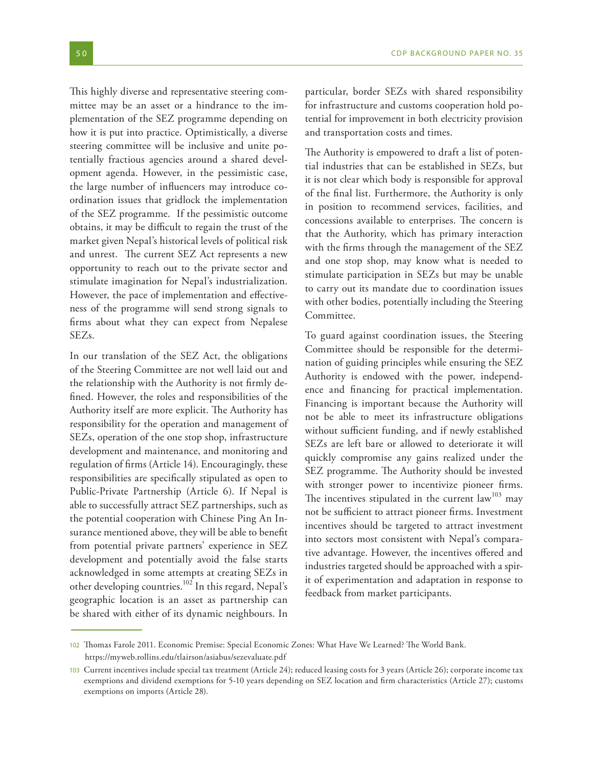This highly diverse and representative steering committee may be an asset or a hindrance to the implementation of the SEZ programme depending on how it is put into practice. Optimistically, a diverse steering committee will be inclusive and unite potentially fractious agencies around a shared development agenda. However, in the pessimistic case, the large number of influencers may introduce coordination issues that gridlock the implementation of the SEZ programme. If the pessimistic outcome obtains, it may be difficult to regain the trust of the market given Nepal's historical levels of political risk and unrest. The current SEZ Act represents a new opportunity to reach out to the private sector and stimulate imagination for Nepal's industrialization. However, the pace of implementation and effectiveness of the programme will send strong signals to firms about what they can expect from Nepalese SEZs.

In our translation of the SEZ Act, the obligations of the Steering Committee are not well laid out and the relationship with the Authority is not firmly defined. However, the roles and responsibilities of the Authority itself are more explicit. The Authority has responsibility for the operation and management of SEZs, operation of the one stop shop, infrastructure development and maintenance, and monitoring and regulation of firms (Article 14). Encouragingly, these responsibilities are specifically stipulated as open to Public-Private Partnership (Article 6). If Nepal is able to successfully attract SEZ partnerships, such as the potential cooperation with Chinese Ping An Insurance mentioned above, they will be able to benefit from potential private partners' experience in SEZ development and potentially avoid the false starts acknowledged in some attempts at creating SEZs in other developing countries.[102] In this regard, Nepal's geographic location is an asset as partnership can be shared with either of its dynamic neighbours. In particular, border SEZs with shared responsibility for infrastructure and customs cooperation hold potential for improvement in both electricity provision and transportation costs and times.

The Authority is empowered to draft a list of potential industries that can be established in SEZs, but it is not clear which body is responsible for approval of the final list. Furthermore, the Authority is only in position to recommend services, facilities, and concessions available to enterprises. The concern is that the Authority, which has primary interaction with the firms through the management of the SEZ and one stop shop, may know what is needed to stimulate participation in SEZs but may be unable to carry out its mandate due to coordination issues with other bodies, potentially including the Steering Committee.

To guard against coordination issues, the Steering Committee should be responsible for the determination of guiding principles while ensuring the SEZ Authority is endowed with the power, independence and financing for practical implementation. Financing is important because the Authority will not be able to meet its infrastructure obligations without sufficient funding, and if newly established SEZs are left bare or allowed to deteriorate it will quickly compromise any gains realized under the SEZ programme. The Authority should be invested with stronger power to incentivize pioneer firms. The incentives stipulated in the current law[103] may not be sufficient to attract pioneer firms. Investment incentives should be targeted to attract investment into sectors most consistent with Nepal's comparative advantage. However, the incentives offered and industries targeted should be approached with a spirit of experimentation and adaptation in response to feedback from market participants.

---

102 Thomas Farole 2011. Economic Premise: Special Economic Zones: What Have We Learned? The World Bank. https://myweb.rollins.edu/tlairson/asiabus/sezevaluate.pdf

103 Current incentives include special tax treatment (Article 24); reduced leasing costs for 3 years (Article 26); corporate income tax exemptions and dividend exemptions for 5-10 years depending on SEZ location and firm characteristics (Article 27); customs exemptions on imports (Article 28).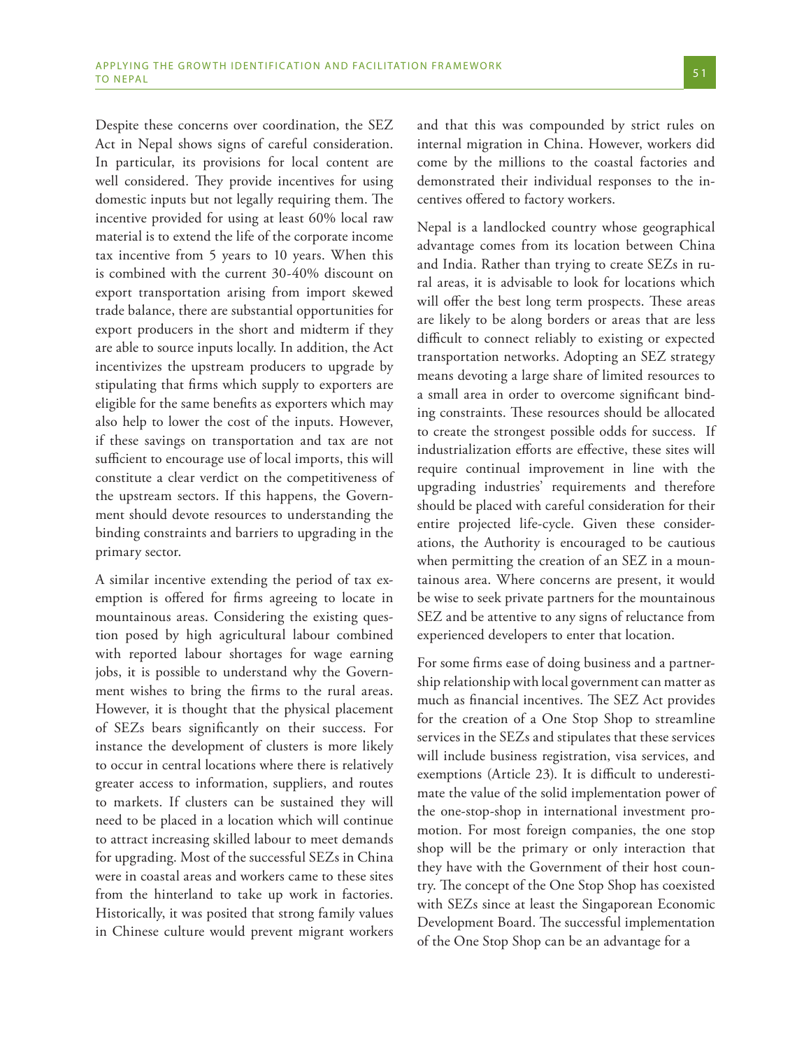Despite these concerns over coordination, the SEZ Act in Nepal shows signs of careful consideration. In particular, its provisions for local content are well considered. They provide incentives for using domestic inputs but not legally requiring them. The incentive provided for using at least 60% local raw material is to extend the life of the corporate income tax incentive from 5 years to 10 years. When this is combined with the current 30-40% discount on export transportation arising from import skewed trade balance, there are substantial opportunities for export producers in the short and midterm if they are able to source inputs locally. In addition, the Act incentivizes the upstream producers to upgrade by stipulating that firms which supply to exporters are eligible for the same benefits as exporters which may also help to lower the cost of the inputs. However, if these savings on transportation and tax are not sufficient to encourage use of local imports, this will constitute a clear verdict on the competitiveness of the upstream sectors. If this happens, the Government should devote resources to understanding the binding constraints and barriers to upgrading in the primary sector.

A similar incentive extending the period of tax exemption is offered for firms agreeing to locate in mountainous areas. Considering the existing question posed by high agricultural labour combined with reported labour shortages for wage earning jobs, it is possible to understand why the Government wishes to bring the firms to the rural areas. However, it is thought that the physical placement of SEZs bears significantly on their success. For instance the development of clusters is more likely to occur in central locations where there is relatively greater access to information, suppliers, and routes to markets. If clusters can be sustained they will need to be placed in a location which will continue to attract increasing skilled labour to meet demands for upgrading. Most of the successful SEZs in China were in coastal areas and workers came to these sites from the hinterland to take up work in factories. Historically, it was posited that strong family values in Chinese culture would prevent migrant workers and that this was compounded by strict rules on internal migration in China. However, workers did come by the millions to the coastal factories and demonstrated their individual responses to the incentives offered to factory workers.

Nepal is a landlocked country whose geographical advantage comes from its location between China and India. Rather than trying to create SEZs in rural areas, it is advisable to look for locations which will offer the best long term prospects. These areas are likely to be along borders or areas that are less difficult to connect reliably to existing or expected transportation networks. Adopting an SEZ strategy means devoting a large share of limited resources to a small area in order to overcome significant binding constraints. These resources should be allocated to create the strongest possible odds for success. If industrialization efforts are effective, these sites will require continual improvement in line with the upgrading industries' requirements and therefore should be placed with careful consideration for their entire projected life-cycle. Given these considerations, the Authority is encouraged to be cautious when permitting the creation of an SEZ in a mountainous area. Where concerns are present, it would be wise to seek private partners for the mountainous SEZ and be attentive to any signs of reluctance from experienced developers to enter that location.

For some firms ease of doing business and a partnership relationship with local government can matter as much as financial incentives. The SEZ Act provides for the creation of a One Stop Shop to streamline services in the SEZs and stipulates that these services will include business registration, visa services, and exemptions (Article 23). It is difficult to underestimate the value of the solid implementation power of the one-stop-shop in international investment promotion. For most foreign companies, the one stop shop will be the primary or only interaction that they have with the Government of their host country. The concept of the One Stop Shop has coexisted with SEZs since at least the Singaporean Economic Development Board. The successful implementation of the One Stop Shop can be an advantage for a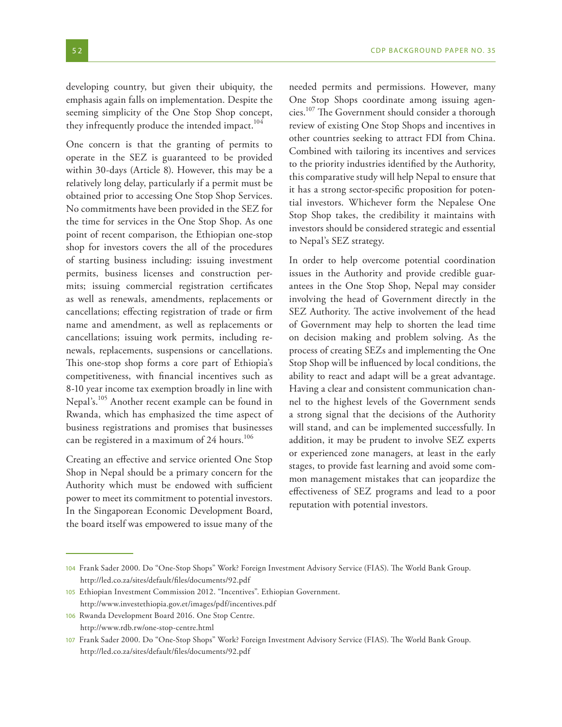developing country, but given their ubiquity, the emphasis again falls on implementation. Despite the seeming simplicity of the One Stop Shop concept, they infrequently produce the intended impact.[104]

One concern is that the granting of permits to operate in the SEZ is guaranteed to be provided within 30-days (Article 8). However, this may be a relatively long delay, particularly if a permit must be obtained prior to accessing One Stop Shop Services. No commitments have been provided in the SEZ for the time for services in the One Stop Shop. As one point of recent comparison, the Ethiopian one-stop shop for investors covers the all of the procedures of starting business including: issuing investment permits, business licenses and construction permits; issuing commercial registration certificates as well as renewals, amendments, replacements or cancellations; effecting registration of trade or firm name and amendment, as well as replacements or cancellations; issuing work permits, including renewals, replacements, suspensions or cancellations. This one-stop shop forms a core part of Ethiopia's competitiveness, with financial incentives such as 8-10 year income tax exemption broadly in line with Nepal's.[105] Another recent example can be found in Rwanda, which has emphasized the time aspect of business registrations and promises that businesses can be registered in a maximum of 24 hours.[106]

Creating an effective and service oriented One Stop Shop in Nepal should be a primary concern for the Authority which must be endowed with sufficient power to meet its commitment to potential investors. In the Singaporean Economic Development Board, the board itself was empowered to issue many of the needed permits and permissions. However, many One Stop Shops coordinate among issuing agencies.[107] The Government should consider a thorough review of existing One Stop Shops and incentives in other countries seeking to attract FDI from China. Combined with tailoring its incentives and services to the priority industries identified by the Authority, this comparative study will help Nepal to ensure that it has a strong sector-specific proposition for potential investors. Whichever form the Nepalese One Stop Shop takes, the credibility it maintains with investors should be considered strategic and essential to Nepal's SEZ strategy.

In order to help overcome potential coordination issues in the Authority and provide credible guarantees in the One Stop Shop, Nepal may consider involving the head of Government directly in the SEZ Authority. The active involvement of the head of Government may help to shorten the lead time on decision making and problem solving. As the process of creating SEZs and implementing the One Stop Shop will be influenced by local conditions, the ability to react and adapt will be a great advantage. Having a clear and consistent communication channel to the highest levels of the Government sends a strong signal that the decisions of the Authority will stand, and can be implemented successfully. In addition, it may be prudent to involve SEZ experts or experienced zone managers, at least in the early stages, to provide fast learning and avoid some common management mistakes that can jeopardize the effectiveness of SEZ programs and lead to a poor reputation with potential investors.

---

104 Frank Sader 2000. Do "One-Stop Shops" Work? Foreign Investment Advisory Service (FIAS). The World Bank Group. http://led.co.za/sites/default/files/documents/92.pdf

105 Ethiopian Investment Commission 2012. "Incentives". Ethiopian Government. http://www.investethiopia.gov.et/images/pdf/incentives.pdf

106 Rwanda Development Board 2016. One Stop Centre. http://www.rdb.rw/one-stop-centre.html

107 Frank Sader 2000. Do "One-Stop Shops" Work? Foreign Investment Advisory Service (FIAS). The World Bank Group. http://led.co.za/sites/default/files/documents/92.pdf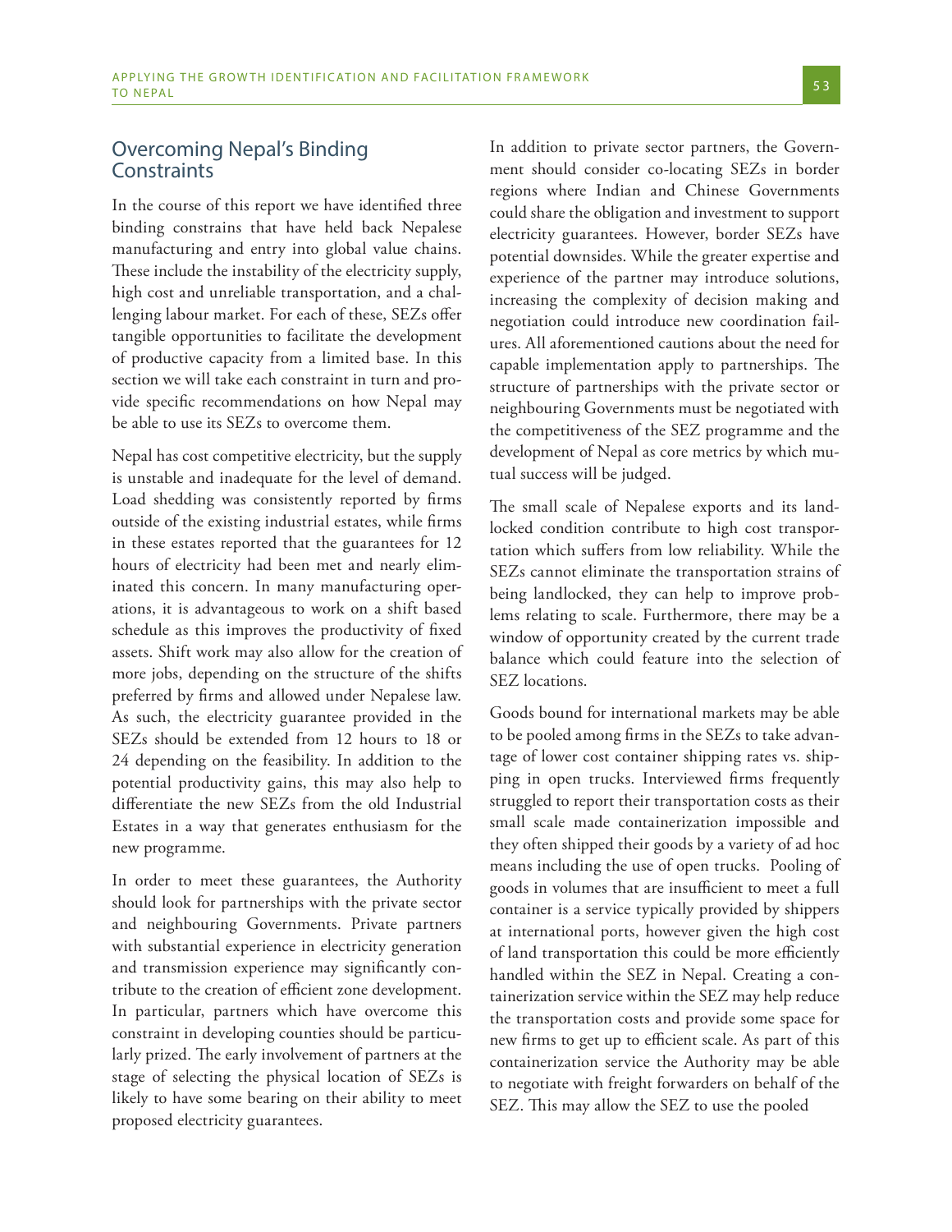## Overcoming Nepal's Binding Constraints

In the course of this report we have identified three binding constrains that have held back Nepalese manufacturing and entry into global value chains. These include the instability of the electricity supply, high cost and unreliable transportation, and a challenging labour market. For each of these, SEZs offer tangible opportunities to facilitate the development of productive capacity from a limited base. In this section we will take each constraint in turn and provide specific recommendations on how Nepal may be able to use its SEZs to overcome them.

Nepal has cost competitive electricity, but the supply is unstable and inadequate for the level of demand. Load shedding was consistently reported by firms outside of the existing industrial estates, while firms in these estates reported that the guarantees for 12 hours of electricity had been met and nearly eliminated this concern. In many manufacturing operations, it is advantageous to work on a shift based schedule as this improves the productivity of fixed assets. Shift work may also allow for the creation of more jobs, depending on the structure of the shifts preferred by firms and allowed under Nepalese law. As such, the electricity guarantee provided in the SEZs should be extended from 12 hours to 18 or 24 depending on the feasibility. In addition to the potential productivity gains, this may also help to differentiate the new SEZs from the old Industrial Estates in a way that generates enthusiasm for the new programme.

In order to meet these guarantees, the Authority should look for partnerships with the private sector and neighbouring Governments. Private partners with substantial experience in electricity generation and transmission experience may significantly contribute to the creation of efficient zone development. In particular, partners which have overcome this constraint in developing counties should be particularly prized. The early involvement of partners at the stage of selecting the physical location of SEZs is likely to have some bearing on their ability to meet proposed electricity guarantees.

In addition to private sector partners, the Government should consider co-locating SEZs in border regions where Indian and Chinese Governments could share the obligation and investment to support electricity guarantees. However, border SEZs have potential downsides. While the greater expertise and experience of the partner may introduce solutions, increasing the complexity of decision making and negotiation could introduce new coordination failures. All aforementioned cautions about the need for capable implementation apply to partnerships. The structure of partnerships with the private sector or neighbouring Governments must be negotiated with the competitiveness of the SEZ programme and the development of Nepal as core metrics by which mutual success will be judged.

The small scale of Nepalese exports and its landlocked condition contribute to high cost transportation which suffers from low reliability. While the SEZs cannot eliminate the transportation strains of being landlocked, they can help to improve problems relating to scale. Furthermore, there may be a window of opportunity created by the current trade balance which could feature into the selection of SEZ locations.

Goods bound for international markets may be able to be pooled among firms in the SEZs to take advantage of lower cost container shipping rates vs. shipping in open trucks. Interviewed firms frequently struggled to report their transportation costs as their small scale made containerization impossible and they often shipped their goods by a variety of ad hoc means including the use of open trucks. Pooling of goods in volumes that are insufficient to meet a full container is a service typically provided by shippers at international ports, however given the high cost of land transportation this could be more efficiently handled within the SEZ in Nepal. Creating a containerization service within the SEZ may help reduce the transportation costs and provide some space for new firms to get up to efficient scale. As part of this containerization service the Authority may be able to negotiate with freight forwarders on behalf of the SEZ. This may allow the SEZ to use the pooled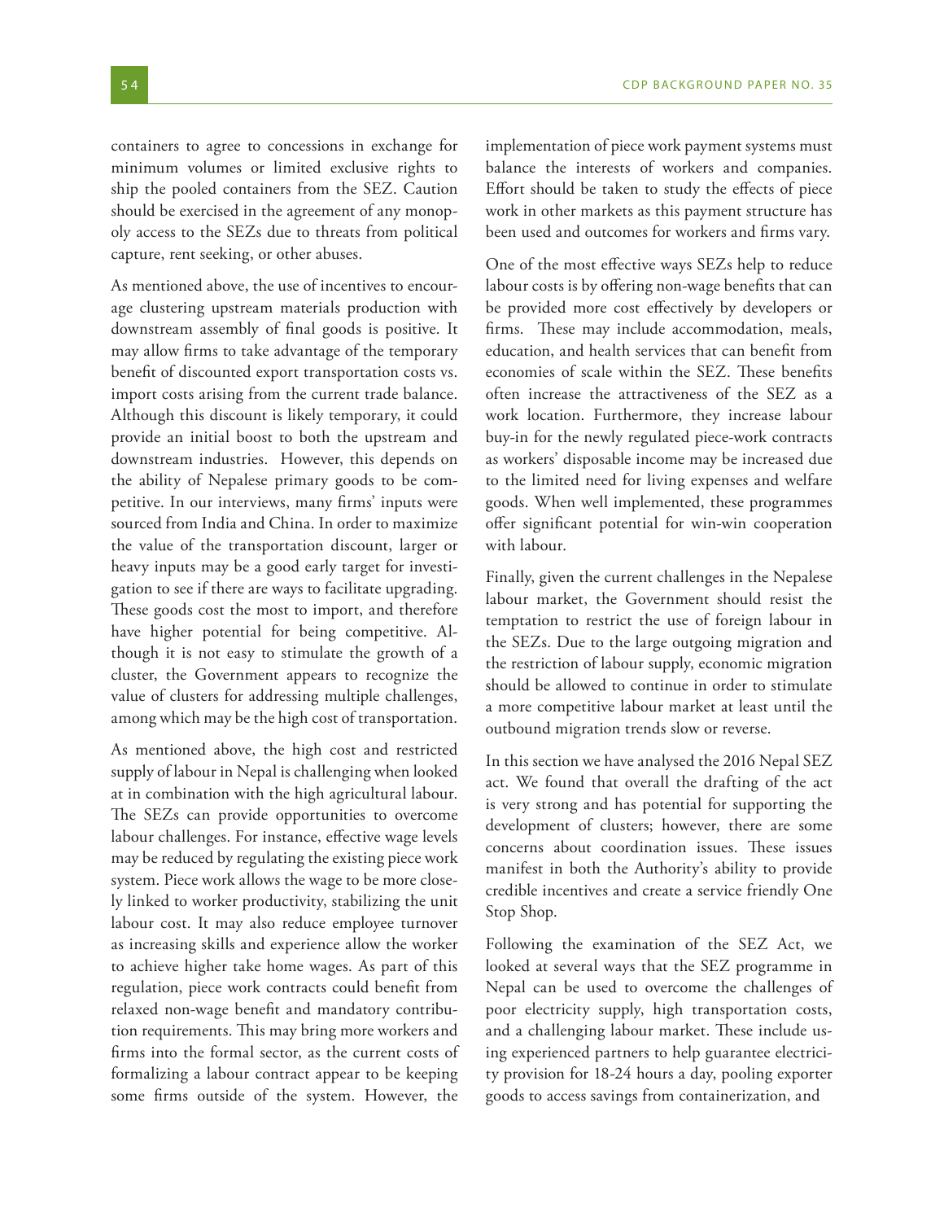containers to agree to concessions in exchange for minimum volumes or limited exclusive rights to ship the pooled containers from the SEZ. Caution should be exercised in the agreement of any monopoly access to the SEZs due to threats from political capture, rent seeking, or other abuses.

As mentioned above, the use of incentives to encourage clustering upstream materials production with downstream assembly of final goods is positive. It may allow firms to take advantage of the temporary benefit of discounted export transportation costs vs. import costs arising from the current trade balance. Although this discount is likely temporary, it could provide an initial boost to both the upstream and downstream industries. However, this depends on the ability of Nepalese primary goods to be competitive. In our interviews, many firms' inputs were sourced from India and China. In order to maximize the value of the transportation discount, larger or heavy inputs may be a good early target for investigation to see if there are ways to facilitate upgrading. These goods cost the most to import, and therefore have higher potential for being competitive. Although it is not easy to stimulate the growth of a cluster, the Government appears to recognize the value of clusters for addressing multiple challenges, among which may be the high cost of transportation.

As mentioned above, the high cost and restricted supply of labour in Nepal is challenging when looked at in combination with the high agricultural labour. The SEZs can provide opportunities to overcome labour challenges. For instance, effective wage levels may be reduced by regulating the existing piece work system. Piece work allows the wage to be more closely linked to worker productivity, stabilizing the unit labour cost. It may also reduce employee turnover as increasing skills and experience allow the worker to achieve higher take home wages. As part of this regulation, piece work contracts could benefit from relaxed non-wage benefit and mandatory contribution requirements. This may bring more workers and firms into the formal sector, as the current costs of formalizing a labour contract appear to be keeping some firms outside of the system. However, the implementation of piece work payment systems must balance the interests of workers and companies. Effort should be taken to study the effects of piece work in other markets as this payment structure has been used and outcomes for workers and firms vary.

One of the most effective ways SEZs help to reduce labour costs is by offering non-wage benefits that can be provided more cost effectively by developers or firms. These may include accommodation, meals, education, and health services that can benefit from economies of scale within the SEZ. These benefits often increase the attractiveness of the SEZ as a work location. Furthermore, they increase labour buy-in for the newly regulated piece-work contracts as workers' disposable income may be increased due to the limited need for living expenses and welfare goods. When well implemented, these programmes offer significant potential for win-win cooperation with labour.

Finally, given the current challenges in the Nepalese labour market, the Government should resist the temptation to restrict the use of foreign labour in the SEZs. Due to the large outgoing migration and the restriction of labour supply, economic migration should be allowed to continue in order to stimulate a more competitive labour market at least until the outbound migration trends slow or reverse.

In this section we have analysed the 2016 Nepal SEZ act. We found that overall the drafting of the act is very strong and has potential for supporting the development of clusters; however, there are some concerns about coordination issues. These issues manifest in both the Authority's ability to provide credible incentives and create a service friendly One Stop Shop.

Following the examination of the SEZ Act, we looked at several ways that the SEZ programme in Nepal can be used to overcome the challenges of poor electricity supply, high transportation costs, and a challenging labour market. These include using experienced partners to help guarantee electricity provision for 18-24 hours a day, pooling exporter goods to access savings from containerization, and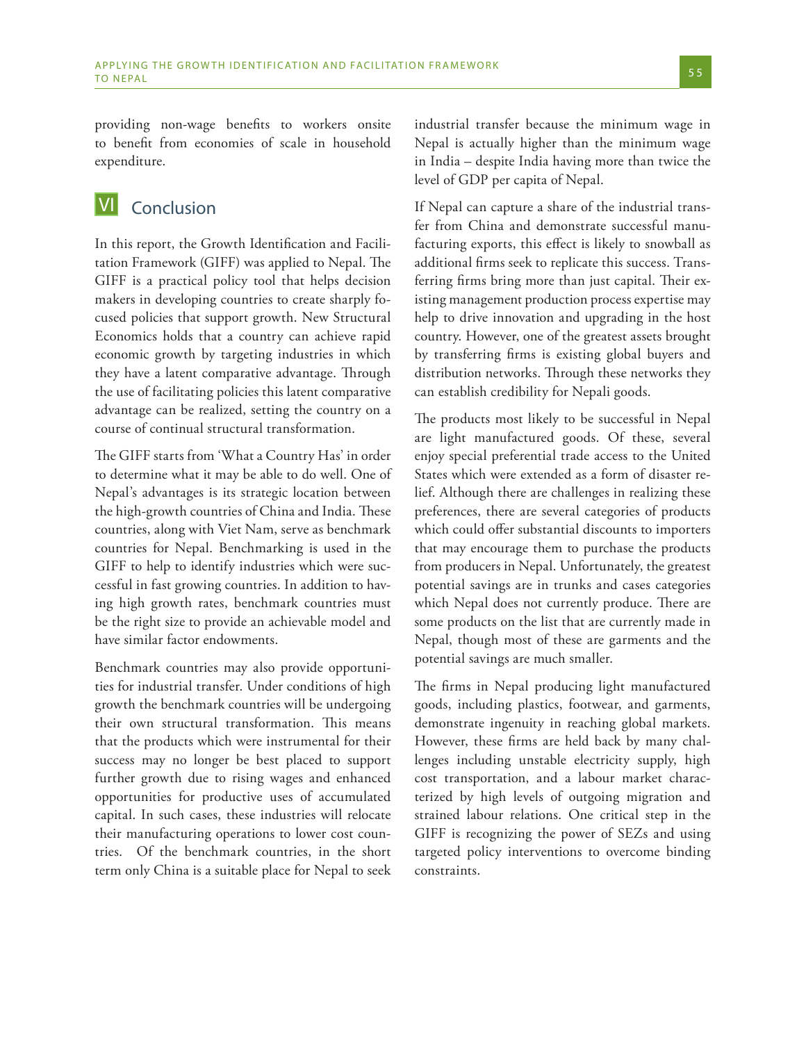providing non-wage benefits to workers onsite to benefit from economies of scale in household expenditure.

# VI Conclusion

In this report, the Growth Identification and Facilitation Framework (GIFF) was applied to Nepal. The GIFF is a practical policy tool that helps decision makers in developing countries to create sharply focused policies that support growth. New Structural Economics holds that a country can achieve rapid economic growth by targeting industries in which they have a latent comparative advantage. Through the use of facilitating policies this latent comparative advantage can be realized, setting the country on a course of continual structural transformation.

The GIFF starts from 'What a Country Has' in order to determine what it may be able to do well. One of Nepal's advantages is its strategic location between the high-growth countries of China and India. These countries, along with Viet Nam, serve as benchmark countries for Nepal. Benchmarking is used in the GIFF to help to identify industries which were successful in fast growing countries. In addition to having high growth rates, benchmark countries must be the right size to provide an achievable model and have similar factor endowments.

Benchmark countries may also provide opportunities for industrial transfer. Under conditions of high growth the benchmark countries will be undergoing their own structural transformation. This means that the products which were instrumental for their success may no longer be best placed to support further growth due to rising wages and enhanced opportunities for productive uses of accumulated capital. In such cases, these industries will relocate their manufacturing operations to lower cost countries. Of the benchmark countries, in the short term only China is a suitable place for Nepal to seek industrial transfer because the minimum wage in Nepal is actually higher than the minimum wage in India – despite India having more than twice the level of GDP per capita of Nepal.

If Nepal can capture a share of the industrial transfer from China and demonstrate successful manufacturing exports, this effect is likely to snowball as additional firms seek to replicate this success. Transferring firms bring more than just capital. Their existing management production process expertise may help to drive innovation and upgrading in the host country. However, one of the greatest assets brought by transferring firms is existing global buyers and distribution networks. Through these networks they can establish credibility for Nepali goods.

The products most likely to be successful in Nepal are light manufactured goods. Of these, several enjoy special preferential trade access to the United States which were extended as a form of disaster relief. Although there are challenges in realizing these preferences, there are several categories of products which could offer substantial discounts to importers that may encourage them to purchase the products from producers in Nepal. Unfortunately, the greatest potential savings are in trunks and cases categories which Nepal does not currently produce. There are some products on the list that are currently made in Nepal, though most of these are garments and the potential savings are much smaller.

The firms in Nepal producing light manufactured goods, including plastics, footwear, and garments, demonstrate ingenuity in reaching global markets. However, these firms are held back by many challenges including unstable electricity supply, high cost transportation, and a labour market characterized by high levels of outgoing migration and strained labour relations. One critical step in the GIFF is recognizing the power of SEZs and using targeted policy interventions to overcome binding constraints.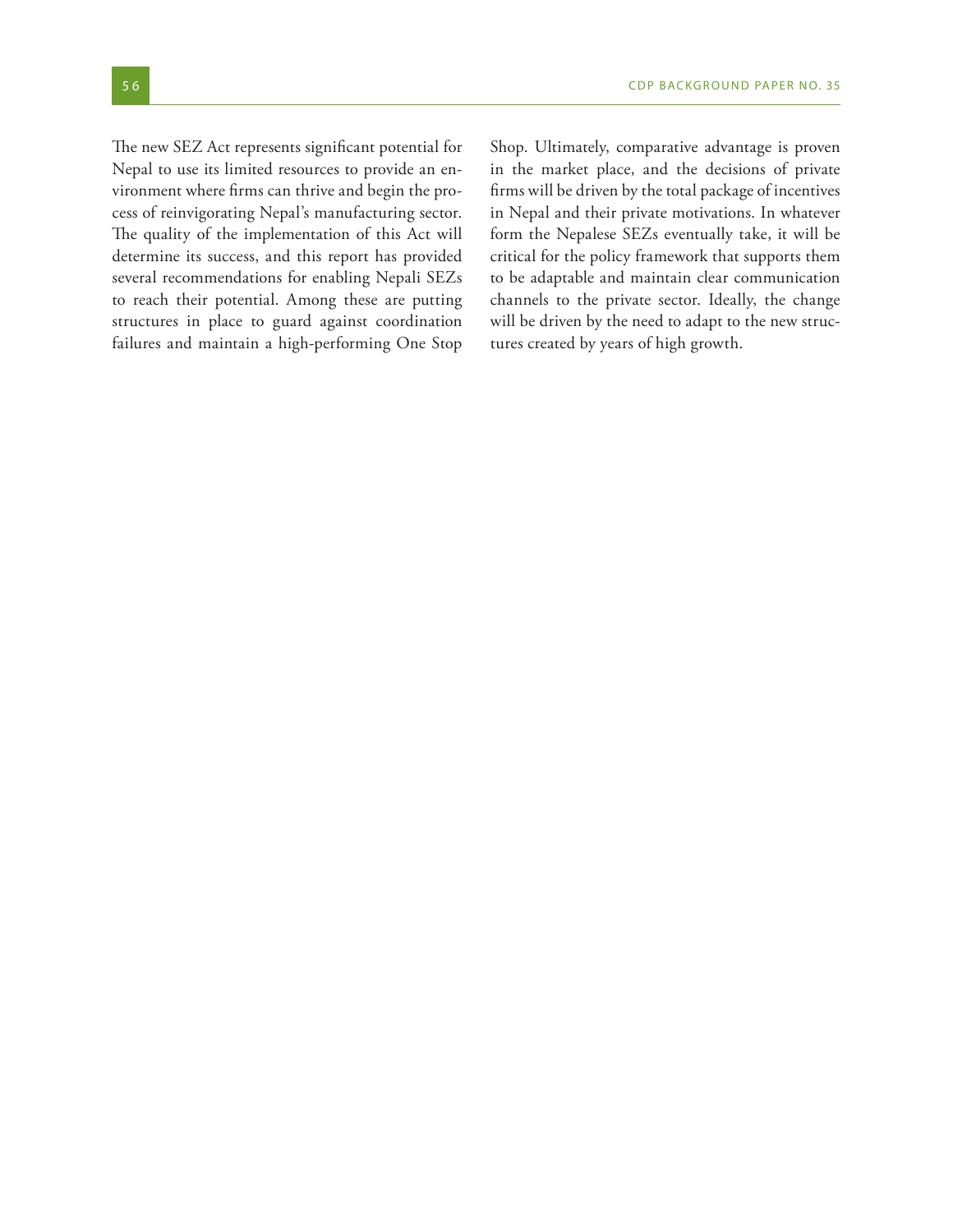The new SEZ Act represents significant potential for Nepal to use its limited resources to provide an environment where firms can thrive and begin the process of reinvigorating Nepal's manufacturing sector. The quality of the implementation of this Act will determine its success, and this report has provided several recommendations for enabling Nepali SEZs to reach their potential. Among these are putting structures in place to guard against coordination failures and maintain a high-performing One Stop Shop. Ultimately, comparative advantage is proven in the market place, and the decisions of private firms will be driven by the total package of incentives in Nepal and their private motivations. In whatever form the Nepalese SEZs eventually take, it will be critical for the policy framework that supports them to be adaptable and maintain clear communication channels to the private sector. Ideally, the change will be driven by the need to adapt to the new structures created by years of high growth.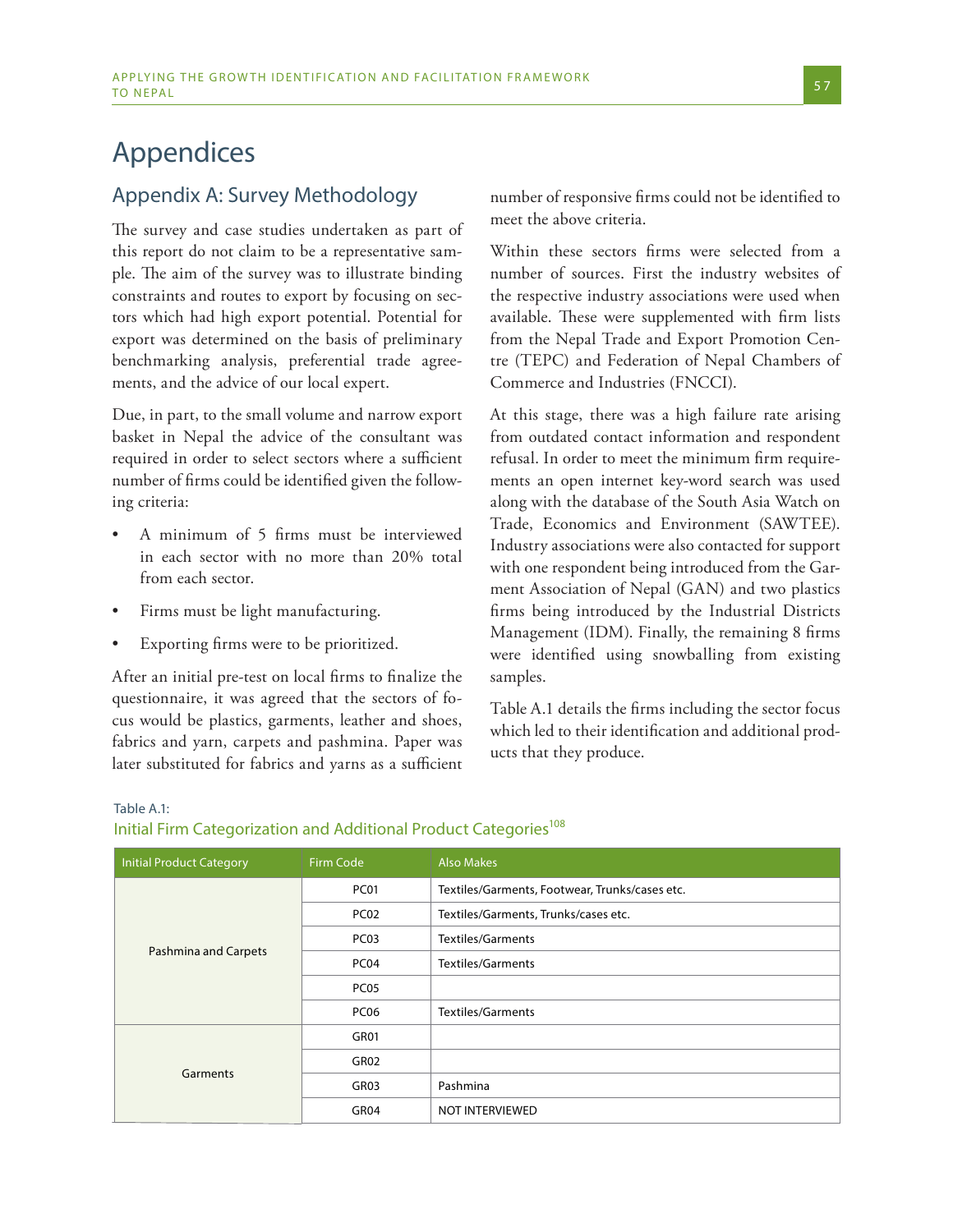# Appendices

## Appendix A: Survey Methodology

The survey and case studies undertaken as part of this report do not claim to be a representative sample. The aim of the survey was to illustrate binding constraints and routes to export by focusing on sectors which had high export potential. Potential for export was determined on the basis of preliminary benchmarking analysis, preferential trade agreements, and the advice of our local expert.

Due, in part, to the small volume and narrow export basket in Nepal the advice of the consultant was required in order to select sectors where a sufficient number of firms could be identified given the following criteria:

- A minimum of 5 firms must be interviewed in each sector with no more than 20% total from each sector.
- Firms must be light manufacturing.
- Exporting firms were to be prioritized.

After an initial pre-test on local firms to finalize the questionnaire, it was agreed that the sectors of focus would be plastics, garments, leather and shoes, fabrics and yarn, carpets and pashmina. Paper was later substituted for fabrics and yarns as a sufficient number of responsive firms could not be identified to meet the above criteria.

Within these sectors firms were selected from a number of sources. First the industry websites of the respective industry associations were used when available. These were supplemented with firm lists from the Nepal Trade and Export Promotion Centre (TEPC) and Federation of Nepal Chambers of Commerce and Industries (FNCCI).

At this stage, there was a high failure rate arising from outdated contact information and respondent refusal. In order to meet the minimum firm requirements an open internet key-word search was used along with the database of the South Asia Watch on Trade, Economics and Environment (SAWTEE). Industry associations were also contacted for support with one respondent being introduced from the Garment Association of Nepal (GAN) and two plastics firms being introduced by the Industrial Districts Management (IDM). Finally, the remaining 8 firms were identified using snowballing from existing samples.

Table A.1 details the firms including the sector focus which led to their identification and additional products that they produce.

Table A.1:
Initial Firm Categorization and Additional Product Categories[108]

| Initial Product Category | Firm Code | Also Makes |
|---|---|---|
| Pashmina and Carpets | PC01 | Textiles/Garments, Footwear, Trunks/cases etc. |
| | PC02 | Textiles/Garments, Trunks/cases etc. |
| | PC03 | Textiles/Garments |
| | PC04 | Textiles/Garments |
| | PC05 | |
| | PC06 | Textiles/Garments |
| Garments | GR01 | |
| | GR02 | |
| | GR03 | Pashmina |
| | GR04 | NOT INTERVIEWED |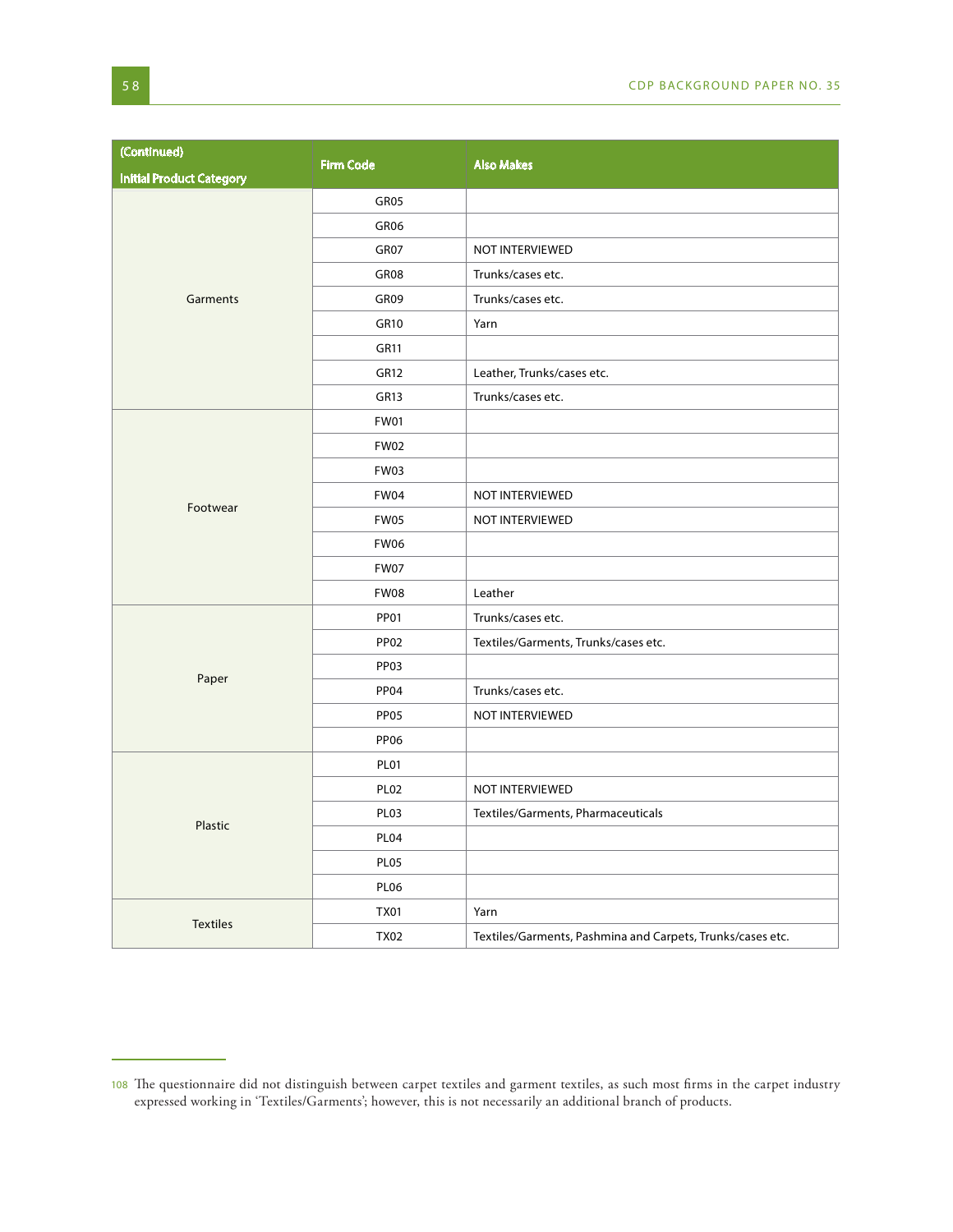| (Continued) Initial Product Category | Firm Code | Also Makes |
|---|---|---|
| Garments | GR05 | |
| | GR06 | |
| | GR07 | NOT INTERVIEWED |
| | GR08 | Trunks/cases etc. |
| | GR09 | Trunks/cases etc. |
| | GR10 | Yarn |
| | GR11 | |
| | GR12 | Leather, Trunks/cases etc. |
| | GR13 | Trunks/cases etc. |
| Footwear | FW01 | |
| | FW02 | |
| | FW03 | |
| | FW04 | NOT INTERVIEWED |
| | FW05 | NOT INTERVIEWED |
| | FW06 | |
| | FW07 | |
| | FW08 | Leather |
| Paper | PP01 | Trunks/cases etc. |
| | PP02 | Textiles/Garments, Trunks/cases etc. |
| | PP03 | |
| | PP04 | Trunks/cases etc. |
| | PP05 | NOT INTERVIEWED |
| | PP06 | |
| Plastic | PL01 | |
| | PL02 | NOT INTERVIEWED |
| | PL03 | Textiles/Garments, Pharmaceuticals |
| | PL04 | |
| | PL05 | |
| | PL06 | |
| Textiles | TX01 | Yarn |
| | TX02 | Textiles/Garments, Pashmina and Carpets, Trunks/cases etc. |

108 The questionnaire did not distinguish between carpet textiles and garment textiles, as such most firms in the carpet industry expressed working in 'Textiles/Garments'; however, this is not necessarily an additional branch of products.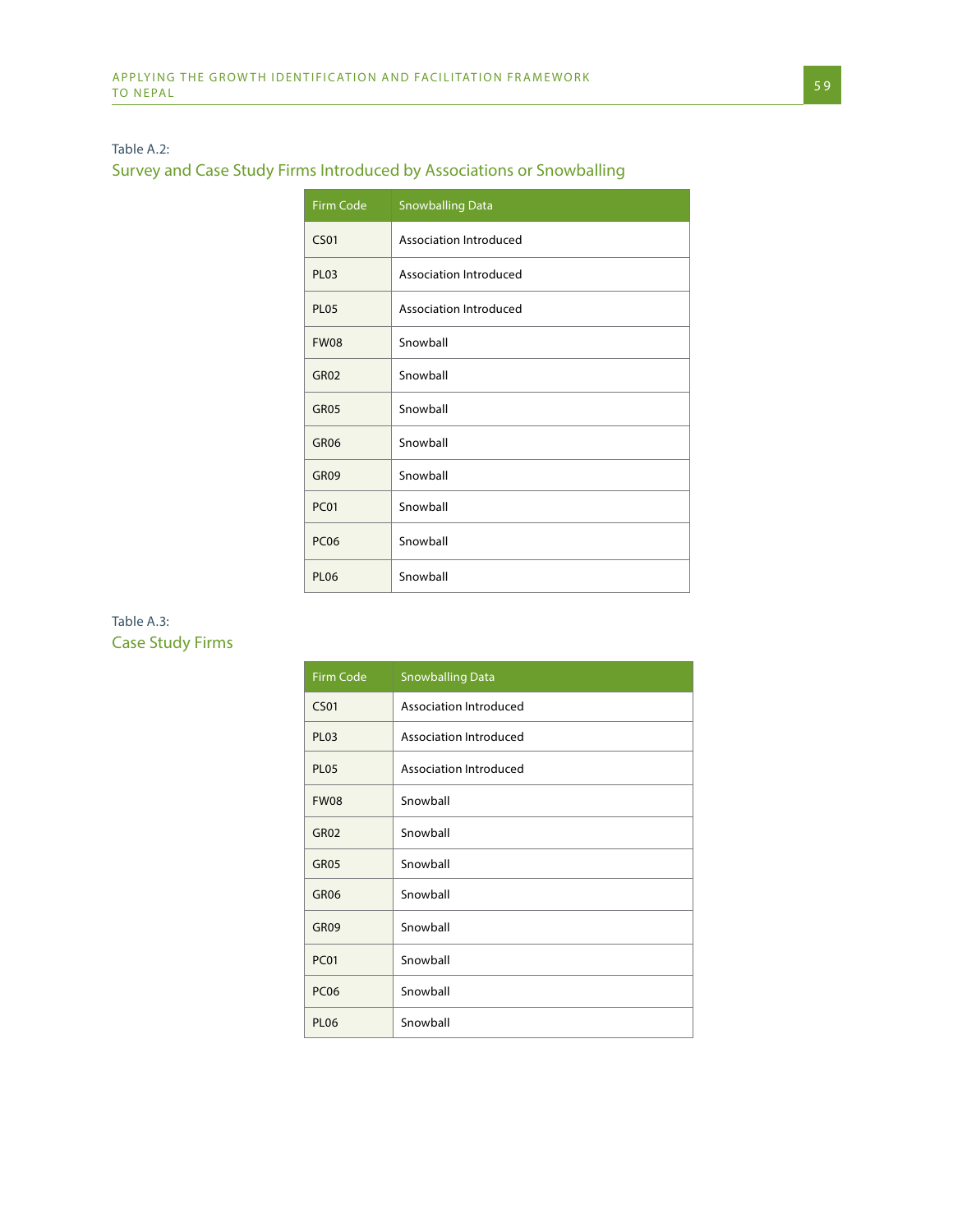Table A.2:

### Survey and Case Study Firms Introduced by Associations or Snowballing

| Firm Code | Snowballing Data |
|---|---|
| CS01 | Association Introduced |
| PL03 | Association Introduced |
| PL05 | Association Introduced |
| FW08 | Snowball |
| GR02 | Snowball |
| GR05 | Snowball |
| GR06 | Snowball |
| GR09 | Snowball |
| PC01 | Snowball |
| PC06 | Snowball |
| PL06 | Snowball |

Table A.3:

### Case Study Firms

| Firm Code | Snowballing Data |
|---|---|
| CS01 | Association Introduced |
| PL03 | Association Introduced |
| PL05 | Association Introduced |
| FW08 | Snowball |
| GR02 | Snowball |
| GR05 | Snowball |
| GR06 | Snowball |
| GR09 | Snowball |
| PC01 | Snowball |
| PC06 | Snowball |
| PL06 | Snowball |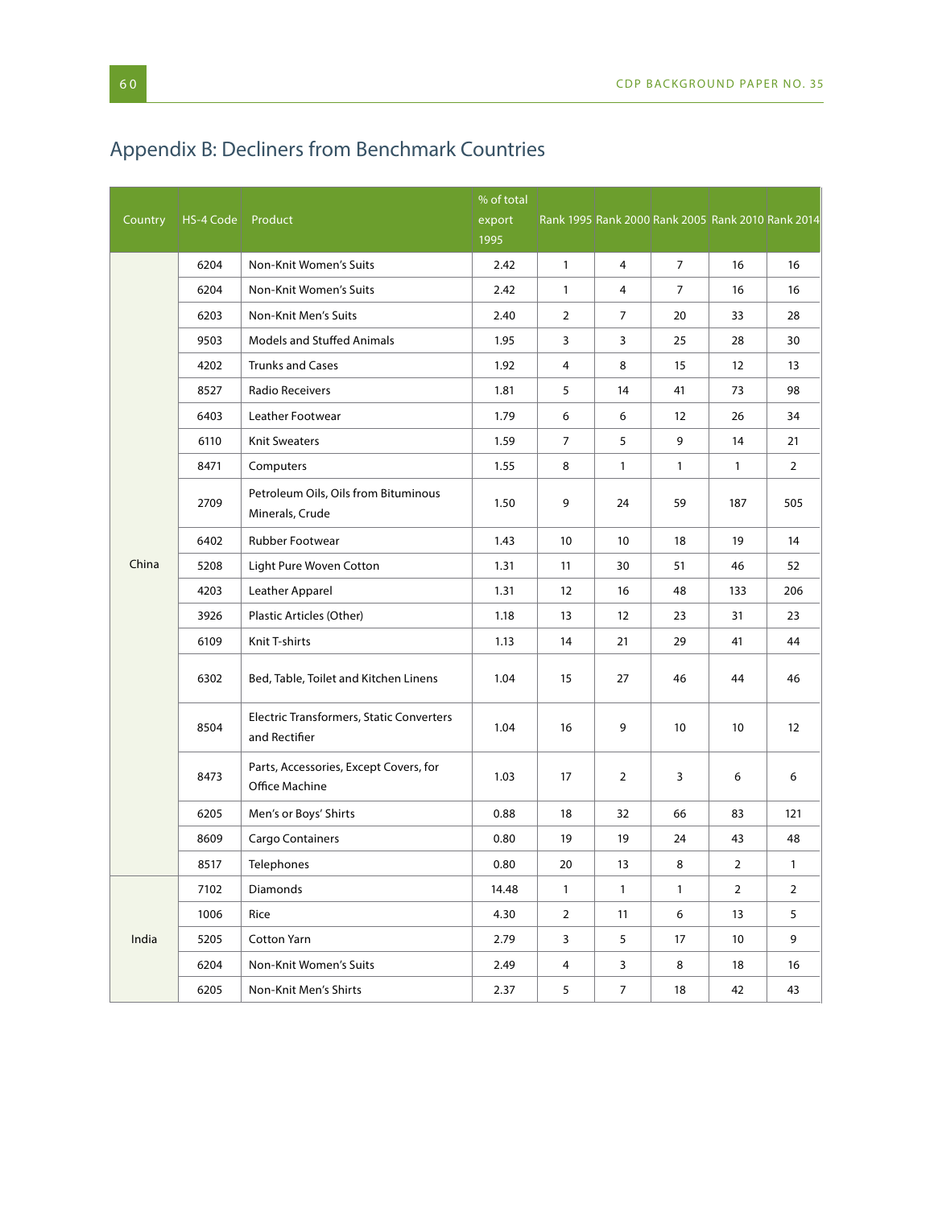# Appendix B: Decliners from Benchmark Countries

| Country | HS-4 Code | Product | % of total export 1995 | Rank 1995 | Rank 2000 | Rank 2005 | Rank 2010 | Rank 2014 |
|---|---|---|---|---|---|---|---|---|
| China | 6204 | Non-Knit Women's Suits | 2.42 | 1 | 4 | 7 | 16 | 16 |
| | 6204 | Non-Knit Women's Suits | 2.42 | 1 | 4 | 7 | 16 | 16 |
| | 6203 | Non-Knit Men's Suits | 2.40 | 2 | 7 | 20 | 33 | 28 |
| | 9503 | Models and Stuffed Animals | 1.95 | 3 | 3 | 25 | 28 | 30 |
| | 4202 | Trunks and Cases | 1.92 | 4 | 8 | 15 | 12 | 13 |
| | 8527 | Radio Receivers | 1.81 | 5 | 14 | 41 | 73 | 98 |
| | 6403 | Leather Footwear | 1.79 | 6 | 6 | 12 | 26 | 34 |
| | 6110 | Knit Sweaters | 1.59 | 7 | 5 | 9 | 14 | 21 |
| | 8471 | Computers | 1.55 | 8 | 1 | 1 | 1 | 2 |
| | 2709 | Petroleum Oils, Oils from Bituminous Minerals, Crude | 1.50 | 9 | 24 | 59 | 187 | 505 |
| | 6402 | Rubber Footwear | 1.43 | 10 | 10 | 18 | 19 | 14 |
| | 5208 | Light Pure Woven Cotton | 1.31 | 11 | 30 | 51 | 46 | 52 |
| | 4203 | Leather Apparel | 1.31 | 12 | 16 | 48 | 133 | 206 |
| | 3926 | Plastic Articles (Other) | 1.18 | 13 | 12 | 23 | 31 | 23 |
| | 6109 | Knit T-shirts | 1.13 | 14 | 21 | 29 | 41 | 44 |
| | 6302 | Bed, Table, Toilet and Kitchen Linens | 1.04 | 15 | 27 | 46 | 44 | 46 |
| | 8504 | Electric Transformers, Static Converters and Rectifier | 1.04 | 16 | 9 | 10 | 10 | 12 |
| | 8473 | Parts, Accessories, Except Covers, for Office Machine | 1.03 | 17 | 2 | 3 | 6 | 6 |
| | 6205 | Men's or Boys' Shirts | 0.88 | 18 | 32 | 66 | 83 | 121 |
| | 8609 | Cargo Containers | 0.80 | 19 | 19 | 24 | 43 | 48 |
| | 8517 | Telephones | 0.80 | 20 | 13 | 8 | 2 | 1 |
| India | 7102 | Diamonds | 14.48 | 1 | 1 | 1 | 2 | 2 |
| | 1006 | Rice | 4.30 | 2 | 11 | 6 | 13 | 5 |
| | 5205 | Cotton Yarn | 2.79 | 3 | 5 | 17 | 10 | 9 |
| | 6204 | Non-Knit Women's Suits | 2.49 | 4 | 3 | 8 | 18 | 16 |
| | 6205 | Non-Knit Men's Shirts | 2.37 | 5 | 7 | 18 | 42 | 43 |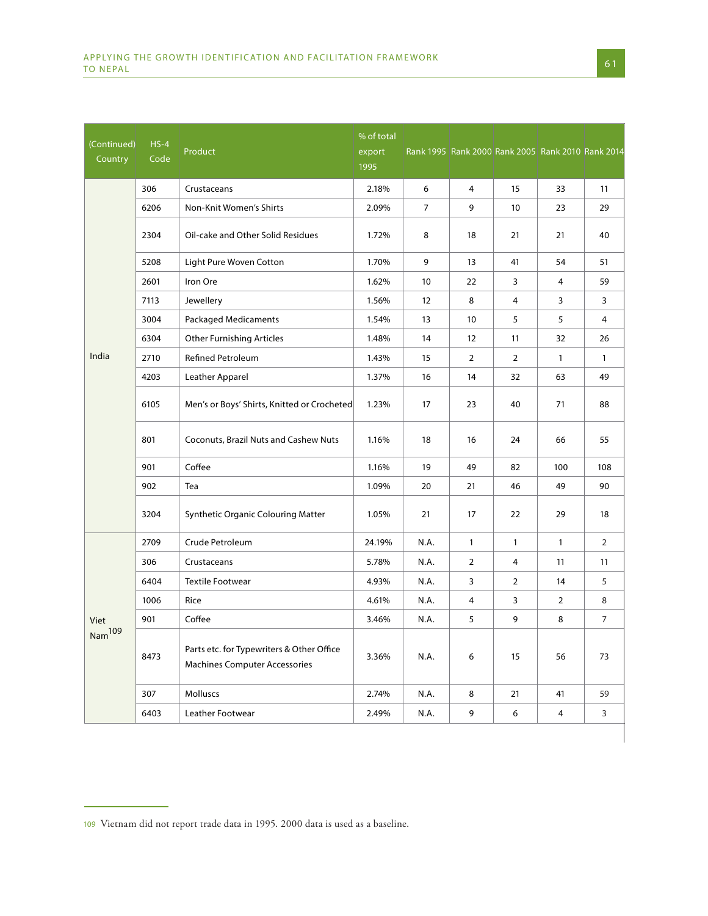| (Continued) Country | HS-4 Code | Product | % of total export 1995 | Rank 1995 | Rank 2000 | Rank 2005 | Rank 2010 | Rank 2014 |
|---|---|---|---|---|---|---|---|---|
| India | 306 | Crustaceans | 2.18% | 6 | 4 | 15 | 33 | 11 |
| | 6206 | Non-Knit Women's Shirts | 2.09% | 7 | 9 | 10 | 23 | 29 |
| | 2304 | Oil-cake and Other Solid Residues | 1.72% | 8 | 18 | 21 | 21 | 40 |
| | 5208 | Light Pure Woven Cotton | 1.70% | 9 | 13 | 41 | 54 | 51 |
| | 2601 | Iron Ore | 1.62% | 10 | 22 | 3 | 4 | 59 |
| | 7113 | Jewellery | 1.56% | 12 | 8 | 4 | 3 | 3 |
| | 3004 | Packaged Medicaments | 1.54% | 13 | 10 | 5 | 5 | 4 |
| | 6304 | Other Furnishing Articles | 1.48% | 14 | 12 | 11 | 32 | 26 |
| | 2710 | Refined Petroleum | 1.43% | 15 | 2 | 2 | 1 | 1 |
| | 4203 | Leather Apparel | 1.37% | 16 | 14 | 32 | 63 | 49 |
| | 6105 | Men's or Boys' Shirts, Knitted or Crocheted | 1.23% | 17 | 23 | 40 | 71 | 88 |
| | 801 | Coconuts, Brazil Nuts and Cashew Nuts | 1.16% | 18 | 16 | 24 | 66 | 55 |
| | 901 | Coffee | 1.16% | 19 | 49 | 82 | 100 | 108 |
| | 902 | Tea | 1.09% | 20 | 21 | 46 | 49 | 90 |
| | 3204 | Synthetic Organic Colouring Matter | 1.05% | 21 | 17 | 22 | 29 | 18 |
| Viet Nam[109] | 2709 | Crude Petroleum | 24.19% | N.A. | 1 | 1 | 1 | 2 |
| | 306 | Crustaceans | 5.78% | N.A. | 2 | 4 | 11 | 11 |
| | 6404 | Textile Footwear | 4.93% | N.A. | 3 | 2 | 14 | 5 |
| | 1006 | Rice | 4.61% | N.A. | 4 | 3 | 2 | 8 |
| | 901 | Coffee | 3.46% | N.A. | 5 | 9 | 8 | 7 |
| | 8473 | Parts etc. for Typewriters & Other Office Machines Computer Accessories | 3.36% | N.A. | 6 | 15 | 56 | 73 |
| | 307 | Molluscs | 2.74% | N.A. | 8 | 21 | 41 | 59 |
| | 6403 | Leather Footwear | 2.49% | N.A. | 9 | 6 | 4 | 3 |

109 Vietnam did not report trade data in 1995. 2000 data is used as a baseline.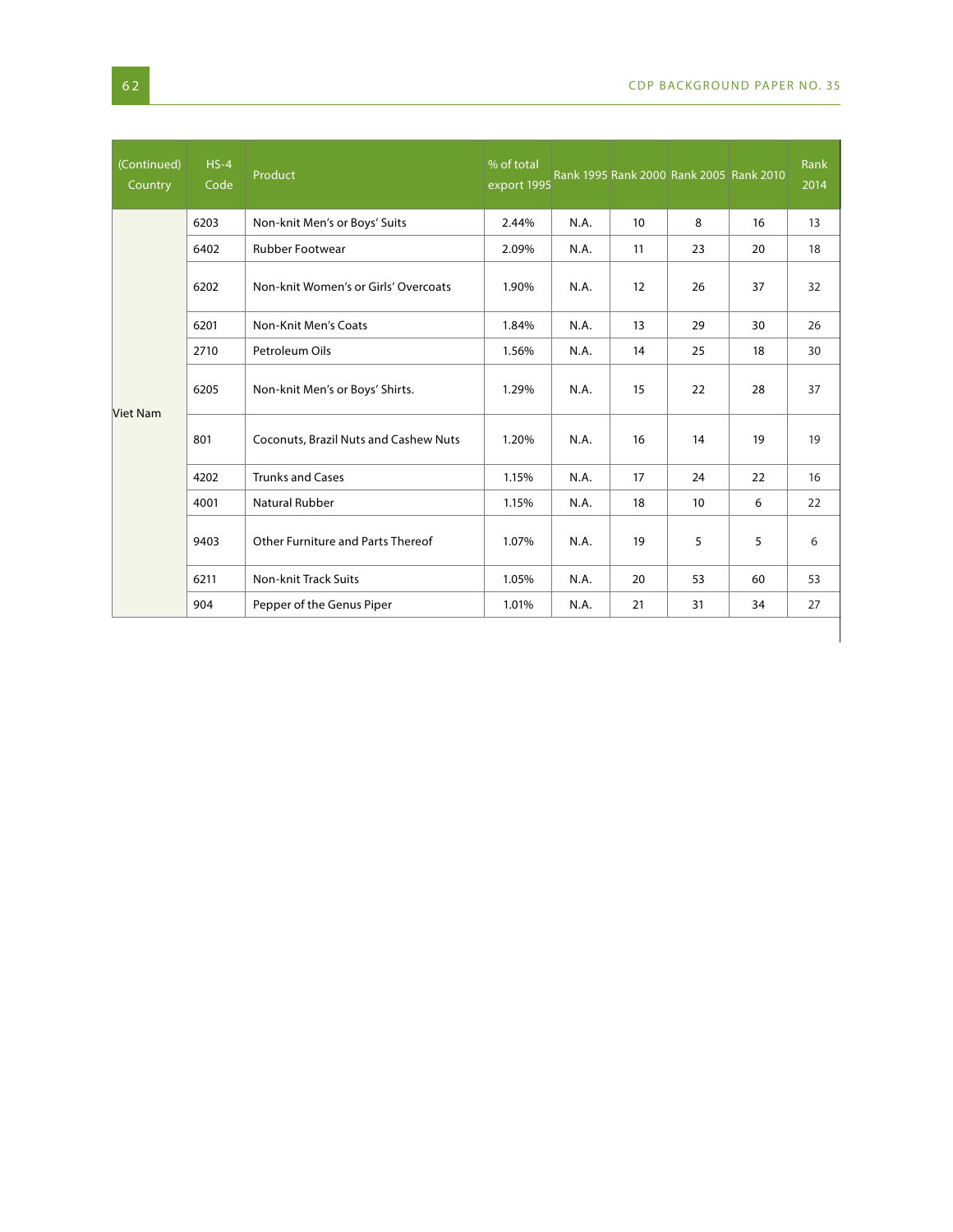| (Continued) Country | HS-4 Code | Product | % of total export 1995 | Rank 1995 | Rank 2000 | Rank 2005 | Rank 2010 | Rank 2014 |
|---|---|---|---|---|---|---|---|---|
| Viet Nam | 6203 | Non-knit Men's or Boys' Suits | 2.44% | N.A. | 10 | 8 | 16 | 13 |
| | 6402 | Rubber Footwear | 2.09% | N.A. | 11 | 23 | 20 | 18 |
| | 6202 | Non-knit Women's or Girls' Overcoats | 1.90% | N.A. | 12 | 26 | 37 | 32 |
| | 6201 | Non-Knit Men's Coats | 1.84% | N.A. | 13 | 29 | 30 | 26 |
| | 2710 | Petroleum Oils | 1.56% | N.A. | 14 | 25 | 18 | 30 |
| | 6205 | Non-knit Men's or Boys' Shirts. | 1.29% | N.A. | 15 | 22 | 28 | 37 |
| | 801 | Coconuts, Brazil Nuts and Cashew Nuts | 1.20% | N.A. | 16 | 14 | 19 | 19 |
| | 4202 | Trunks and Cases | 1.15% | N.A. | 17 | 24 | 22 | 16 |
| | 4001 | Natural Rubber | 1.15% | N.A. | 18 | 10 | 6 | 22 |
| | 9403 | Other Furniture and Parts Thereof | 1.07% | N.A. | 19 | 5 | 5 | 6 |
| | 6211 | Non-knit Track Suits | 1.05% | N.A. | 20 | 53 | 60 | 53 |
| | 904 | Pepper of the Genus Piper | 1.01% | N.A. | 21 | 31 | 34 | 27 |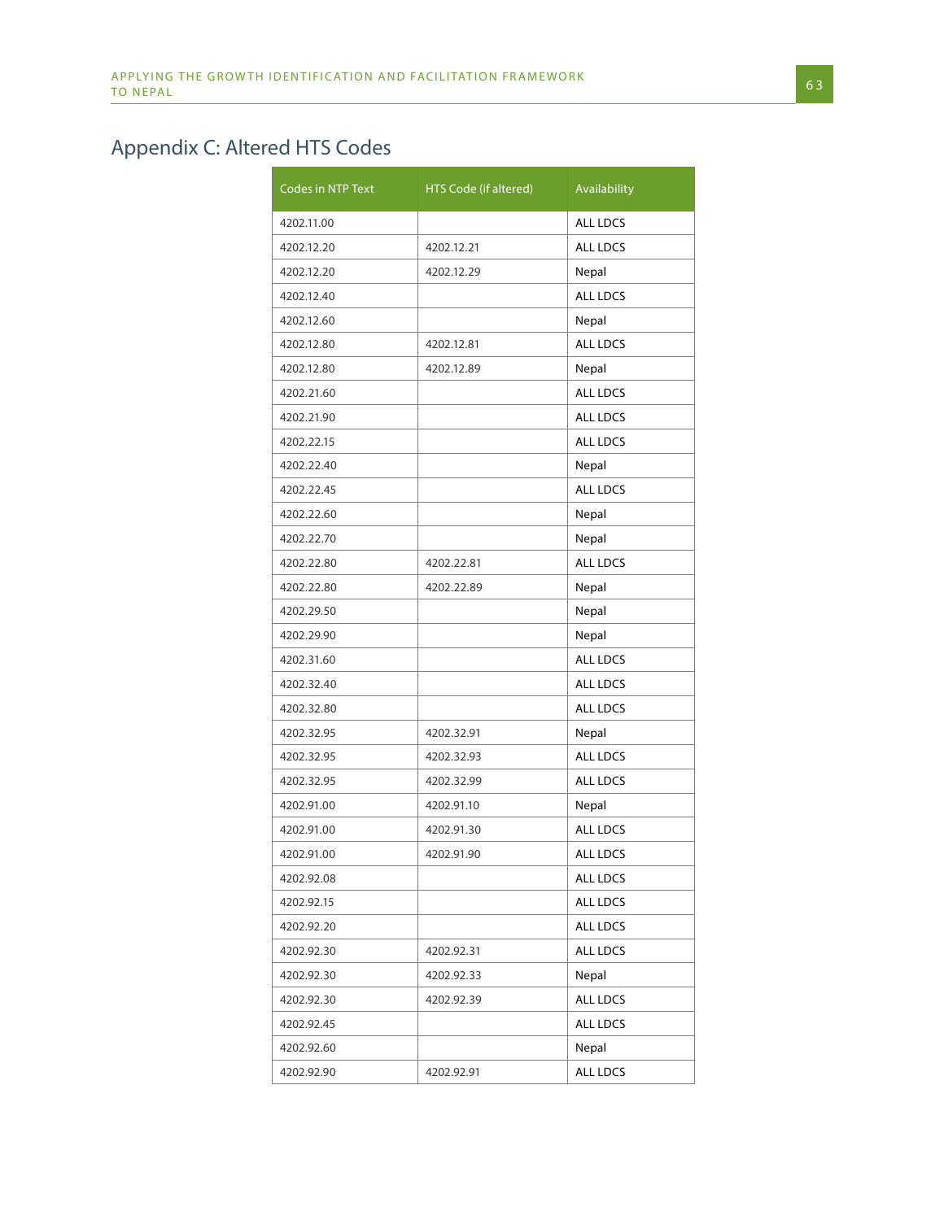## Appendix C: Altered HTS Codes

| Codes in NTP Text | HTS Code (if altered) | Availability |
|---|---|---|
| 4202.11.00 | | ALL LDCS |
| 4202.12.20 | 4202.12.21 | ALL LDCS |
| 4202.12.20 | 4202.12.29 | Nepal |
| 4202.12.40 | | ALL LDCS |
| 4202.12.60 | | Nepal |
| 4202.12.80 | 4202.12.81 | ALL LDCS |
| 4202.12.80 | 4202.12.89 | Nepal |
| 4202.21.60 | | ALL LDCS |
| 4202.21.90 | | ALL LDCS |
| 4202.22.15 | | ALL LDCS |
| 4202.22.40 | | Nepal |
| 4202.22.45 | | ALL LDCS |
| 4202.22.60 | | Nepal |
| 4202.22.70 | | Nepal |
| 4202.22.80 | 4202.22.81 | ALL LDCS |
| 4202.22.80 | 4202.22.89 | Nepal |
| 4202.29.50 | | Nepal |
| 4202.29.90 | | Nepal |
| 4202.31.60 | | ALL LDCS |
| 4202.32.40 | | ALL LDCS |
| 4202.32.80 | | ALL LDCS |
| 4202.32.95 | 4202.32.91 | Nepal |
| 4202.32.95 | 4202.32.93 | ALL LDCS |
| 4202.32.95 | 4202.32.99 | ALL LDCS |
| 4202.91.00 | 4202.91.10 | Nepal |
| 4202.91.00 | 4202.91.30 | ALL LDCS |
| 4202.91.00 | 4202.91.90 | ALL LDCS |
| 4202.92.08 | | ALL LDCS |
| 4202.92.15 | | ALL LDCS |
| 4202.92.20 | | ALL LDCS |
| 4202.92.30 | 4202.92.31 | ALL LDCS |
| 4202.92.30 | 4202.92.33 | Nepal |
| 4202.92.30 | 4202.92.39 | ALL LDCS |
| 4202.92.45 | | ALL LDCS |
| 4202.92.60 | | Nepal |
| 4202.92.90 | 4202.92.91 | ALL LDCS |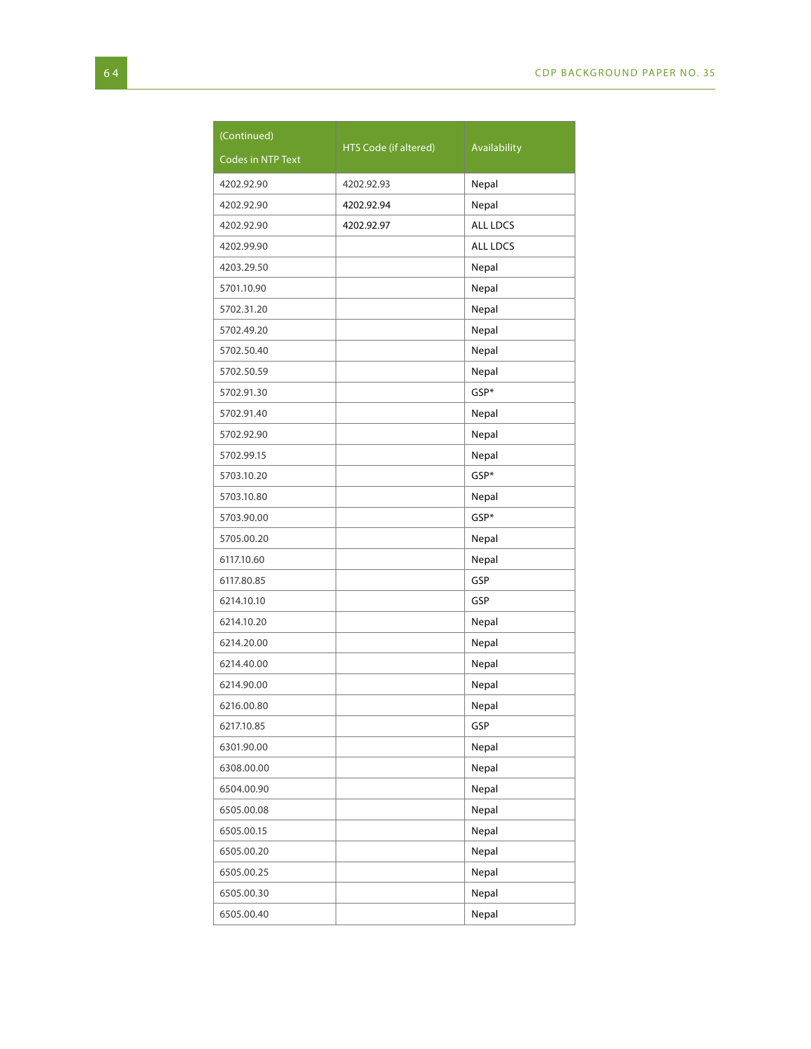| (Continued)<br><br>Codes in NTP Text | HTS Code (if altered) | Availability |
|---|---|---|
| 4202.92.90 | 4202.92.93 | Nepal |
| 4202.92.90 | 4202.92.94 | Nepal |
| 4202.92.90 | 4202.92.97 | ALL LDCS |
| 4202.99.90 | | ALL LDCS |
| 4203.29.50 | | Nepal |
| 5701.10.90 | | Nepal |
| 5702.31.20 | | Nepal |
| 5702.49.20 | | Nepal |
| 5702.50.40 | | Nepal |
| 5702.50.59 | | Nepal |
| 5702.91.30 | | GSP* |
| 5702.91.40 | | Nepal |
| 5702.92.90 | | Nepal |
| 5702.99.15 | | Nepal |
| 5703.10.20 | | GSP* |
| 5703.10.80 | | Nepal |
| 5703.90.00 | | GSP* |
| 5705.00.20 | | Nepal |
| 6117.10.60 | | Nepal |
| 6117.80.85 | | GSP |
| 6214.10.10 | | GSP |
| 6214.10.20 | | Nepal |
| 6214.20.00 | | Nepal |
| 6214.40.00 | | Nepal |
| 6214.90.00 | | Nepal |
| 6216.00.80 | | Nepal |
| 6217.10.85 | | GSP |
| 6301.90.00 | | Nepal |
| 6308.00.00 | | Nepal |
| 6504.00.90 | | Nepal |
| 6505.00.08 | | Nepal |
| 6505.00.15 | | Nepal |
| 6505.00.20 | | Nepal |
| 6505.00.25 | | Nepal |
| 6505.00.30 | | Nepal |
| 6505.00.40 | | Nepal |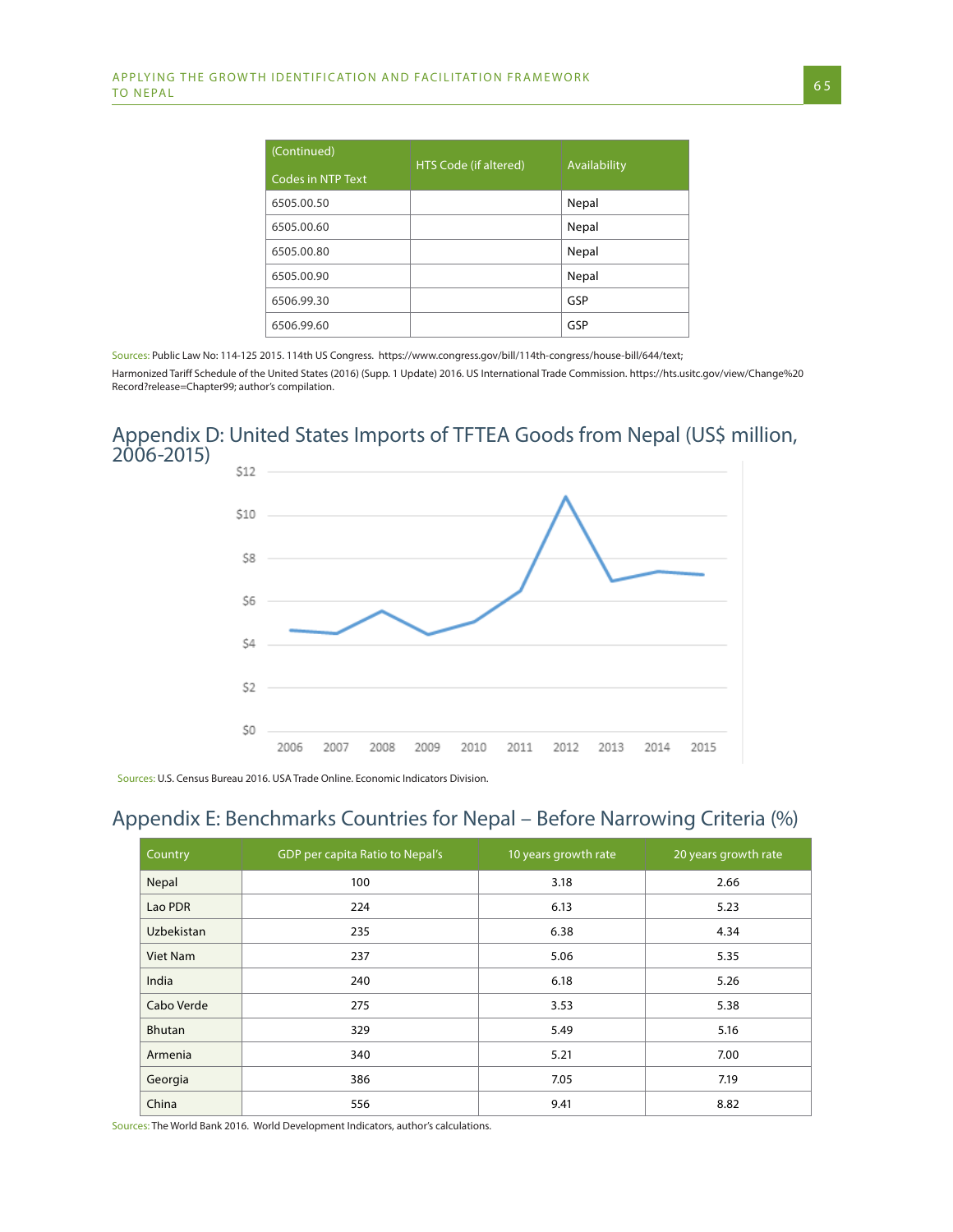| (Continued) Codes in NTP Text | HTS Code (if altered) | Availability |
|---|---|---|
| 6505.00.50 | | Nepal |
| 6505.00.60 | | Nepal |
| 6505.00.80 | | Nepal |
| 6505.00.90 | | Nepal |
| 6506.99.30 | | GSP |
| 6506.99.60 | | GSP |

Sources: Public Law No: 114-125 2015. 114th US Congress. https://www.congress.gov/bill/114th-congress/house-bill/644/text;
Harmonized Tariff Schedule of the United States (2016) (Supp. 1 Update) 2016. US International Trade Commission. https://hts.usitc.gov/view/Change%20Record?release=Chapter99; author's compilation.

## Appendix D: United States Imports of TFTEA Goods from Nepal (US$ million, 2006-2015)

Sources: U.S. Census Bureau 2016. USA Trade Online. Economic Indicators Division.

## Appendix E: Benchmarks Countries for Nepal – Before Narrowing Criteria (%)

| Country | GDP per capita Ratio to Nepal's | 10 years growth rate | 20 years growth rate |
|---|---|---|---|
| Nepal | 100 | 3.18 | 2.66 |
| Lao PDR | 224 | 6.13 | 5.23 |
| Uzbekistan | 235 | 6.38 | 4.34 |
| Viet Nam | 237 | 5.06 | 5.35 |
| India | 240 | 6.18 | 5.26 |
| Cabo Verde | 275 | 3.53 | 5.38 |
| Bhutan | 329 | 5.49 | 5.16 |
| Armenia | 340 | 5.21 | 7.00 |
| Georgia | 386 | 7.05 | 7.19 |
| China | 556 | 9.41 | 8.82 |

Sources: The World Bank 2016. World Development Indicators, author's calculations.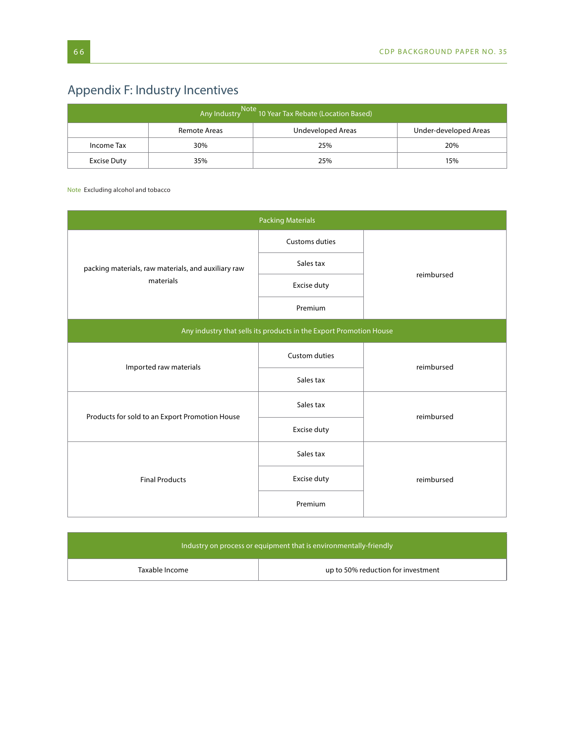## Appendix F: Industry Incentives

| Any Industry[Note] 10 Year Tax Rebate (Location Based) | | | |
|---|---|---|---|
| | Remote Areas | Undeveloped Areas | Under-developed Areas |
| Income Tax | 30% | 25% | 20% |
| Excise Duty | 35% | 25% | 15% |

Note Excluding alcohol and tobacco

| Packing Materials | | |
|---|---|---|
| packing materials, raw materials, and auxiliary raw materials | Customs duties | reimbursed |
| | Sales tax | |
| | Excise duty | |
| | Premium | |
| **Any industry that sells its products in the Export Promotion House** | | |
| Imported raw materials | Custom duties | reimbursed |
| | Sales tax | |
| Products for sold to an Export Promotion House | Sales tax | reimbursed |
| | Excise duty | |
| Final Products | Sales tax | reimbursed |
| | Excise duty | |
| | Premium | |

| Industry on process or equipment that is environmentally-friendly | |
|---|---|
| Taxable Income | up to 50% reduction for investment |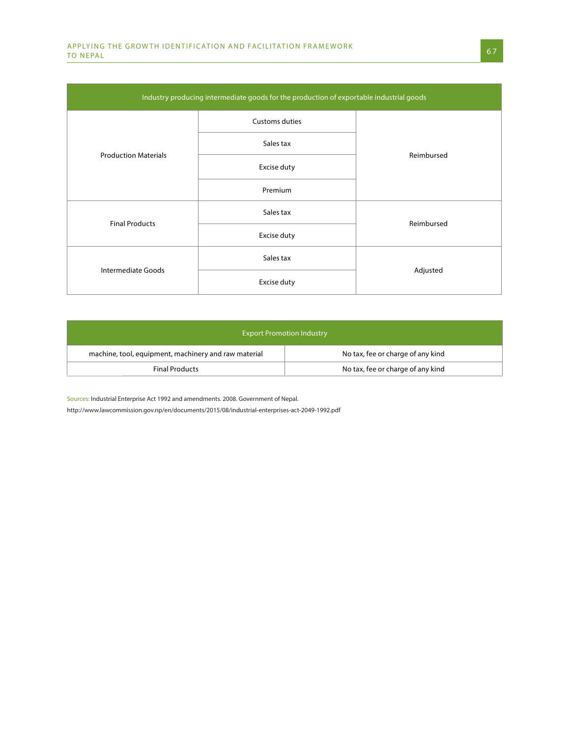| Industry producing intermediate goods for the production of exportable industrial goods | | |
|---|---|---|
| Production Materials | Customs duties | Reimbursed |
| | Sales tax | |
| | Excise duty | |
| | Premium | |
| Final Products | Sales tax | Reimbursed |
| | Excise duty | |
| Intermediate Goods | Sales tax | Adjusted |
| | Excise duty | |

| Export Promotion Industry | |
|---|---|
| machine, tool, equipment, machinery and raw material | No tax, fee or charge of any kind |
| Final Products | No tax, fee or charge of any kind |

Sources: Industrial Enterprise Act 1992 and amendments. 2008. Government of Nepal.

http://www.lawcommission.gov.np/en/documents/2015/08/industrial-enterprises-act-2049-1992.pdf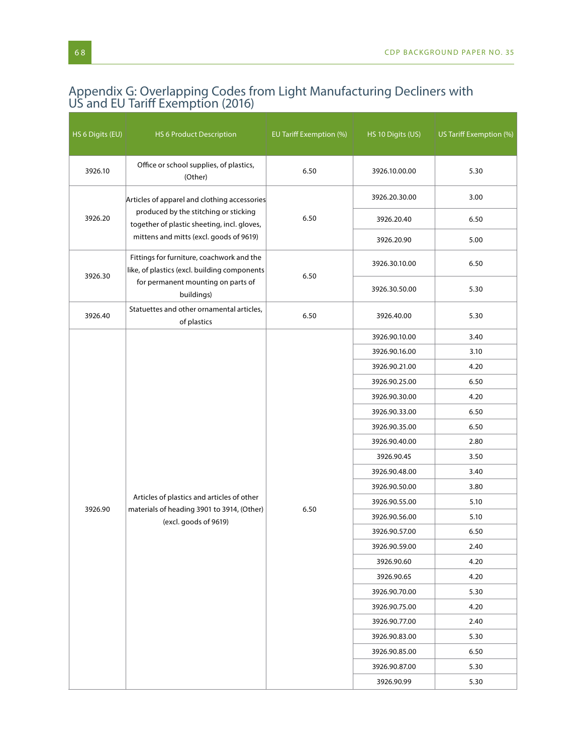## Appendix G: Overlapping Codes from Light Manufacturing Decliners with US and EU Tariff Exemption (2016)

| HS 6 Digits (EU) | HS 6 Product Description | EU Tariff Exemption (%) | HS 10 Digits (US) | US Tariff Exemption (%) |
|---|---|---|---|---|
| 3926.10 | Office or school supplies, of plastics, (Other) | 6.50 | 3926.10.00.00 | 5.30 |
| 3926.20 | Articles of apparel and clothing accessories produced by the stitching or sticking together of plastic sheeting, incl. gloves, mittens and mitts (excl. goods of 9619) | 6.50 | 3926.20.30.00 | 3.00 |
| | | | 3926.20.40 | 6.50 |
| | | | 3926.20.90 | 5.00 |
| 3926.30 | Fittings for furniture, coachwork and the like, of plastics (excl. building components for permanent mounting on parts of buildings) | 6.50 | 3926.30.10.00 | 6.50 |
| | | | 3926.30.50.00 | 5.30 |
| 3926.40 | Statuettes and other ornamental articles, of plastics | 6.50 | 3926.40.00 | 5.30 |
| 3926.90 | Articles of plastics and articles of other materials of heading 3901 to 3914, (Other) (excl. goods of 9619) | 6.50 | 3926.90.10.00 | 3.40 |
| | | | 3926.90.16.00 | 3.10 |
| | | | 3926.90.21.00 | 4.20 |
| | | | 3926.90.25.00 | 6.50 |
| | | | 3926.90.30.00 | 4.20 |
| | | | 3926.90.33.00 | 6.50 |
| | | | 3926.90.35.00 | 6.50 |
| | | | 3926.90.40.00 | 2.80 |
| | | | 3926.90.45 | 3.50 |
| | | | 3926.90.48.00 | 3.40 |
| | | | 3926.90.50.00 | 3.80 |
| | | | 3926.90.55.00 | 5.10 |
| | | | 3926.90.56.00 | 5.10 |
| | | | 3926.90.57.00 | 6.50 |
| | | | 3926.90.59.00 | 2.40 |
| | | | 3926.90.60 | 4.20 |
| | | | 3926.90.65 | 4.20 |
| | | | 3926.90.70.00 | 5.30 |
| | | | 3926.90.75.00 | 4.20 |
| | | | 3926.90.77.00 | 2.40 |
| | | | 3926.90.83.00 | 5.30 |
| | | | 3926.90.85.00 | 6.50 |
| | | | 3926.90.87.00 | 5.30 |
| | | | 3926.90.99 | 5.30 |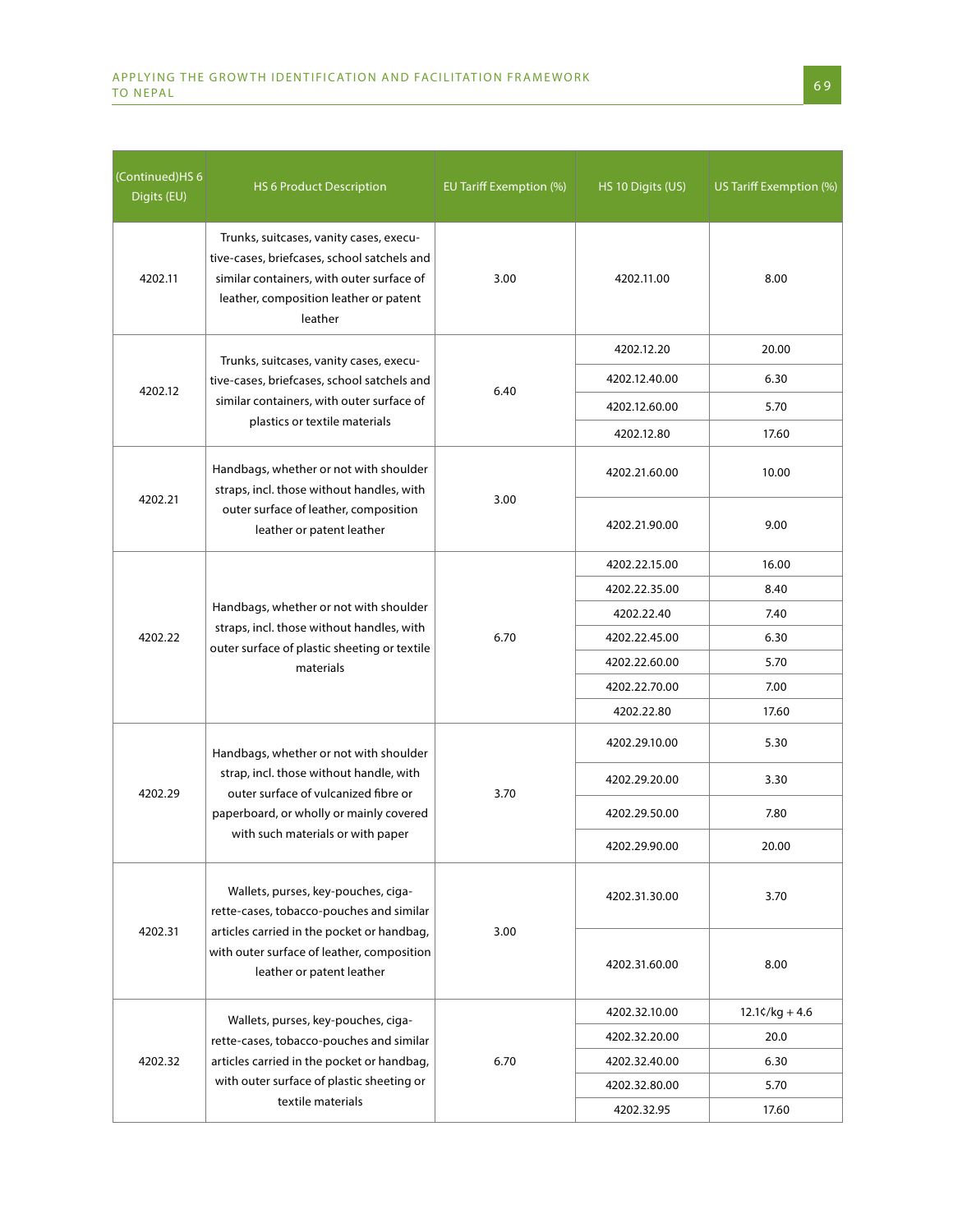| (Continued)HS 6 Digits (EU) | HS 6 Product Description | EU Tariff Exemption (%) | HS 10 Digits (US) | US Tariff Exemption (%) |
|---|---|---|---|---|
| 4202.11 | Trunks, suitcases, vanity cases, executive-cases, briefcases, school satchels and similar containers, with outer surface of leather, composition leather or patent leather | 3.00 | 4202.11.00 | 8.00 |
| 4202.12 | Trunks, suitcases, vanity cases, executive-cases, briefcases, school satchels and similar containers, with outer surface of plastics or textile materials | 6.40 | 4202.12.20 | 20.00 |
| | | | 4202.12.40.00 | 6.30 |
| | | | 4202.12.60.00 | 5.70 |
| | | | 4202.12.80 | 17.60 |
| 4202.21 | Handbags, whether or not with shoulder straps, incl. those without handles, with outer surface of leather, composition leather or patent leather | 3.00 | 4202.21.60.00 | 10.00 |
| | | | 4202.21.90.00 | 9.00 |
| 4202.22 | Handbags, whether or not with shoulder straps, incl. those without handles, with outer surface of plastic sheeting or textile materials | 6.70 | 4202.22.15.00 | 16.00 |
| | | | 4202.22.35.00 | 8.40 |
| | | | 4202.22.40 | 7.40 |
| | | | 4202.22.45.00 | 6.30 |
| | | | 4202.22.60.00 | 5.70 |
| | | | 4202.22.70.00 | 7.00 |
| | | | 4202.22.80 | 17.60 |
| 4202.29 | Handbags, whether or not with shoulder strap, incl. those without handle, with outer surface of vulcanized fibre or paperboard, or wholly or mainly covered with such materials or with paper | 3.70 | 4202.29.10.00 | 5.30 |
| | | | 4202.29.20.00 | 3.30 |
| | | | 4202.29.50.00 | 7.80 |
| | | | 4202.29.90.00 | 20.00 |
| 4202.31 | Wallets, purses, key-pouches, cigarette-cases, tobacco-pouches and similar articles carried in the pocket or handbag, with outer surface of leather, composition leather or patent leather | 3.00 | 4202.31.30.00 | 3.70 |
| | | | 4202.31.60.00 | 8.00 |
| 4202.32 | Wallets, purses, key-pouches, cigarette-cases, tobacco-pouches and similar articles carried in the pocket or handbag, with outer surface of plastic sheeting or textile materials | 6.70 | 4202.32.10.00 | 12.1¢/kg + 4.6 |
| | | | 4202.32.20.00 | 20.0 |
| | | | 4202.32.40.00 | 6.30 |
| | | | 4202.32.80.00 | 5.70 |
| | | | 4202.32.95 | 17.60 |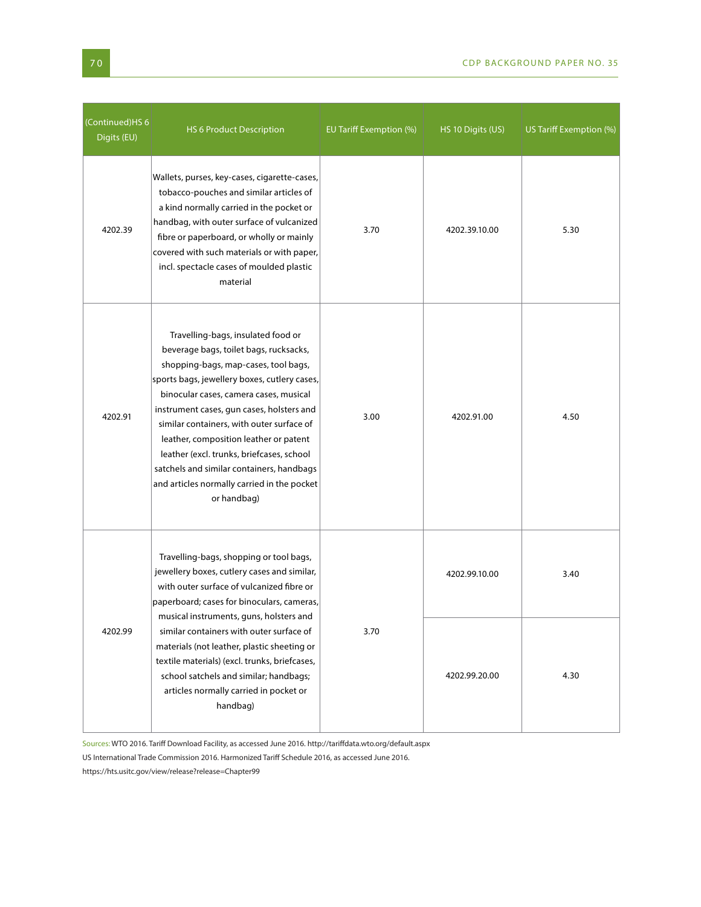| (Continued)HS 6 Digits (EU) | HS 6 Product Description | EU Tariff Exemption (%) | HS 10 Digits (US) | US Tariff Exemption (%) |
|---|---|---|---|---|
| 4202.39 | Wallets, purses, key-cases, cigarette-cases, tobacco-pouches and similar articles of a kind normally carried in the pocket or handbag, with outer surface of vulcanized fibre or paperboard, or wholly or mainly covered with such materials or with paper, incl. spectacle cases of moulded plastic material | 3.70 | 4202.39.10.00 | 5.30 |
| 4202.91 | Travelling-bags, insulated food or beverage bags, toilet bags, rucksacks, shopping-bags, map-cases, tool bags, sports bags, jewellery boxes, cutlery cases, binocular cases, camera cases, musical instrument cases, gun cases, holsters and similar containers, with outer surface of leather, composition leather or patent leather (excl. trunks, briefcases, school satchels and similar containers, handbags and articles normally carried in the pocket or handbag) | 3.00 | 4202.91.00 | 4.50 |
| 4202.99 | Travelling-bags, shopping or tool bags, jewellery boxes, cutlery cases and similar, with outer surface of vulcanized fibre or paperboard; cases for binoculars, cameras, musical instruments, guns, holsters and similar containers with outer surface of materials (not leather, plastic sheeting or textile materials) (excl. trunks, briefcases, school satchels and similar; handbags; articles normally carried in pocket or handbag) | 3.70 | 4202.99.10.00 | 3.40 |
| | | | 4202.99.20.00 | 4.30 |

Sources: WTO 2016. Tariff Download Facility, as accessed June 2016. http://tariffdata.wto.org/default.aspx

US International Trade Commission 2016. Harmonized Tariff Schedule 2016, as accessed June 2016.

https://hts.usitc.gov/view/release?release=Chapter99